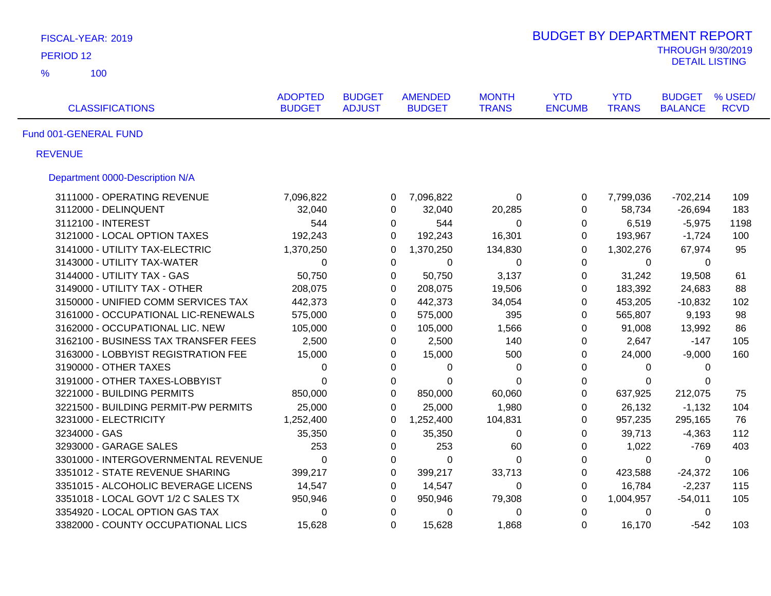FISCAL-YEAR: 2019

PERIOD 12

% 100

# BUDGET BY DEPARTMENT REPORT

THROUGH 9/30/2019

DETAIL LISTING

| CLASSIFICATIONS | ADOPTED BUDGET | BUDGET ADJUST | AMENDED BUDGET | MONTH TRANS | YTD ENCUMB | YTD TRANS | BUDGET BALANCE | % USED/ RCVD |
|---|---|---|---|---|---|---|---|---|
| **Fund 001-GENERAL FUND** | | | | | | | | |
| **REVENUE** | | | | | | | | |
| **Department 0000-Description N/A** | | | | | | | | |
| 3111000 - OPERATING REVENUE | 7,096,822 | 0 | 7,096,822 | 0 | 0 | 7,799,036 | -702,214 | 109 |
| 3112000 - DELINQUENT | 32,040 | 0 | 32,040 | 20,285 | 0 | 58,734 | -26,694 | 183 |
| 3112100 - INTEREST | 544 | 0 | 544 | 0 | 0 | 6,519 | -5,975 | 1198 |
| 3121000 - LOCAL OPTION TAXES | 192,243 | 0 | 192,243 | 16,301 | 0 | 193,967 | -1,724 | 100 |
| 3141000 - UTILITY TAX-ELECTRIC | 1,370,250 | 0 | 1,370,250 | 134,830 | 0 | 1,302,276 | 67,974 | 95 |
| 3143000 - UTILITY TAX-WATER | 0 | 0 | 0 | 0 | 0 | 0 | 0 | |
| 3144000 - UTILITY TAX - GAS | 50,750 | 0 | 50,750 | 3,137 | 0 | 31,242 | 19,508 | 61 |
| 3149000 - UTILITY TAX - OTHER | 208,075 | 0 | 208,075 | 19,506 | 0 | 183,392 | 24,683 | 88 |
| 3150000 - UNIFIED COMM SERVICES TAX | 442,373 | 0 | 442,373 | 34,054 | 0 | 453,205 | -10,832 | 102 |
| 3161000 - OCCUPATIONAL LIC-RENEWALS | 575,000 | 0 | 575,000 | 395 | 0 | 565,807 | 9,193 | 98 |
| 3162000 - OCCUPATIONAL LIC. NEW | 105,000 | 0 | 105,000 | 1,566 | 0 | 91,008 | 13,992 | 86 |
| 3162100 - BUSINESS TAX TRANSFER FEES | 2,500 | 0 | 2,500 | 140 | 0 | 2,647 | -147 | 105 |
| 3163000 - LOBBYIST REGISTRATION FEE | 15,000 | 0 | 15,000 | 500 | 0 | 24,000 | -9,000 | 160 |
| 3190000 - OTHER TAXES | 0 | 0 | 0 | 0 | 0 | 0 | 0 | |
| 3191000 - OTHER TAXES-LOBBYIST | 0 | 0 | 0 | 0 | 0 | 0 | 0 | |
| 3221000 - BUILDING PERMITS | 850,000 | 0 | 850,000 | 60,060 | 0 | 637,925 | 212,075 | 75 |
| 3221500 - BUILDING PERMIT-PW PERMITS | 25,000 | 0 | 25,000 | 1,980 | 0 | 26,132 | -1,132 | 104 |
| 3231000 - ELECTRICITY | 1,252,400 | 0 | 1,252,400 | 104,831 | 0 | 957,235 | 295,165 | 76 |
| 3234000 - GAS | 35,350 | 0 | 35,350 | 0 | 0 | 39,713 | -4,363 | 112 |
| 3293000 - GARAGE SALES | 253 | 0 | 253 | 60 | 0 | 1,022 | -769 | 403 |
| 3301000 - INTERGOVERNMENTAL REVENUE | 0 | 0 | 0 | 0 | 0 | 0 | 0 | |
| 3351012 - STATE REVENUE SHARING | 399,217 | 0 | 399,217 | 33,713 | 0 | 423,588 | -24,372 | 106 |
| 3351015 - ALCOHOLIC BEVERAGE LICENS | 14,547 | 0 | 14,547 | 0 | 0 | 16,784 | -2,237 | 115 |
| 3351018 - LOCAL GOVT 1/2 C SALES TX | 950,946 | 0 | 950,946 | 79,308 | 0 | 1,004,957 | -54,011 | 105 |
| 3354920 - LOCAL OPTION GAS TAX | 0 | 0 | 0 | 0 | 0 | 0 | 0 | |
| 3382000 - COUNTY OCCUPATIONAL LICS | 15,628 | 0 | 15,628 | 1,868 | 0 | 16,170 | -542 | 103 |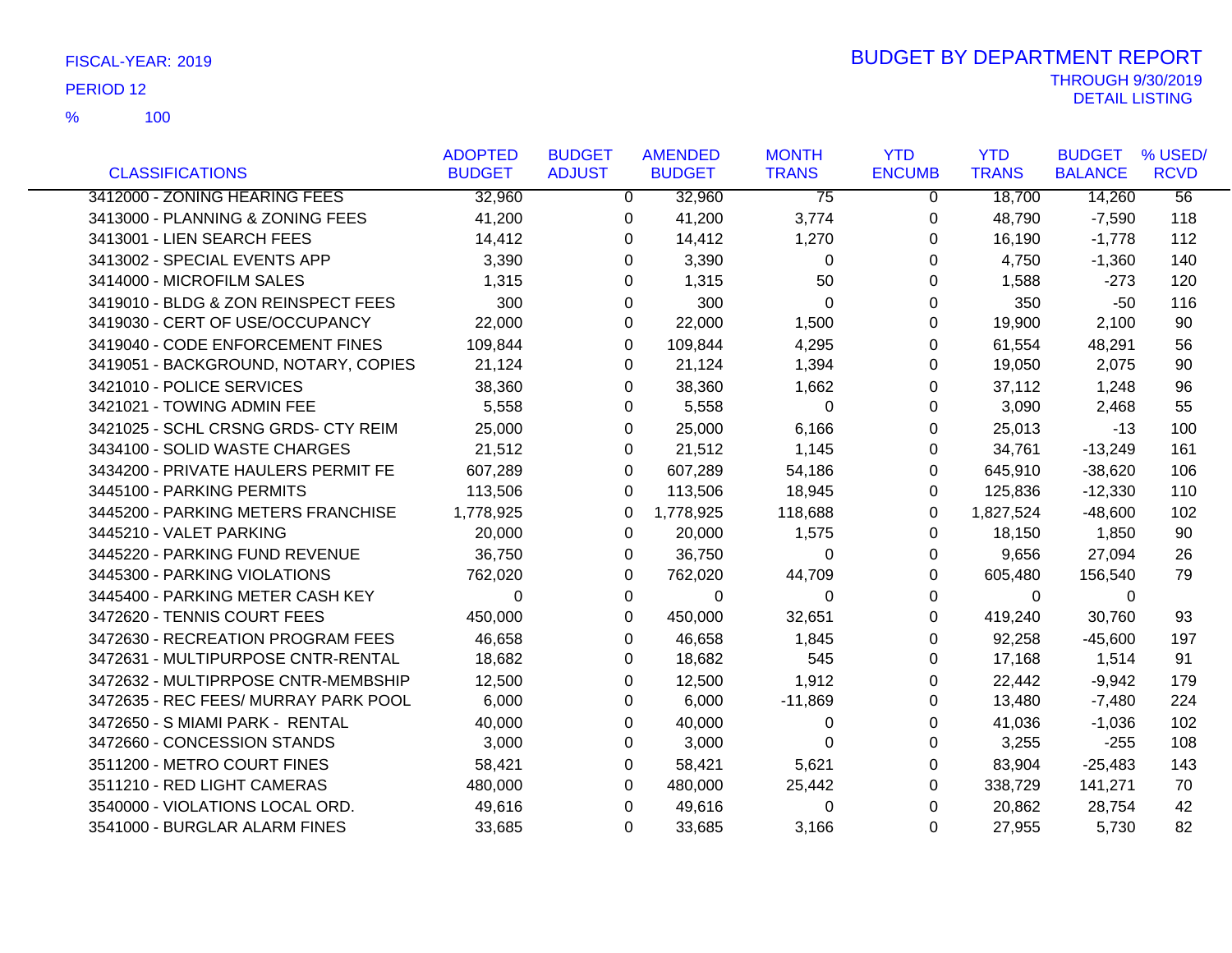FISCAL-YEAR: 2019

PERIOD 12

% 100

# BUDGET BY DEPARTMENT REPORT

THROUGH 9/30/2019

DETAIL LISTING

| CLASSIFICATIONS | ADOPTED BUDGET | BUDGET ADJUST | AMENDED BUDGET | MONTH TRANS | YTD ENCUMB | YTD TRANS | BUDGET BALANCE | % USED/ RCVD |
|---|---|---|---|---|---|---|---|---|
| 3412000 - ZONING HEARING FEES | 32,960 | 0 | 32,960 | 75 | 0 | 18,700 | 14,260 | 56 |
| 3413000 - PLANNING & ZONING FEES | 41,200 | 0 | 41,200 | 3,774 | 0 | 48,790 | -7,590 | 118 |
| 3413001 - LIEN SEARCH FEES | 14,412 | 0 | 14,412 | 1,270 | 0 | 16,190 | -1,778 | 112 |
| 3413002 - SPECIAL EVENTS APP | 3,390 | 0 | 3,390 | 0 | 0 | 4,750 | -1,360 | 140 |
| 3414000 - MICROFILM SALES | 1,315 | 0 | 1,315 | 50 | 0 | 1,588 | -273 | 120 |
| 3419010 - BLDG & ZON REINSPECT FEES | 300 | 0 | 300 | 0 | 0 | 350 | -50 | 116 |
| 3419030 - CERT OF USE/OCCUPANCY | 22,000 | 0 | 22,000 | 1,500 | 0 | 19,900 | 2,100 | 90 |
| 3419040 - CODE ENFORCEMENT FINES | 109,844 | 0 | 109,844 | 4,295 | 0 | 61,554 | 48,291 | 56 |
| 3419051 - BACKGROUND, NOTARY, COPIES | 21,124 | 0 | 21,124 | 1,394 | 0 | 19,050 | 2,075 | 90 |
| 3421010 - POLICE SERVICES | 38,360 | 0 | 38,360 | 1,662 | 0 | 37,112 | 1,248 | 96 |
| 3421021 - TOWING ADMIN FEE | 5,558 | 0 | 5,558 | 0 | 0 | 3,090 | 2,468 | 55 |
| 3421025 - SCHL CRSNG GRDS- CTY REIM | 25,000 | 0 | 25,000 | 6,166 | 0 | 25,013 | -13 | 100 |
| 3434100 - SOLID WASTE CHARGES | 21,512 | 0 | 21,512 | 1,145 | 0 | 34,761 | -13,249 | 161 |
| 3434200 - PRIVATE HAULERS PERMIT FE | 607,289 | 0 | 607,289 | 54,186 | 0 | 645,910 | -38,620 | 106 |
| 3445100 - PARKING PERMITS | 113,506 | 0 | 113,506 | 18,945 | 0 | 125,836 | -12,330 | 110 |
| 3445200 - PARKING METERS FRANCHISE | 1,778,925 | 0 | 1,778,925 | 118,688 | 0 | 1,827,524 | -48,600 | 102 |
| 3445210 - VALET PARKING | 20,000 | 0 | 20,000 | 1,575 | 0 | 18,150 | 1,850 | 90 |
| 3445220 - PARKING FUND REVENUE | 36,750 | 0 | 36,750 | 0 | 0 | 9,656 | 27,094 | 26 |
| 3445300 - PARKING VIOLATIONS | 762,020 | 0 | 762,020 | 44,709 | 0 | 605,480 | 156,540 | 79 |
| 3445400 - PARKING METER CASH KEY | 0 | 0 | 0 | 0 | 0 | 0 | 0 | |
| 3472620 - TENNIS COURT FEES | 450,000 | 0 | 450,000 | 32,651 | 0 | 419,240 | 30,760 | 93 |
| 3472630 - RECREATION PROGRAM FEES | 46,658 | 0 | 46,658 | 1,845 | 0 | 92,258 | -45,600 | 197 |
| 3472631 - MULTIPURPOSE CNTR-RENTAL | 18,682 | 0 | 18,682 | 545 | 0 | 17,168 | 1,514 | 91 |
| 3472632 - MULTIPRPOSE CNTR-MEMBSHIP | 12,500 | 0 | 12,500 | 1,912 | 0 | 22,442 | -9,942 | 179 |
| 3472635 - REC FEES/ MURRAY PARK POOL | 6,000 | 0 | 6,000 | -11,869 | 0 | 13,480 | -7,480 | 224 |
| 3472650 - S MIAMI PARK - RENTAL | 40,000 | 0 | 40,000 | 0 | 0 | 41,036 | -1,036 | 102 |
| 3472660 - CONCESSION STANDS | 3,000 | 0 | 3,000 | 0 | 0 | 3,255 | -255 | 108 |
| 3511200 - METRO COURT FINES | 58,421 | 0 | 58,421 | 5,621 | 0 | 83,904 | -25,483 | 143 |
| 3511210 - RED LIGHT CAMERAS | 480,000 | 0 | 480,000 | 25,442 | 0 | 338,729 | 141,271 | 70 |
| 3540000 - VIOLATIONS LOCAL ORD. | 49,616 | 0 | 49,616 | 0 | 0 | 20,862 | 28,754 | 42 |
| 3541000 - BURGLAR ALARM FINES | 33,685 | 0 | 33,685 | 3,166 | 0 | 27,955 | 5,730 | 82 |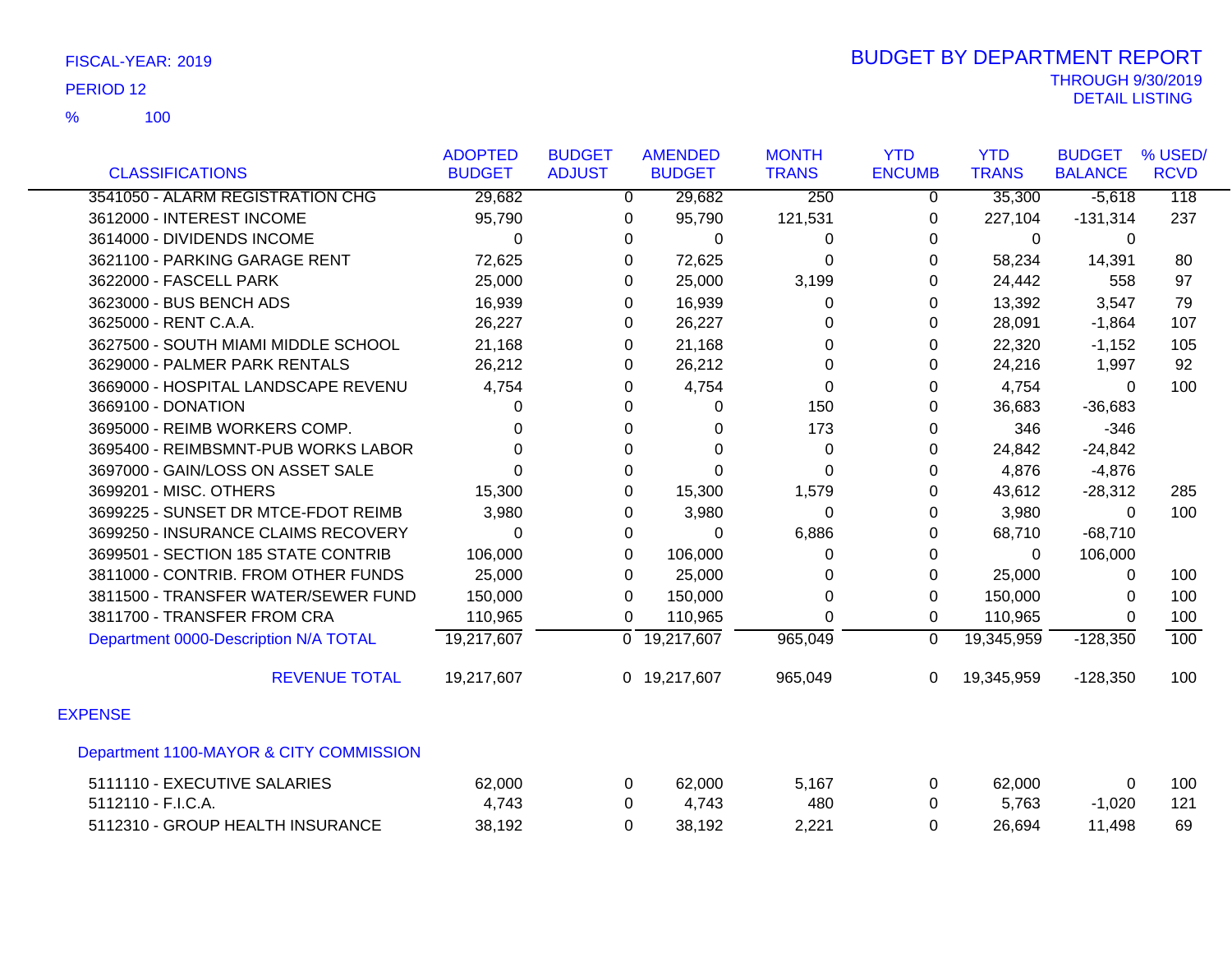FISCAL-YEAR: 2019

PERIOD 12

% 100

# BUDGET BY DEPARTMENT REPORT

THROUGH 9/30/2019
DETAIL LISTING

| CLASSIFICATIONS | ADOPTED BUDGET | BUDGET ADJUST | AMENDED BUDGET | MONTH TRANS | YTD ENCUMB | YTD TRANS | BUDGET BALANCE | % USED/ RCVD |
|---|---|---|---|---|---|---|---|---|
| 3541050 - ALARM REGISTRATION CHG | 29,682 | 0 | 29,682 | 250 | 0 | 35,300 | -5,618 | 118 |
| 3612000 - INTEREST INCOME | 95,790 | 0 | 95,790 | 121,531 | 0 | 227,104 | -131,314 | 237 |
| 3614000 - DIVIDENDS INCOME | 0 | 0 | 0 | 0 | 0 | 0 | 0 | |
| 3621100 - PARKING GARAGE RENT | 72,625 | 0 | 72,625 | 0 | 0 | 58,234 | 14,391 | 80 |
| 3622000 - FASCELL PARK | 25,000 | 0 | 25,000 | 3,199 | 0 | 24,442 | 558 | 97 |
| 3623000 - BUS BENCH ADS | 16,939 | 0 | 16,939 | 0 | 0 | 13,392 | 3,547 | 79 |
| 3625000 - RENT C.A.A. | 26,227 | 0 | 26,227 | 0 | 0 | 28,091 | -1,864 | 107 |
| 3627500 - SOUTH MIAMI MIDDLE SCHOOL | 21,168 | 0 | 21,168 | 0 | 0 | 22,320 | -1,152 | 105 |
| 3629000 - PALMER PARK RENTALS | 26,212 | 0 | 26,212 | 0 | 0 | 24,216 | 1,997 | 92 |
| 3669000 - HOSPITAL LANDSCAPE REVENU | 4,754 | 0 | 4,754 | 0 | 0 | 4,754 | 0 | 100 |
| 3669100 - DONATION | 0 | 0 | 0 | 150 | 0 | 36,683 | -36,683 | |
| 3695000 - REIMB WORKERS COMP. | 0 | 0 | 0 | 173 | 0 | 346 | -346 | |
| 3695400 - REIMBSMNT-PUB WORKS LABOR | 0 | 0 | 0 | 0 | 0 | 24,842 | -24,842 | |
| 3697000 - GAIN/LOSS ON ASSET SALE | 0 | 0 | 0 | 0 | 0 | 4,876 | -4,876 | |
| 3699201 - MISC. OTHERS | 15,300 | 0 | 15,300 | 1,579 | 0 | 43,612 | -28,312 | 285 |
| 3699225 - SUNSET DR MTCE-FDOT REIMB | 3,980 | 0 | 3,980 | 0 | 0 | 3,980 | 0 | 100 |
| 3699250 - INSURANCE CLAIMS RECOVERY | 0 | 0 | 0 | 6,886 | 0 | 68,710 | -68,710 | |
| 3699501 - SECTION 185 STATE CONTRIB | 106,000 | 0 | 106,000 | 0 | 0 | 0 | 106,000 | |
| 3811000 - CONTRIB. FROM OTHER FUNDS | 25,000 | 0 | 25,000 | 0 | 0 | 25,000 | 0 | 100 |
| 3811500 - TRANSFER WATER/SEWER FUND | 150,000 | 0 | 150,000 | 0 | 0 | 150,000 | 0 | 100 |
| 3811700 - TRANSFER FROM CRA | 110,965 | 0 | 110,965 | 0 | 0 | 110,965 | 0 | 100 |
| Department 0000-Description N/A TOTAL | 19,217,607 | 0 | 19,217,607 | 965,049 | 0 | 19,345,959 | -128,350 | 100 |
| REVENUE TOTAL | 19,217,607 | 0 | 19,217,607 | 965,049 | 0 | 19,345,959 | -128,350 | 100 |

## EXPENSE

### Department 1100-MAYOR & CITY COMMISSION

| CLASSIFICATIONS | ADOPTED BUDGET | BUDGET ADJUST | AMENDED BUDGET | MONTH TRANS | YTD ENCUMB | YTD TRANS | BUDGET BALANCE | % USED/ RCVD |
|---|---|---|---|---|---|---|---|---|
| 5111110 - EXECUTIVE SALARIES | 62,000 | 0 | 62,000 | 5,167 | 0 | 62,000 | 0 | 100 |
| 5112110 - F.I.C.A. | 4,743 | 0 | 4,743 | 480 | 0 | 5,763 | -1,020 | 121 |
| 5112310 - GROUP HEALTH INSURANCE | 38,192 | 0 | 38,192 | 2,221 | 0 | 26,694 | 11,498 | 69 |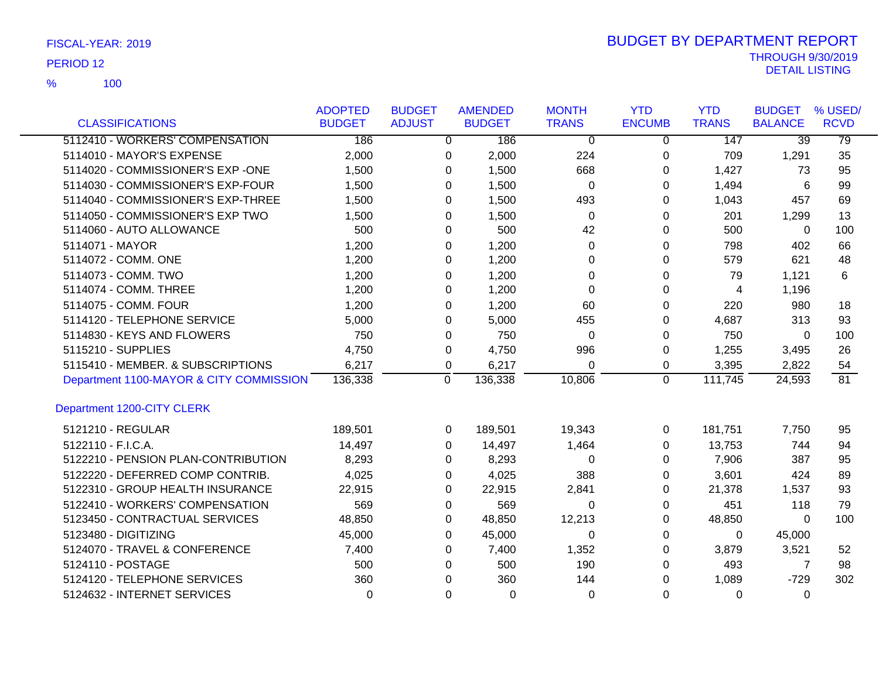FISCAL-YEAR: 2019

PERIOD 12

% 100

# BUDGET BY DEPARTMENT REPORT

THROUGH 9/30/2019
DETAIL LISTING

| CLASSIFICATIONS | ADOPTED BUDGET | BUDGET ADJUST | AMENDED BUDGET | MONTH TRANS | YTD ENCUMB | YTD TRANS | BUDGET BALANCE | % USED/ RCVD |
|---|---|---|---|---|---|---|---|---|
| 5112410 - WORKERS' COMPENSATION | 186 | 0 | 186 | 0 | 0 | 147 | 39 | 79 |
| 5114010 - MAYOR'S EXPENSE | 2,000 | 0 | 2,000 | 224 | 0 | 709 | 1,291 | 35 |
| 5114020 - COMMISSIONER'S EXP -ONE | 1,500 | 0 | 1,500 | 668 | 0 | 1,427 | 73 | 95 |
| 5114030 - COMMISSIONER'S EXP-FOUR | 1,500 | 0 | 1,500 | 0 | 0 | 1,494 | 6 | 99 |
| 5114040 - COMMISSIONER'S EXP-THREE | 1,500 | 0 | 1,500 | 493 | 0 | 1,043 | 457 | 69 |
| 5114050 - COMMISSIONER'S EXP TWO | 1,500 | 0 | 1,500 | 0 | 0 | 201 | 1,299 | 13 |
| 5114060 - AUTO ALLOWANCE | 500 | 0 | 500 | 42 | 0 | 500 | 0 | 100 |
| 5114071 - MAYOR | 1,200 | 0 | 1,200 | 0 | 0 | 798 | 402 | 66 |
| 5114072 - COMM. ONE | 1,200 | 0 | 1,200 | 0 | 0 | 579 | 621 | 48 |
| 5114073 - COMM. TWO | 1,200 | 0 | 1,200 | 0 | 0 | 79 | 1,121 | 6 |
| 5114074 - COMM. THREE | 1,200 | 0 | 1,200 | 0 | 0 | 4 | 1,196 | |
| 5114075 - COMM. FOUR | 1,200 | 0 | 1,200 | 60 | 0 | 220 | 980 | 18 |
| 5114120 - TELEPHONE SERVICE | 5,000 | 0 | 5,000 | 455 | 0 | 4,687 | 313 | 93 |
| 5114830 - KEYS AND FLOWERS | 750 | 0 | 750 | 0 | 0 | 750 | 0 | 100 |
| 5115210 - SUPPLIES | 4,750 | 0 | 4,750 | 996 | 0 | 1,255 | 3,495 | 26 |
| 5115410 - MEMBER. & SUBSCRIPTIONS | 6,217 | 0 | 6,217 | 0 | 0 | 3,395 | 2,822 | 54 |
| Department 1100-MAYOR & CITY COMMISSION | 136,338 | 0 | 136,338 | 10,806 | 0 | 111,745 | 24,593 | 81 |
| **Department 1200-CITY CLERK** | | | | | | | | |
| 5121210 - REGULAR | 189,501 | 0 | 189,501 | 19,343 | 0 | 181,751 | 7,750 | 95 |
| 5122110 - F.I.C.A. | 14,497 | 0 | 14,497 | 1,464 | 0 | 13,753 | 744 | 94 |
| 5122210 - PENSION PLAN-CONTRIBUTION | 8,293 | 0 | 8,293 | 0 | 0 | 7,906 | 387 | 95 |
| 5122220 - DEFERRED COMP CONTRIB. | 4,025 | 0 | 4,025 | 388 | 0 | 3,601 | 424 | 89 |
| 5122310 - GROUP HEALTH INSURANCE | 22,915 | 0 | 22,915 | 2,841 | 0 | 21,378 | 1,537 | 93 |
| 5122410 - WORKERS' COMPENSATION | 569 | 0 | 569 | 0 | 0 | 451 | 118 | 79 |
| 5123450 - CONTRACTUAL SERVICES | 48,850 | 0 | 48,850 | 12,213 | 0 | 48,850 | 0 | 100 |
| 5123480 - DIGITIZING | 45,000 | 0 | 45,000 | 0 | 0 | 0 | 45,000 | |
| 5124070 - TRAVEL & CONFERENCE | 7,400 | 0 | 7,400 | 1,352 | 0 | 3,879 | 3,521 | 52 |
| 5124110 - POSTAGE | 500 | 0 | 500 | 190 | 0 | 493 | 7 | 98 |
| 5124120 - TELEPHONE SERVICES | 360 | 0 | 360 | 144 | 0 | 1,089 | -729 | 302 |
| 5124632 - INTERNET SERVICES | 0 | 0 | 0 | 0 | 0 | 0 | 0 | |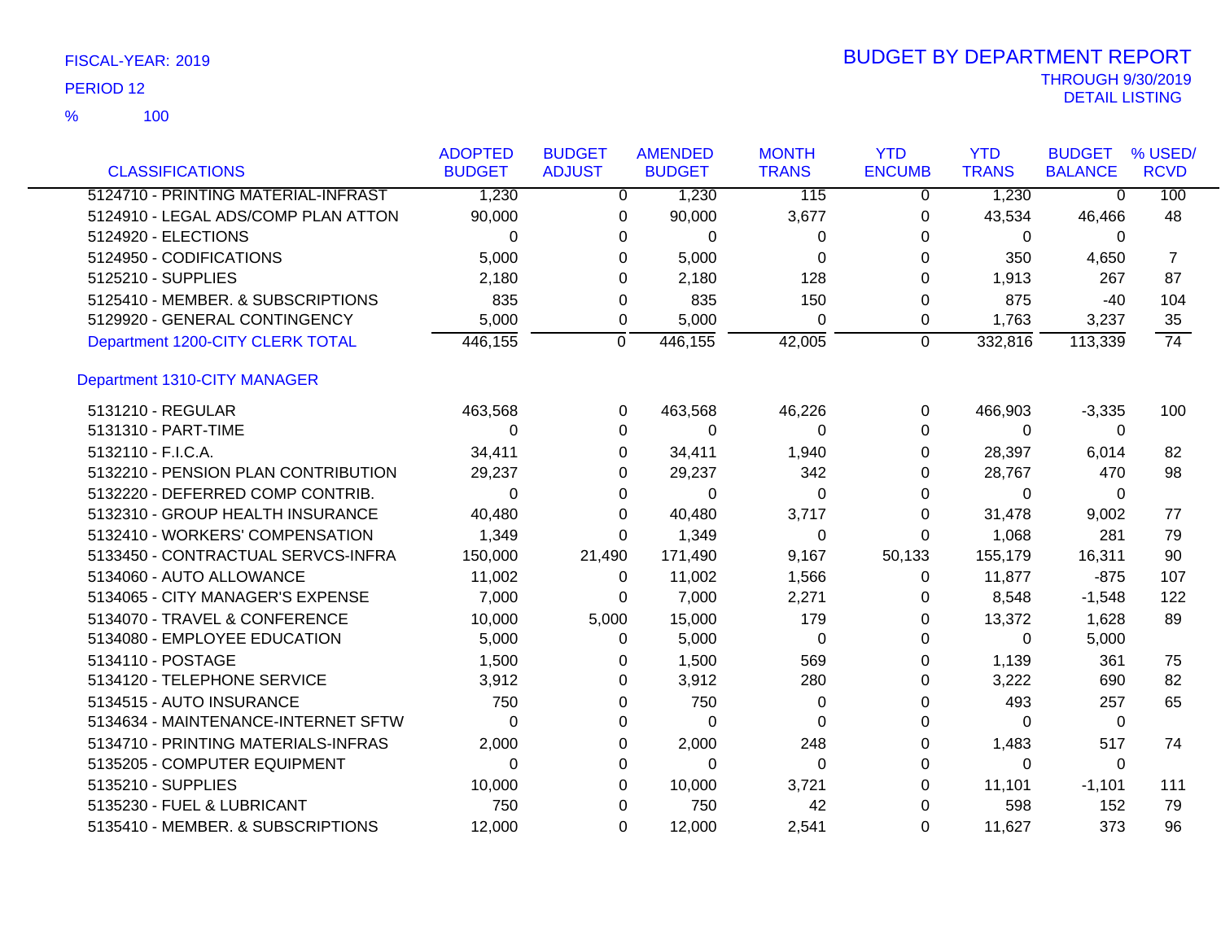FISCAL-YEAR: 2019

PERIOD 12

% 100

# BUDGET BY DEPARTMENT REPORT

THROUGH 9/30/2019

DETAIL LISTING

| CLASSIFICATIONS | ADOPTED BUDGET | BUDGET ADJUST | AMENDED BUDGET | MONTH TRANS | YTD ENCUMB | YTD TRANS | BUDGET BALANCE | % USED/ RCVD |
|---|---|---|---|---|---|---|---|---|
| 5124710 - PRINTING MATERIAL-INFRAST | 1,230 | 0 | 1,230 | 115 | 0 | 1,230 | 0 | 100 |
| 5124910 - LEGAL ADS/COMP PLAN ATTON | 90,000 | 0 | 90,000 | 3,677 | 0 | 43,534 | 46,466 | 48 |
| 5124920 - ELECTIONS | 0 | 0 | 0 | 0 | 0 | 0 | 0 | |
| 5124950 - CODIFICATIONS | 5,000 | 0 | 5,000 | 0 | 0 | 350 | 4,650 | 7 |
| 5125210 - SUPPLIES | 2,180 | 0 | 2,180 | 128 | 0 | 1,913 | 267 | 87 |
| 5125410 - MEMBER. & SUBSCRIPTIONS | 835 | 0 | 835 | 150 | 0 | 875 | -40 | 104 |
| 5129920 - GENERAL CONTINGENCY | 5,000 | 0 | 5,000 | 0 | 0 | 1,763 | 3,237 | 35 |
| Department 1200-CITY CLERK TOTAL | 446,155 | 0 | 446,155 | 42,005 | 0 | 332,816 | 113,339 | 74 |
| **Department 1310-CITY MANAGER** | | | | | | | | |
| 5131210 - REGULAR | 463,568 | 0 | 463,568 | 46,226 | 0 | 466,903 | -3,335 | 100 |
| 5131310 - PART-TIME | 0 | 0 | 0 | 0 | 0 | 0 | 0 | |
| 5132110 - F.I.C.A. | 34,411 | 0 | 34,411 | 1,940 | 0 | 28,397 | 6,014 | 82 |
| 5132210 - PENSION PLAN CONTRIBUTION | 29,237 | 0 | 29,237 | 342 | 0 | 28,767 | 470 | 98 |
| 5132220 - DEFERRED COMP CONTRIB. | 0 | 0 | 0 | 0 | 0 | 0 | 0 | |
| 5132310 - GROUP HEALTH INSURANCE | 40,480 | 0 | 40,480 | 3,717 | 0 | 31,478 | 9,002 | 77 |
| 5132410 - WORKERS' COMPENSATION | 1,349 | 0 | 1,349 | 0 | 0 | 1,068 | 281 | 79 |
| 5133450 - CONTRACTUAL SERVCS-INFRA | 150,000 | 21,490 | 171,490 | 9,167 | 50,133 | 155,179 | 16,311 | 90 |
| 5134060 - AUTO ALLOWANCE | 11,002 | 0 | 11,002 | 1,566 | 0 | 11,877 | -875 | 107 |
| 5134065 - CITY MANAGER'S EXPENSE | 7,000 | 0 | 7,000 | 2,271 | 0 | 8,548 | -1,548 | 122 |
| 5134070 - TRAVEL & CONFERENCE | 10,000 | 5,000 | 15,000 | 179 | 0 | 13,372 | 1,628 | 89 |
| 5134080 - EMPLOYEE EDUCATION | 5,000 | 0 | 5,000 | 0 | 0 | 0 | 5,000 | |
| 5134110 - POSTAGE | 1,500 | 0 | 1,500 | 569 | 0 | 1,139 | 361 | 75 |
| 5134120 - TELEPHONE SERVICE | 3,912 | 0 | 3,912 | 280 | 0 | 3,222 | 690 | 82 |
| 5134515 - AUTO INSURANCE | 750 | 0 | 750 | 0 | 0 | 493 | 257 | 65 |
| 5134634 - MAINTENANCE-INTERNET SFTW | 0 | 0 | 0 | 0 | 0 | 0 | 0 | |
| 5134710 - PRINTING MATERIALS-INFRAS | 2,000 | 0 | 2,000 | 248 | 0 | 1,483 | 517 | 74 |
| 5135205 - COMPUTER EQUIPMENT | 0 | 0 | 0 | 0 | 0 | 0 | 0 | |
| 5135210 - SUPPLIES | 10,000 | 0 | 10,000 | 3,721 | 0 | 11,101 | -1,101 | 111 |
| 5135230 - FUEL & LUBRICANT | 750 | 0 | 750 | 42 | 0 | 598 | 152 | 79 |
| 5135410 - MEMBER. & SUBSCRIPTIONS | 12,000 | 0 | 12,000 | 2,541 | 0 | 11,627 | 373 | 96 |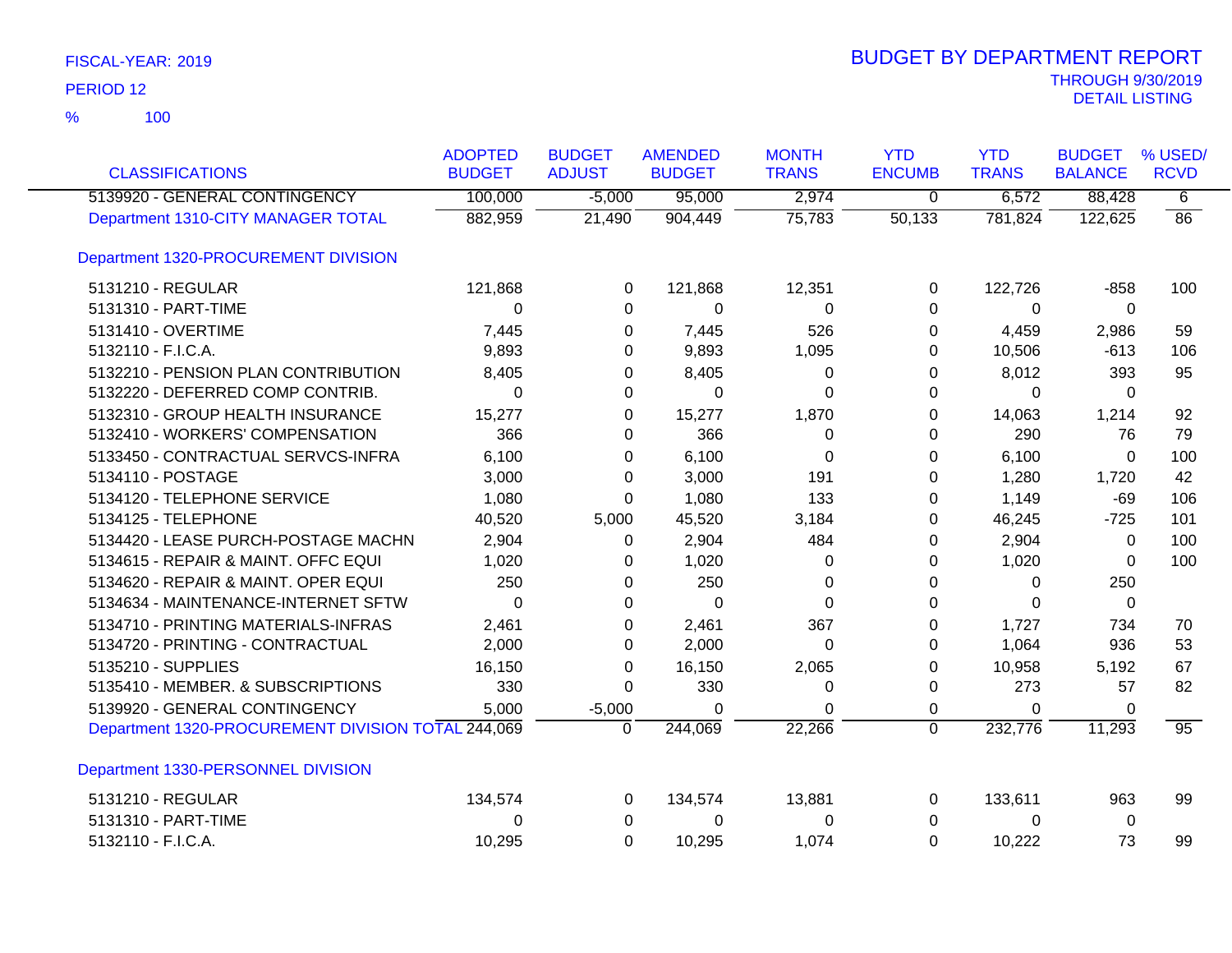FISCAL-YEAR: 2019

PERIOD 12

% 100

# BUDGET BY DEPARTMENT REPORT

THROUGH 9/30/2019
DETAIL LISTING

| CLASSIFICATIONS | ADOPTED BUDGET | BUDGET ADJUST | AMENDED BUDGET | MONTH TRANS | YTD ENCUMB | YTD TRANS | BUDGET BALANCE | % USED/ RCVD |
|---|---|---|---|---|---|---|---|---|
| 5139920 - GENERAL CONTINGENCY | 100,000 | -5,000 | 95,000 | 2,974 | 0 | 6,572 | 88,428 | 6 |
| Department 1310-CITY MANAGER TOTAL | 882,959 | 21,490 | 904,449 | 75,783 | 50,133 | 781,824 | 122,625 | 86 |
| Department 1320-PROCUREMENT DIVISION | | | | | | | | |
| 5131210 - REGULAR | 121,868 | 0 | 121,868 | 12,351 | 0 | 122,726 | -858 | 100 |
| 5131310 - PART-TIME | 0 | 0 | 0 | 0 | 0 | 0 | 0 | |
| 5131410 - OVERTIME | 7,445 | 0 | 7,445 | 526 | 0 | 4,459 | 2,986 | 59 |
| 5132110 - F.I.C.A. | 9,893 | 0 | 9,893 | 1,095 | 0 | 10,506 | -613 | 106 |
| 5132210 - PENSION PLAN CONTRIBUTION | 8,405 | 0 | 8,405 | 0 | 0 | 8,012 | 393 | 95 |
| 5132220 - DEFERRED COMP CONTRIB. | 0 | 0 | 0 | 0 | 0 | 0 | 0 | |
| 5132310 - GROUP HEALTH INSURANCE | 15,277 | 0 | 15,277 | 1,870 | 0 | 14,063 | 1,214 | 92 |
| 5132410 - WORKERS' COMPENSATION | 366 | 0 | 366 | 0 | 0 | 290 | 76 | 79 |
| 5133450 - CONTRACTUAL SERVCS-INFRA | 6,100 | 0 | 6,100 | 0 | 0 | 6,100 | 0 | 100 |
| 5134110 - POSTAGE | 3,000 | 0 | 3,000 | 191 | 0 | 1,280 | 1,720 | 42 |
| 5134120 - TELEPHONE SERVICE | 1,080 | 0 | 1,080 | 133 | 0 | 1,149 | -69 | 106 |
| 5134125 - TELEPHONE | 40,520 | 5,000 | 45,520 | 3,184 | 0 | 46,245 | -725 | 101 |
| 5134420 - LEASE PURCH-POSTAGE MACHN | 2,904 | 0 | 2,904 | 484 | 0 | 2,904 | 0 | 100 |
| 5134615 - REPAIR & MAINT. OFFC EQUI | 1,020 | 0 | 1,020 | 0 | 0 | 1,020 | 0 | 100 |
| 5134620 - REPAIR & MAINT. OPER EQUI | 250 | 0 | 250 | 0 | 0 | 0 | 250 | |
| 5134634 - MAINTENANCE-INTERNET SFTW | 0 | 0 | 0 | 0 | 0 | 0 | 0 | |
| 5134710 - PRINTING MATERIALS-INFRAS | 2,461 | 0 | 2,461 | 367 | 0 | 1,727 | 734 | 70 |
| 5134720 - PRINTING - CONTRACTUAL | 2,000 | 0 | 2,000 | 0 | 0 | 1,064 | 936 | 53 |
| 5135210 - SUPPLIES | 16,150 | 0 | 16,150 | 2,065 | 0 | 10,958 | 5,192 | 67 |
| 5135410 - MEMBER. & SUBSCRIPTIONS | 330 | 0 | 330 | 0 | 0 | 273 | 57 | 82 |
| 5139920 - GENERAL CONTINGENCY | 5,000 | -5,000 | 0 | 0 | 0 | 0 | 0 | |
| Department 1320-PROCUREMENT DIVISION TOTAL | 244,069 | 0 | 244,069 | 22,266 | 0 | 232,776 | 11,293 | 95 |
| Department 1330-PERSONNEL DIVISION | | | | | | | | |
| 5131210 - REGULAR | 134,574 | 0 | 134,574 | 13,881 | 0 | 133,611 | 963 | 99 |
| 5131310 - PART-TIME | 0 | 0 | 0 | 0 | 0 | 0 | 0 | |
| 5132110 - F.I.C.A. | 10,295 | 0 | 10,295 | 1,074 | 0 | 10,222 | 73 | 99 |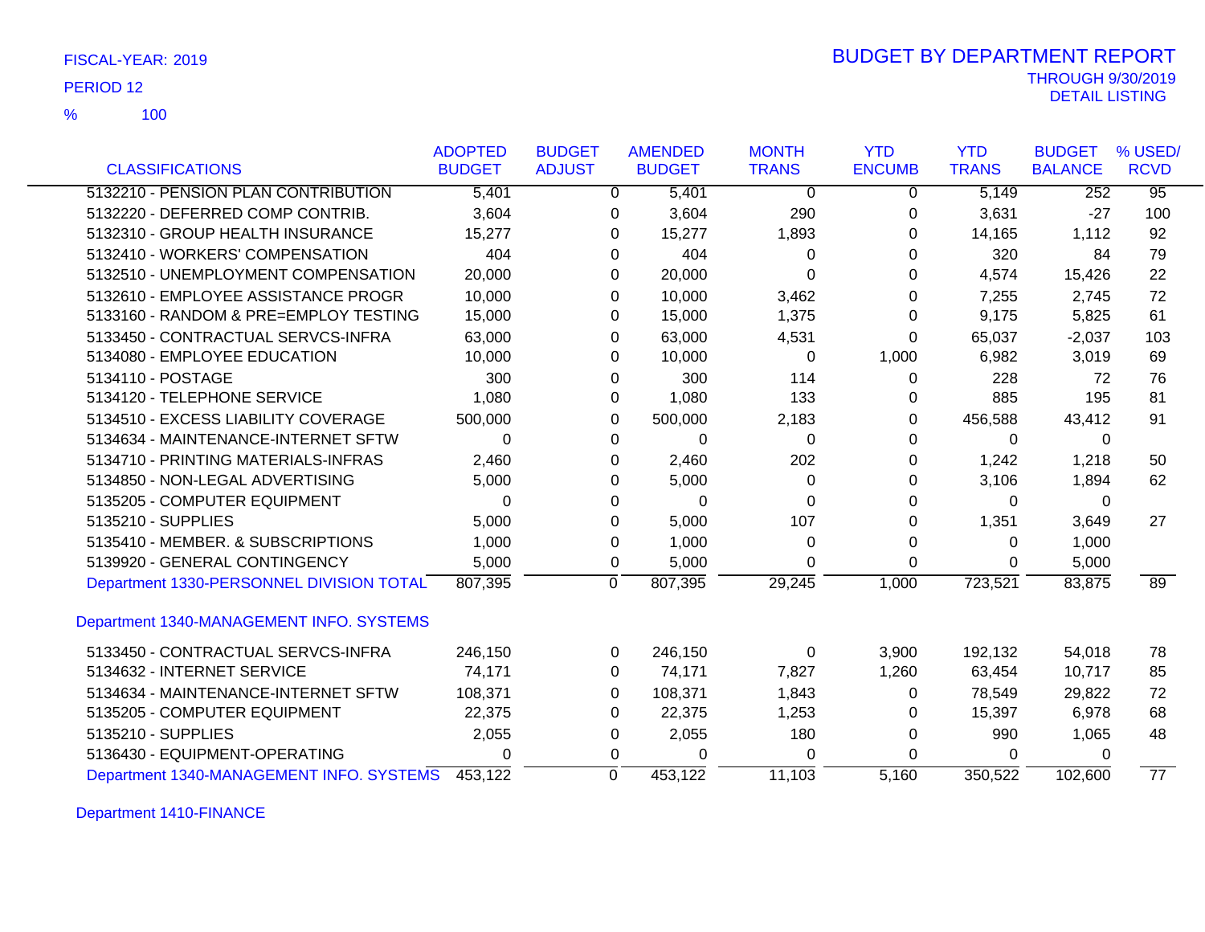FISCAL-YEAR: 2019

PERIOD 12

% 100

# BUDGET BY DEPARTMENT REPORT

THROUGH 9/30/2019

DETAIL LISTING

| CLASSIFICATIONS | ADOPTED BUDGET | BUDGET ADJUST | AMENDED BUDGET | MONTH TRANS | YTD ENCUMB | YTD TRANS | BUDGET BALANCE | % USED/ RCVD |
|---|---|---|---|---|---|---|---|---|
| 5132210 - PENSION PLAN CONTRIBUTION | 5,401 | 0 | 5,401 | 0 | 0 | 5,149 | 252 | 95 |
| 5132220 - DEFERRED COMP CONTRIB. | 3,604 | 0 | 3,604 | 290 | 0 | 3,631 | -27 | 100 |
| 5132310 - GROUP HEALTH INSURANCE | 15,277 | 0 | 15,277 | 1,893 | 0 | 14,165 | 1,112 | 92 |
| 5132410 - WORKERS' COMPENSATION | 404 | 0 | 404 | 0 | 0 | 320 | 84 | 79 |
| 5132510 - UNEMPLOYMENT COMPENSATION | 20,000 | 0 | 20,000 | 0 | 0 | 4,574 | 15,426 | 22 |
| 5132610 - EMPLOYEE ASSISTANCE PROGR | 10,000 | 0 | 10,000 | 3,462 | 0 | 7,255 | 2,745 | 72 |
| 5133160 - RANDOM & PRE=EMPLOY TESTING | 15,000 | 0 | 15,000 | 1,375 | 0 | 9,175 | 5,825 | 61 |
| 5133450 - CONTRACTUAL SERVCS-INFRA | 63,000 | 0 | 63,000 | 4,531 | 0 | 65,037 | -2,037 | 103 |
| 5134080 - EMPLOYEE EDUCATION | 10,000 | 0 | 10,000 | 0 | 1,000 | 6,982 | 3,019 | 69 |
| 5134110 - POSTAGE | 300 | 0 | 300 | 114 | 0 | 228 | 72 | 76 |
| 5134120 - TELEPHONE SERVICE | 1,080 | 0 | 1,080 | 133 | 0 | 885 | 195 | 81 |
| 5134510 - EXCESS LIABILITY COVERAGE | 500,000 | 0 | 500,000 | 2,183 | 0 | 456,588 | 43,412 | 91 |
| 5134634 - MAINTENANCE-INTERNET SFTW | 0 | 0 | 0 | 0 | 0 | 0 | 0 | |
| 5134710 - PRINTING MATERIALS-INFRAS | 2,460 | 0 | 2,460 | 202 | 0 | 1,242 | 1,218 | 50 |
| 5134850 - NON-LEGAL ADVERTISING | 5,000 | 0 | 5,000 | 0 | 0 | 3,106 | 1,894 | 62 |
| 5135205 - COMPUTER EQUIPMENT | 0 | 0 | 0 | 0 | 0 | 0 | 0 | |
| 5135210 - SUPPLIES | 5,000 | 0 | 5,000 | 107 | 0 | 1,351 | 3,649 | 27 |
| 5135410 - MEMBER. & SUBSCRIPTIONS | 1,000 | 0 | 1,000 | 0 | 0 | 0 | 1,000 | |
| 5139920 - GENERAL CONTINGENCY | 5,000 | 0 | 5,000 | 0 | 0 | 0 | 5,000 | |
| Department 1330-PERSONNEL DIVISION TOTAL | 807,395 | 0 | 807,395 | 29,245 | 1,000 | 723,521 | 83,875 | 89 |
| **Department 1340-MANAGEMENT INFO. SYSTEMS** | | | | | | | | |
| 5133450 - CONTRACTUAL SERVCS-INFRA | 246,150 | 0 | 246,150 | 0 | 3,900 | 192,132 | 54,018 | 78 |
| 5134632 - INTERNET SERVICE | 74,171 | 0 | 74,171 | 7,827 | 1,260 | 63,454 | 10,717 | 85 |
| 5134634 - MAINTENANCE-INTERNET SFTW | 108,371 | 0 | 108,371 | 1,843 | 0 | 78,549 | 29,822 | 72 |
| 5135205 - COMPUTER EQUIPMENT | 22,375 | 0 | 22,375 | 1,253 | 0 | 15,397 | 6,978 | 68 |
| 5135210 - SUPPLIES | 2,055 | 0 | 2,055 | 180 | 0 | 990 | 1,065 | 48 |
| 5136430 - EQUIPMENT-OPERATING | 0 | 0 | 0 | 0 | 0 | 0 | 0 | |
| Department 1340-MANAGEMENT INFO. SYSTEMS | 453,122 | 0 | 453,122 | 11,103 | 5,160 | 350,522 | 102,600 | 77 |

Department 1410-FINANCE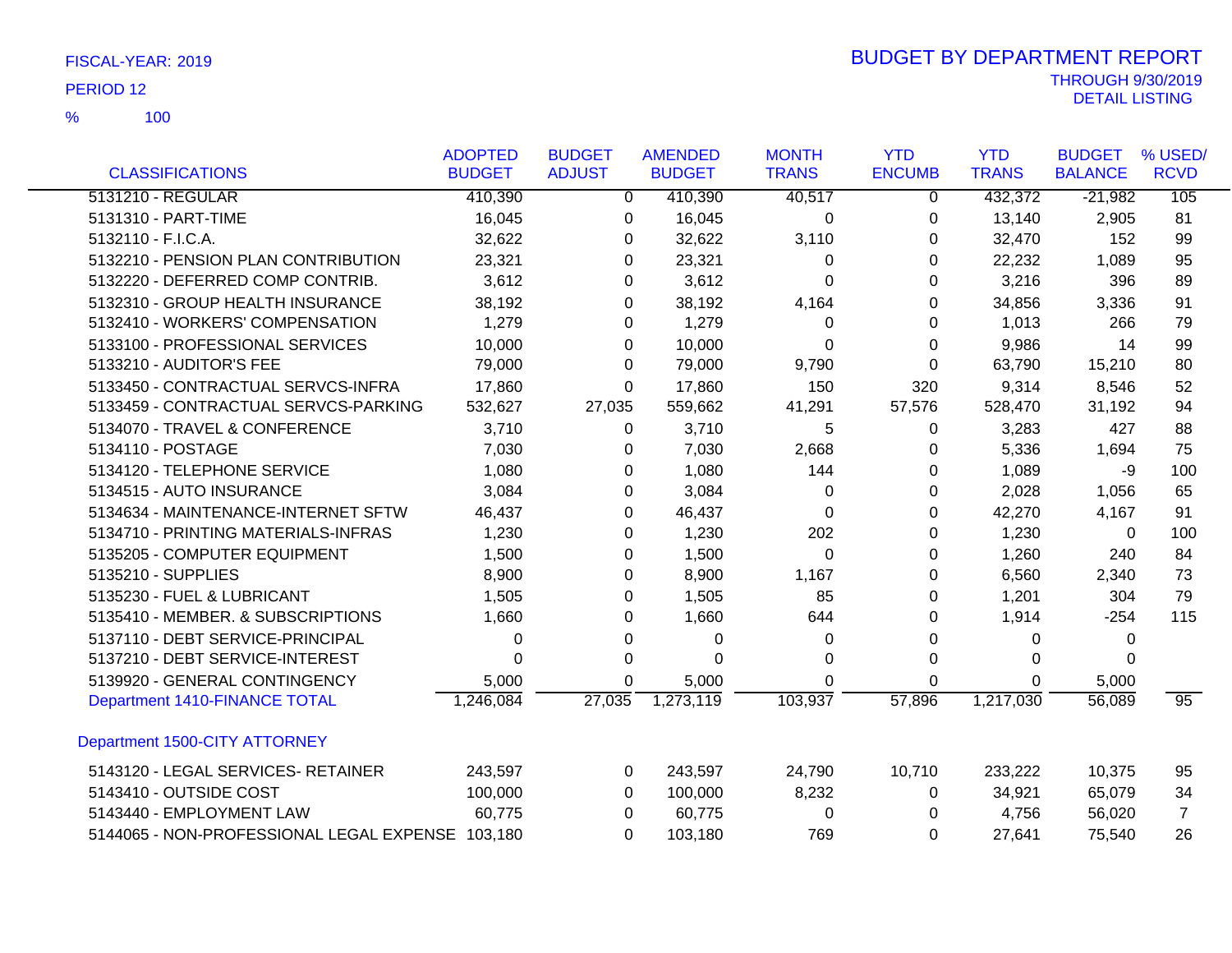FISCAL-YEAR: 2019

PERIOD 12

% 100

# BUDGET BY DEPARTMENT REPORT

THROUGH 9/30/2019

DETAIL LISTING

| CLASSIFICATIONS | ADOPTED BUDGET | BUDGET ADJUST | AMENDED BUDGET | MONTH TRANS | YTD ENCUMB | YTD TRANS | BUDGET BALANCE | % USED/ RCVD |
|---|---|---|---|---|---|---|---|---|
| 5131210 - REGULAR | 410,390 | 0 | 410,390 | 40,517 | 0 | 432,372 | -21,982 | 105 |
| 5131310 - PART-TIME | 16,045 | 0 | 16,045 | 0 | 0 | 13,140 | 2,905 | 81 |
| 5132110 - F.I.C.A. | 32,622 | 0 | 32,622 | 3,110 | 0 | 32,470 | 152 | 99 |
| 5132210 - PENSION PLAN CONTRIBUTION | 23,321 | 0 | 23,321 | 0 | 0 | 22,232 | 1,089 | 95 |
| 5132220 - DEFERRED COMP CONTRIB. | 3,612 | 0 | 3,612 | 0 | 0 | 3,216 | 396 | 89 |
| 5132310 - GROUP HEALTH INSURANCE | 38,192 | 0 | 38,192 | 4,164 | 0 | 34,856 | 3,336 | 91 |
| 5132410 - WORKERS' COMPENSATION | 1,279 | 0 | 1,279 | 0 | 0 | 1,013 | 266 | 79 |
| 5133100 - PROFESSIONAL SERVICES | 10,000 | 0 | 10,000 | 0 | 0 | 9,986 | 14 | 99 |
| 5133210 - AUDITOR'S FEE | 79,000 | 0 | 79,000 | 9,790 | 0 | 63,790 | 15,210 | 80 |
| 5133450 - CONTRACTUAL SERVCS-INFRA | 17,860 | 0 | 17,860 | 150 | 320 | 9,314 | 8,546 | 52 |
| 5133459 - CONTRACTUAL SERVCS-PARKING | 532,627 | 27,035 | 559,662 | 41,291 | 57,576 | 528,470 | 31,192 | 94 |
| 5134070 - TRAVEL & CONFERENCE | 3,710 | 0 | 3,710 | 5 | 0 | 3,283 | 427 | 88 |
| 5134110 - POSTAGE | 7,030 | 0 | 7,030 | 2,668 | 0 | 5,336 | 1,694 | 75 |
| 5134120 - TELEPHONE SERVICE | 1,080 | 0 | 1,080 | 144 | 0 | 1,089 | -9 | 100 |
| 5134515 - AUTO INSURANCE | 3,084 | 0 | 3,084 | 0 | 0 | 2,028 | 1,056 | 65 |
| 5134634 - MAINTENANCE-INTERNET SFTW | 46,437 | 0 | 46,437 | 0 | 0 | 42,270 | 4,167 | 91 |
| 5134710 - PRINTING MATERIALS-INFRAS | 1,230 | 0 | 1,230 | 202 | 0 | 1,230 | 0 | 100 |
| 5135205 - COMPUTER EQUIPMENT | 1,500 | 0 | 1,500 | 0 | 0 | 1,260 | 240 | 84 |
| 5135210 - SUPPLIES | 8,900 | 0 | 8,900 | 1,167 | 0 | 6,560 | 2,340 | 73 |
| 5135230 - FUEL & LUBRICANT | 1,505 | 0 | 1,505 | 85 | 0 | 1,201 | 304 | 79 |
| 5135410 - MEMBER. & SUBSCRIPTIONS | 1,660 | 0 | 1,660 | 644 | 0 | 1,914 | -254 | 115 |
| 5137110 - DEBT SERVICE-PRINCIPAL | 0 | 0 | 0 | 0 | 0 | 0 | 0 | |
| 5137210 - DEBT SERVICE-INTEREST | 0 | 0 | 0 | 0 | 0 | 0 | 0 | |
| 5139920 - GENERAL CONTINGENCY | 5,000 | 0 | 5,000 | 0 | 0 | 0 | 5,000 | |
| Department 1410-FINANCE TOTAL | 1,246,084 | 27,035 | 1,273,119 | 103,937 | 57,896 | 1,217,030 | 56,089 | 95 |
| Department 1500-CITY ATTORNEY | | | | | | | | |
| 5143120 - LEGAL SERVICES- RETAINER | 243,597 | 0 | 243,597 | 24,790 | 10,710 | 233,222 | 10,375 | 95 |
| 5143410 - OUTSIDE COST | 100,000 | 0 | 100,000 | 8,232 | 0 | 34,921 | 65,079 | 34 |
| 5143440 - EMPLOYMENT LAW | 60,775 | 0 | 60,775 | 0 | 0 | 4,756 | 56,020 | 7 |
| 5144065 - NON-PROFESSIONAL LEGAL EXPENSE | 103,180 | 0 | 103,180 | 769 | 0 | 27,641 | 75,540 | 26 |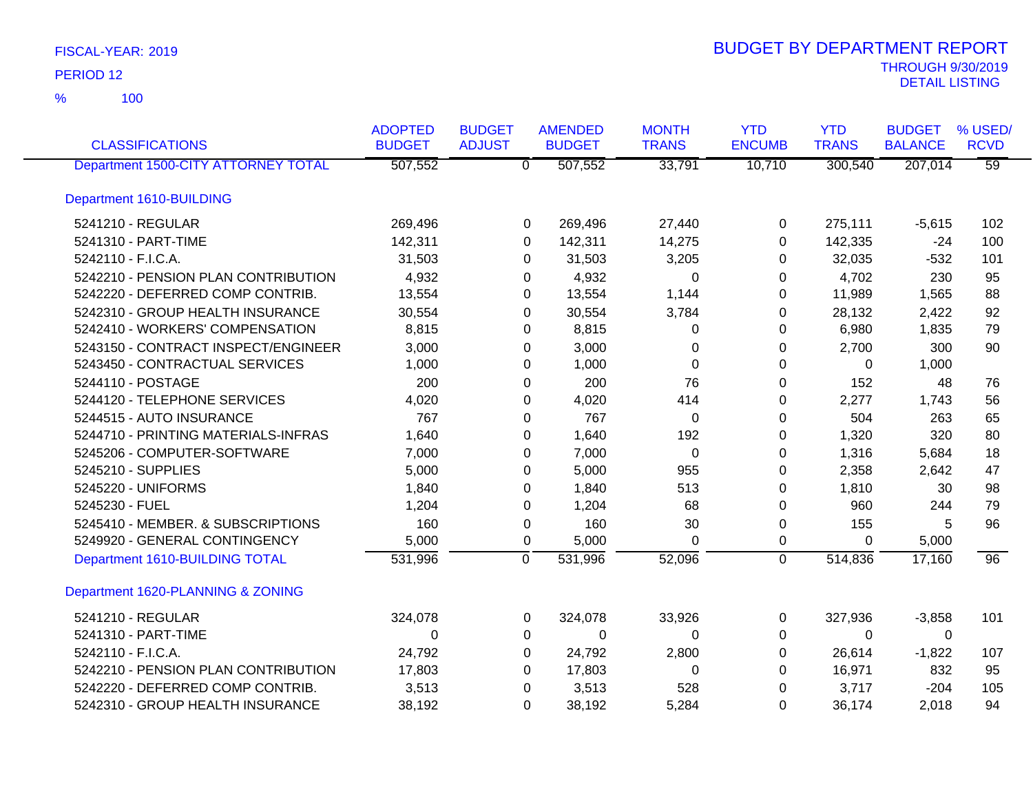FISCAL-YEAR: 2019

PERIOD 12

% 100

# BUDGET BY DEPARTMENT REPORT

THROUGH 9/30/2019

DETAIL LISTING

| CLASSIFICATIONS | ADOPTED BUDGET | BUDGET ADJUST | AMENDED BUDGET | MONTH TRANS | YTD ENCUMB | YTD TRANS | BUDGET BALANCE | % USED/ RCVD |
|---|---|---|---|---|---|---|---|---|
| Department 1500-CITY ATTORNEY TOTAL | 507,552 | 0 | 507,552 | 33,791 | 10,710 | 300,540 | 207,014 | 59 |
| **Department 1610-BUILDING** | | | | | | | | |
| 5241210 - REGULAR | 269,496 | 0 | 269,496 | 27,440 | 0 | 275,111 | -5,615 | 102 |
| 5241310 - PART-TIME | 142,311 | 0 | 142,311 | 14,275 | 0 | 142,335 | -24 | 100 |
| 5242110 - F.I.C.A. | 31,503 | 0 | 31,503 | 3,205 | 0 | 32,035 | -532 | 101 |
| 5242210 - PENSION PLAN CONTRIBUTION | 4,932 | 0 | 4,932 | 0 | 0 | 4,702 | 230 | 95 |
| 5242220 - DEFERRED COMP CONTRIB. | 13,554 | 0 | 13,554 | 1,144 | 0 | 11,989 | 1,565 | 88 |
| 5242310 - GROUP HEALTH INSURANCE | 30,554 | 0 | 30,554 | 3,784 | 0 | 28,132 | 2,422 | 92 |
| 5242410 - WORKERS' COMPENSATION | 8,815 | 0 | 8,815 | 0 | 0 | 6,980 | 1,835 | 79 |
| 5243150 - CONTRACT INSPECT/ENGINEER | 3,000 | 0 | 3,000 | 0 | 0 | 2,700 | 300 | 90 |
| 5243450 - CONTRACTUAL SERVICES | 1,000 | 0 | 1,000 | 0 | 0 | 0 | 1,000 | |
| 5244110 - POSTAGE | 200 | 0 | 200 | 76 | 0 | 152 | 48 | 76 |
| 5244120 - TELEPHONE SERVICES | 4,020 | 0 | 4,020 | 414 | 0 | 2,277 | 1,743 | 56 |
| 5244515 - AUTO INSURANCE | 767 | 0 | 767 | 0 | 0 | 504 | 263 | 65 |
| 5244710 - PRINTING MATERIALS-INFRAS | 1,640 | 0 | 1,640 | 192 | 0 | 1,320 | 320 | 80 |
| 5245206 - COMPUTER-SOFTWARE | 7,000 | 0 | 7,000 | 0 | 0 | 1,316 | 5,684 | 18 |
| 5245210 - SUPPLIES | 5,000 | 0 | 5,000 | 955 | 0 | 2,358 | 2,642 | 47 |
| 5245220 - UNIFORMS | 1,840 | 0 | 1,840 | 513 | 0 | 1,810 | 30 | 98 |
| 5245230 - FUEL | 1,204 | 0 | 1,204 | 68 | 0 | 960 | 244 | 79 |
| 5245410 - MEMBER. & SUBSCRIPTIONS | 160 | 0 | 160 | 30 | 0 | 155 | 5 | 96 |
| 5249920 - GENERAL CONTINGENCY | 5,000 | 0 | 5,000 | 0 | 0 | 0 | 5,000 | |
| Department 1610-BUILDING TOTAL | 531,996 | 0 | 531,996 | 52,096 | 0 | 514,836 | 17,160 | 96 |
| **Department 1620-PLANNING & ZONING** | | | | | | | | |
| 5241210 - REGULAR | 324,078 | 0 | 324,078 | 33,926 | 0 | 327,936 | -3,858 | 101 |
| 5241310 - PART-TIME | 0 | 0 | 0 | 0 | 0 | 0 | 0 | |
| 5242110 - F.I.C.A. | 24,792 | 0 | 24,792 | 2,800 | 0 | 26,614 | -1,822 | 107 |
| 5242210 - PENSION PLAN CONTRIBUTION | 17,803 | 0 | 17,803 | 0 | 0 | 16,971 | 832 | 95 |
| 5242220 - DEFERRED COMP CONTRIB. | 3,513 | 0 | 3,513 | 528 | 0 | 3,717 | -204 | 105 |
| 5242310 - GROUP HEALTH INSURANCE | 38,192 | 0 | 38,192 | 5,284 | 0 | 36,174 | 2,018 | 94 |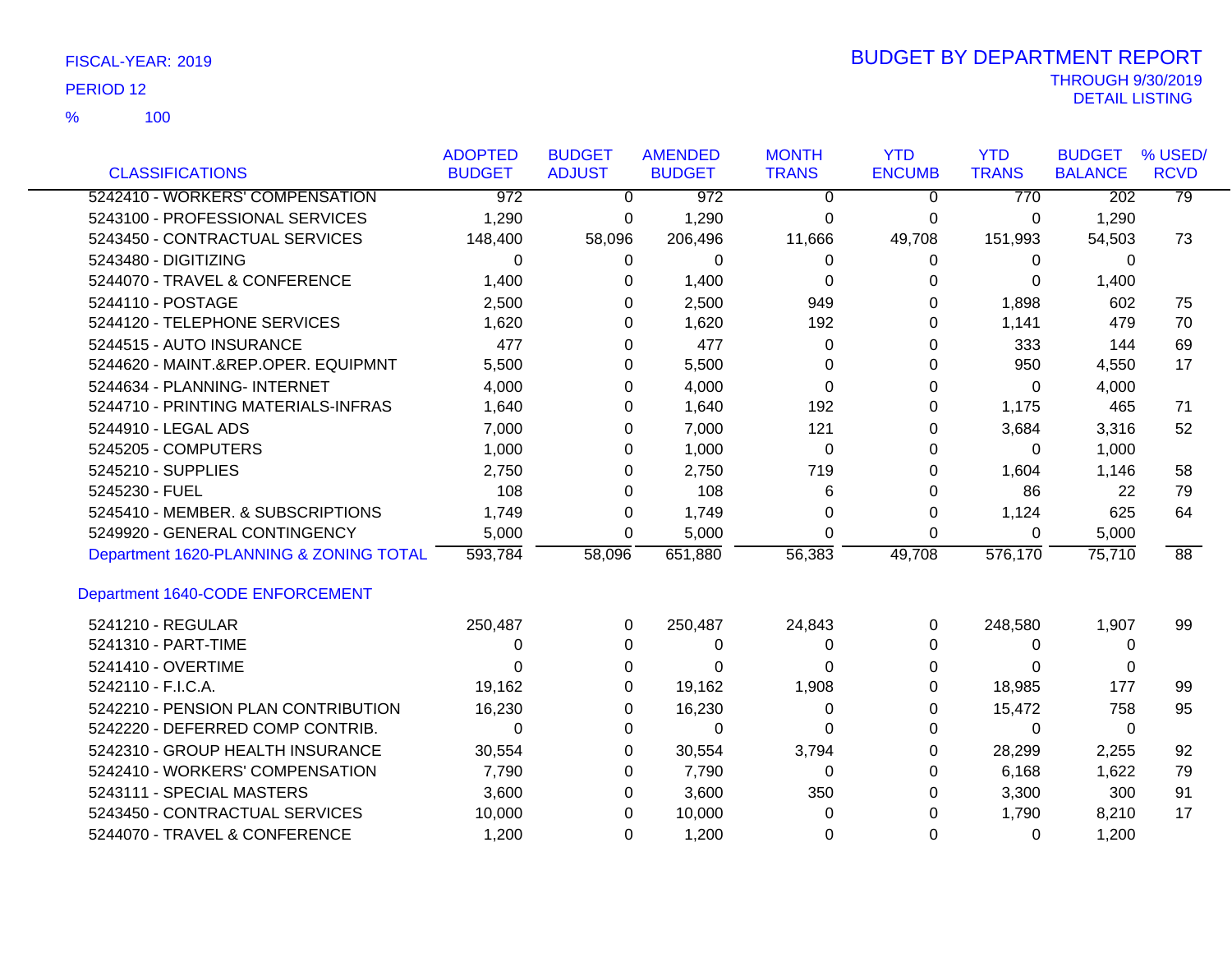FISCAL-YEAR: 2019

PERIOD 12

% 100

# BUDGET BY DEPARTMENT REPORT

THROUGH 9/30/2019

DETAIL LISTING

| CLASSIFICATIONS | ADOPTED BUDGET | BUDGET ADJUST | AMENDED BUDGET | MONTH TRANS | YTD ENCUMB | YTD TRANS | BUDGET BALANCE | % USED/ RCVD |
|---|---|---|---|---|---|---|---|---|
| 5242410 - WORKERS' COMPENSATION | 972 | 0 | 972 | 0 | 0 | 770 | 202 | 79 |
| 5243100 - PROFESSIONAL SERVICES | 1,290 | 0 | 1,290 | 0 | 0 | 0 | 1,290 | |
| 5243450 - CONTRACTUAL SERVICES | 148,400 | 58,096 | 206,496 | 11,666 | 49,708 | 151,993 | 54,503 | 73 |
| 5243480 - DIGITIZING | 0 | 0 | 0 | 0 | 0 | 0 | 0 | |
| 5244070 - TRAVEL & CONFERENCE | 1,400 | 0 | 1,400 | 0 | 0 | 0 | 1,400 | |
| 5244110 - POSTAGE | 2,500 | 0 | 2,500 | 949 | 0 | 1,898 | 602 | 75 |
| 5244120 - TELEPHONE SERVICES | 1,620 | 0 | 1,620 | 192 | 0 | 1,141 | 479 | 70 |
| 5244515 - AUTO INSURANCE | 477 | 0 | 477 | 0 | 0 | 333 | 144 | 69 |
| 5244620 - MAINT.&REP.OPER. EQUIPMNT | 5,500 | 0 | 5,500 | 0 | 0 | 950 | 4,550 | 17 |
| 5244634 - PLANNING- INTERNET | 4,000 | 0 | 4,000 | 0 | 0 | 0 | 4,000 | |
| 5244710 - PRINTING MATERIALS-INFRAS | 1,640 | 0 | 1,640 | 192 | 0 | 1,175 | 465 | 71 |
| 5244910 - LEGAL ADS | 7,000 | 0 | 7,000 | 121 | 0 | 3,684 | 3,316 | 52 |
| 5245205 - COMPUTERS | 1,000 | 0 | 1,000 | 0 | 0 | 0 | 1,000 | |
| 5245210 - SUPPLIES | 2,750 | 0 | 2,750 | 719 | 0 | 1,604 | 1,146 | 58 |
| 5245230 - FUEL | 108 | 0 | 108 | 6 | 0 | 86 | 22 | 79 |
| 5245410 - MEMBER. & SUBSCRIPTIONS | 1,749 | 0 | 1,749 | 0 | 0 | 1,124 | 625 | 64 |
| 5249920 - GENERAL CONTINGENCY | 5,000 | 0 | 5,000 | 0 | 0 | 0 | 5,000 | |
| Department 1620-PLANNING & ZONING TOTAL | 593,784 | 58,096 | 651,880 | 56,383 | 49,708 | 576,170 | 75,710 | 88 |

## Department 1640-CODE ENFORCEMENT

| CLASSIFICATIONS | ADOPTED BUDGET | BUDGET ADJUST | AMENDED BUDGET | MONTH TRANS | YTD ENCUMB | YTD TRANS | BUDGET BALANCE | % USED/ RCVD |
|---|---|---|---|---|---|---|---|---|
| 5241210 - REGULAR | 250,487 | 0 | 250,487 | 24,843 | 0 | 248,580 | 1,907 | 99 |
| 5241310 - PART-TIME | 0 | 0 | 0 | 0 | 0 | 0 | 0 | |
| 5241410 - OVERTIME | 0 | 0 | 0 | 0 | 0 | 0 | 0 | |
| 5242110 - F.I.C.A. | 19,162 | 0 | 19,162 | 1,908 | 0 | 18,985 | 177 | 99 |
| 5242210 - PENSION PLAN CONTRIBUTION | 16,230 | 0 | 16,230 | 0 | 0 | 15,472 | 758 | 95 |
| 5242220 - DEFERRED COMP CONTRIB. | 0 | 0 | 0 | 0 | 0 | 0 | 0 | |
| 5242310 - GROUP HEALTH INSURANCE | 30,554 | 0 | 30,554 | 3,794 | 0 | 28,299 | 2,255 | 92 |
| 5242410 - WORKERS' COMPENSATION | 7,790 | 0 | 7,790 | 0 | 0 | 6,168 | 1,622 | 79 |
| 5243111 - SPECIAL MASTERS | 3,600 | 0 | 3,600 | 350 | 0 | 3,300 | 300 | 91 |
| 5243450 - CONTRACTUAL SERVICES | 10,000 | 0 | 10,000 | 0 | 0 | 1,790 | 8,210 | 17 |
| 5244070 - TRAVEL & CONFERENCE | 1,200 | 0 | 1,200 | 0 | 0 | 0 | 1,200 | |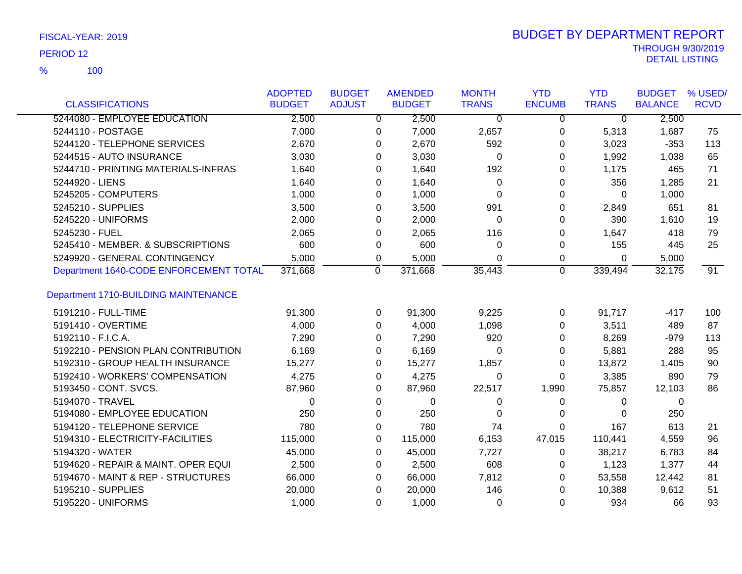FISCAL-YEAR: 2019

PERIOD 12

% 100

# BUDGET BY DEPARTMENT REPORT

THROUGH 9/30/2019

DETAIL LISTING

| CLASSIFICATIONS | ADOPTED BUDGET | BUDGET ADJUST | AMENDED BUDGET | MONTH TRANS | YTD ENCUMB | YTD TRANS | BUDGET BALANCE | % USED/ RCVD |
|---|---|---|---|---|---|---|---|---|
| 5244080 - EMPLOYEE EDUCATION | 2,500 | 0 | 2,500 | 0 | 0 | 0 | 2,500 | |
| 5244110 - POSTAGE | 7,000 | 0 | 7,000 | 2,657 | 0 | 5,313 | 1,687 | 75 |
| 5244120 - TELEPHONE SERVICES | 2,670 | 0 | 2,670 | 592 | 0 | 3,023 | -353 | 113 |
| 5244515 - AUTO INSURANCE | 3,030 | 0 | 3,030 | 0 | 0 | 1,992 | 1,038 | 65 |
| 5244710 - PRINTING MATERIALS-INFRAS | 1,640 | 0 | 1,640 | 192 | 0 | 1,175 | 465 | 71 |
| 5244920 - LIENS | 1,640 | 0 | 1,640 | 0 | 0 | 356 | 1,285 | 21 |
| 5245205 - COMPUTERS | 1,000 | 0 | 1,000 | 0 | 0 | 0 | 1,000 | |
| 5245210 - SUPPLIES | 3,500 | 0 | 3,500 | 991 | 0 | 2,849 | 651 | 81 |
| 5245220 - UNIFORMS | 2,000 | 0 | 2,000 | 0 | 0 | 390 | 1,610 | 19 |
| 5245230 - FUEL | 2,065 | 0 | 2,065 | 116 | 0 | 1,647 | 418 | 79 |
| 5245410 - MEMBER. & SUBSCRIPTIONS | 600 | 0 | 600 | 0 | 0 | 155 | 445 | 25 |
| 5249920 - GENERAL CONTINGENCY | 5,000 | 0 | 5,000 | 0 | 0 | 0 | 5,000 | |
| Department 1640-CODE ENFORCEMENT TOTAL | 371,668 | 0 | 371,668 | 35,443 | 0 | 339,494 | 32,175 | 91 |
| **Department 1710-BUILDING MAINTENANCE** | | | | | | | | |
| 5191210 - FULL-TIME | 91,300 | 0 | 91,300 | 9,225 | 0 | 91,717 | -417 | 100 |
| 5191410 - OVERTIME | 4,000 | 0 | 4,000 | 1,098 | 0 | 3,511 | 489 | 87 |
| 5192110 - F.I.C.A. | 7,290 | 0 | 7,290 | 920 | 0 | 8,269 | -979 | 113 |
| 5192210 - PENSION PLAN CONTRIBUTION | 6,169 | 0 | 6,169 | 0 | 0 | 5,881 | 288 | 95 |
| 5192310 - GROUP HEALTH INSURANCE | 15,277 | 0 | 15,277 | 1,857 | 0 | 13,872 | 1,405 | 90 |
| 5192410 - WORKERS' COMPENSATION | 4,275 | 0 | 4,275 | 0 | 0 | 3,385 | 890 | 79 |
| 5193450 - CONT. SVCS. | 87,960 | 0 | 87,960 | 22,517 | 1,990 | 75,857 | 12,103 | 86 |
| 5194070 - TRAVEL | 0 | 0 | 0 | 0 | 0 | 0 | 0 | |
| 5194080 - EMPLOYEE EDUCATION | 250 | 0 | 250 | 0 | 0 | 0 | 250 | |
| 5194120 - TELEPHONE SERVICE | 780 | 0 | 780 | 74 | 0 | 167 | 613 | 21 |
| 5194310 - ELECTRICITY-FACILITIES | 115,000 | 0 | 115,000 | 6,153 | 47,015 | 110,441 | 4,559 | 96 |
| 5194320 - WATER | 45,000 | 0 | 45,000 | 7,727 | 0 | 38,217 | 6,783 | 84 |
| 5194620 - REPAIR & MAINT. OPER EQUI | 2,500 | 0 | 2,500 | 608 | 0 | 1,123 | 1,377 | 44 |
| 5194670 - MAINT & REP - STRUCTURES | 66,000 | 0 | 66,000 | 7,812 | 0 | 53,558 | 12,442 | 81 |
| 5195210 - SUPPLIES | 20,000 | 0 | 20,000 | 146 | 0 | 10,388 | 9,612 | 51 |
| 5195220 - UNIFORMS | 1,000 | 0 | 1,000 | 0 | 0 | 934 | 66 | 93 |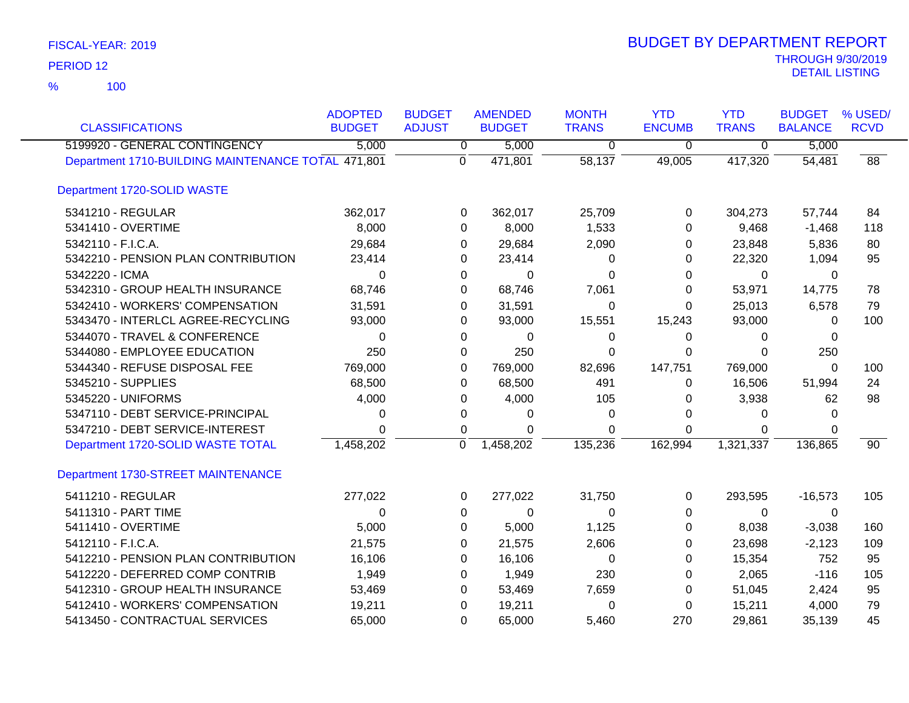FISCAL-YEAR: 2019

PERIOD 12

% 100

# BUDGET BY DEPARTMENT REPORT

THROUGH 9/30/2019
DETAIL LISTING

| CLASSIFICATIONS | ADOPTED BUDGET | BUDGET ADJUST | AMENDED BUDGET | MONTH TRANS | YTD ENCUMB | YTD TRANS | BUDGET BALANCE | % USED/ RCVD |
|---|---|---|---|---|---|---|---|---|
| 5199920 - GENERAL CONTINGENCY | 5,000 | 0 | 5,000 | 0 | 0 | 0 | 5,000 | |
| Department 1710-BUILDING MAINTENANCE TOTAL | 471,801 | 0 | 471,801 | 58,137 | 49,005 | 417,320 | 54,481 | 88 |
| **Department 1720-SOLID WASTE** | | | | | | | | |
| 5341210 - REGULAR | 362,017 | 0 | 362,017 | 25,709 | 0 | 304,273 | 57,744 | 84 |
| 5341410 - OVERTIME | 8,000 | 0 | 8,000 | 1,533 | 0 | 9,468 | -1,468 | 118 |
| 5342110 - F.I.C.A. | 29,684 | 0 | 29,684 | 2,090 | 0 | 23,848 | 5,836 | 80 |
| 5342210 - PENSION PLAN CONTRIBUTION | 23,414 | 0 | 23,414 | 0 | 0 | 22,320 | 1,094 | 95 |
| 5342220 - ICMA | 0 | 0 | 0 | 0 | 0 | 0 | 0 | |
| 5342310 - GROUP HEALTH INSURANCE | 68,746 | 0 | 68,746 | 7,061 | 0 | 53,971 | 14,775 | 78 |
| 5342410 - WORKERS' COMPENSATION | 31,591 | 0 | 31,591 | 0 | 0 | 25,013 | 6,578 | 79 |
| 5343470 - INTERLCL AGREE-RECYCLING | 93,000 | 0 | 93,000 | 15,551 | 15,243 | 93,000 | 0 | 100 |
| 5344070 - TRAVEL & CONFERENCE | 0 | 0 | 0 | 0 | 0 | 0 | 0 | |
| 5344080 - EMPLOYEE EDUCATION | 250 | 0 | 250 | 0 | 0 | 0 | 250 | |
| 5344340 - REFUSE DISPOSAL FEE | 769,000 | 0 | 769,000 | 82,696 | 147,751 | 769,000 | 0 | 100 |
| 5345210 - SUPPLIES | 68,500 | 0 | 68,500 | 491 | 0 | 16,506 | 51,994 | 24 |
| 5345220 - UNIFORMS | 4,000 | 0 | 4,000 | 105 | 0 | 3,938 | 62 | 98 |
| 5347110 - DEBT SERVICE-PRINCIPAL | 0 | 0 | 0 | 0 | 0 | 0 | 0 | |
| 5347210 - DEBT SERVICE-INTEREST | 0 | 0 | 0 | 0 | 0 | 0 | 0 | |
| Department 1720-SOLID WASTE TOTAL | 1,458,202 | 0 | 1,458,202 | 135,236 | 162,994 | 1,321,337 | 136,865 | 90 |
| **Department 1730-STREET MAINTENANCE** | | | | | | | | |
| 5411210 - REGULAR | 277,022 | 0 | 277,022 | 31,750 | 0 | 293,595 | -16,573 | 105 |
| 5411310 - PART TIME | 0 | 0 | 0 | 0 | 0 | 0 | 0 | |
| 5411410 - OVERTIME | 5,000 | 0 | 5,000 | 1,125 | 0 | 8,038 | -3,038 | 160 |
| 5412110 - F.I.C.A. | 21,575 | 0 | 21,575 | 2,606 | 0 | 23,698 | -2,123 | 109 |
| 5412210 - PENSION PLAN CONTRIBUTION | 16,106 | 0 | 16,106 | 0 | 0 | 15,354 | 752 | 95 |
| 5412220 - DEFERRED COMP CONTRIB | 1,949 | 0 | 1,949 | 230 | 0 | 2,065 | -116 | 105 |
| 5412310 - GROUP HEALTH INSURANCE | 53,469 | 0 | 53,469 | 7,659 | 0 | 51,045 | 2,424 | 95 |
| 5412410 - WORKERS' COMPENSATION | 19,211 | 0 | 19,211 | 0 | 0 | 15,211 | 4,000 | 79 |
| 5413450 - CONTRACTUAL SERVICES | 65,000 | 0 | 65,000 | 5,460 | 270 | 29,861 | 35,139 | 45 |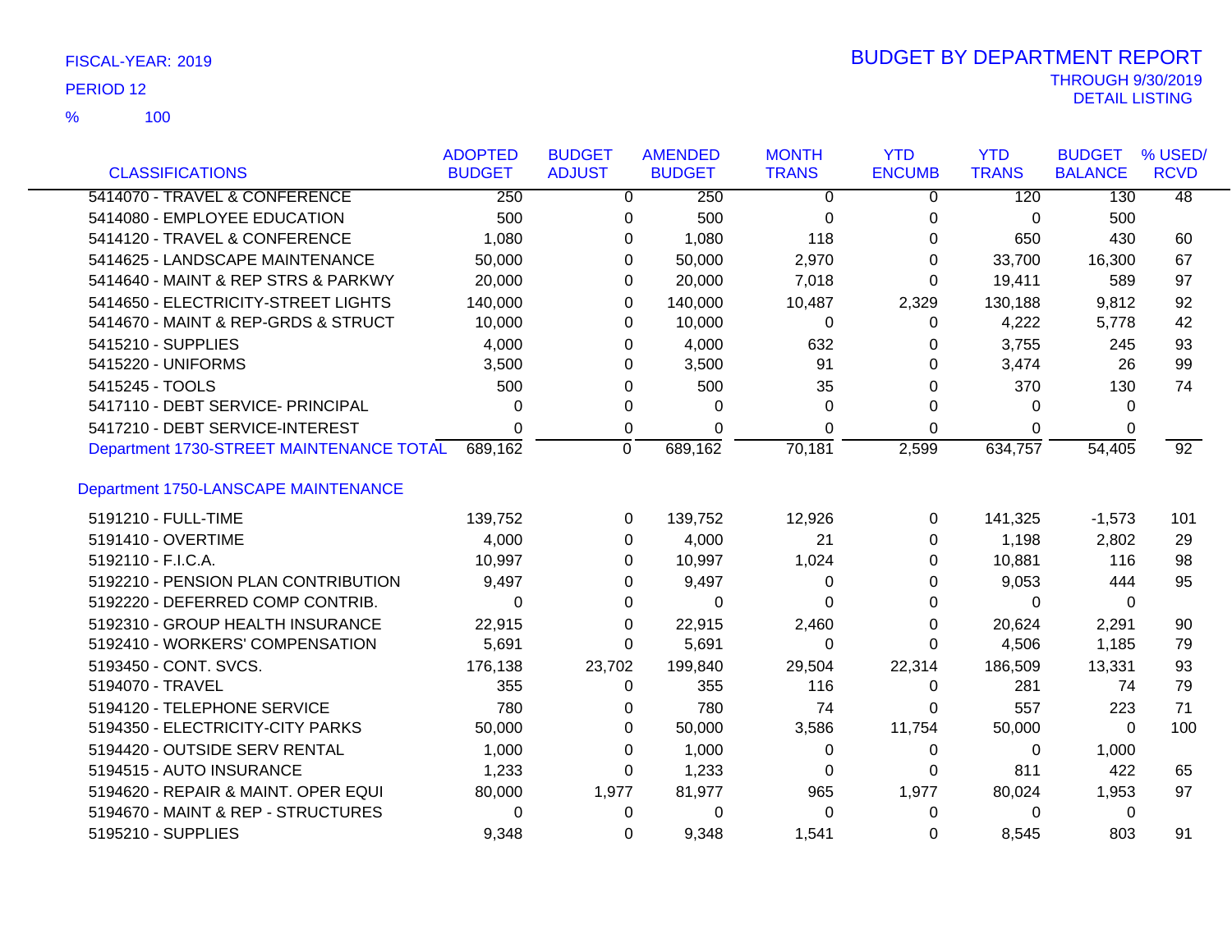FISCAL-YEAR: 2019

PERIOD 12

% 100

# BUDGET BY DEPARTMENT REPORT

THROUGH 9/30/2019

DETAIL LISTING

| CLASSIFICATIONS | ADOPTED BUDGET | BUDGET ADJUST | AMENDED BUDGET | MONTH TRANS | YTD ENCUMB | YTD TRANS | BUDGET BALANCE | % USED/ RCVD |
|---|---|---|---|---|---|---|---|---|
| 5414070 - TRAVEL & CONFERENCE | 250 | 0 | 250 | 0 | 0 | 120 | 130 | 48 |
| 5414080 - EMPLOYEE EDUCATION | 500 | 0 | 500 | 0 | 0 | 0 | 500 | |
| 5414120 - TRAVEL & CONFERENCE | 1,080 | 0 | 1,080 | 118 | 0 | 650 | 430 | 60 |
| 5414625 - LANDSCAPE MAINTENANCE | 50,000 | 0 | 50,000 | 2,970 | 0 | 33,700 | 16,300 | 67 |
| 5414640 - MAINT & REP STRS & PARKWY | 20,000 | 0 | 20,000 | 7,018 | 0 | 19,411 | 589 | 97 |
| 5414650 - ELECTRICITY-STREET LIGHTS | 140,000 | 0 | 140,000 | 10,487 | 2,329 | 130,188 | 9,812 | 92 |
| 5414670 - MAINT & REP-GRDS & STRUCT | 10,000 | 0 | 10,000 | 0 | 0 | 4,222 | 5,778 | 42 |
| 5415210 - SUPPLIES | 4,000 | 0 | 4,000 | 632 | 0 | 3,755 | 245 | 93 |
| 5415220 - UNIFORMS | 3,500 | 0 | 3,500 | 91 | 0 | 3,474 | 26 | 99 |
| 5415245 - TOOLS | 500 | 0 | 500 | 35 | 0 | 370 | 130 | 74 |
| 5417110 - DEBT SERVICE- PRINCIPAL | 0 | 0 | 0 | 0 | 0 | 0 | 0 | |
| 5417210 - DEBT SERVICE-INTEREST | 0 | 0 | 0 | 0 | 0 | 0 | 0 | |
| Department 1730-STREET MAINTENANCE TOTAL | 689,162 | 0 | 689,162 | 70,181 | 2,599 | 634,757 | 54,405 | 92 |
| **Department 1750-LANSCAPE MAINTENANCE** | | | | | | | | |
| 5191210 - FULL-TIME | 139,752 | 0 | 139,752 | 12,926 | 0 | 141,325 | -1,573 | 101 |
| 5191410 - OVERTIME | 4,000 | 0 | 4,000 | 21 | 0 | 1,198 | 2,802 | 29 |
| 5192110 - F.I.C.A. | 10,997 | 0 | 10,997 | 1,024 | 0 | 10,881 | 116 | 98 |
| 5192210 - PENSION PLAN CONTRIBUTION | 9,497 | 0 | 9,497 | 0 | 0 | 9,053 | 444 | 95 |
| 5192220 - DEFERRED COMP CONTRIB. | 0 | 0 | 0 | 0 | 0 | 0 | 0 | |
| 5192310 - GROUP HEALTH INSURANCE | 22,915 | 0 | 22,915 | 2,460 | 0 | 20,624 | 2,291 | 90 |
| 5192410 - WORKERS' COMPENSATION | 5,691 | 0 | 5,691 | 0 | 0 | 4,506 | 1,185 | 79 |
| 5193450 - CONT. SVCS. | 176,138 | 23,702 | 199,840 | 29,504 | 22,314 | 186,509 | 13,331 | 93 |
| 5194070 - TRAVEL | 355 | 0 | 355 | 116 | 0 | 281 | 74 | 79 |
| 5194120 - TELEPHONE SERVICE | 780 | 0 | 780 | 74 | 0 | 557 | 223 | 71 |
| 5194350 - ELECTRICITY-CITY PARKS | 50,000 | 0 | 50,000 | 3,586 | 11,754 | 50,000 | 0 | 100 |
| 5194420 - OUTSIDE SERV RENTAL | 1,000 | 0 | 1,000 | 0 | 0 | 0 | 1,000 | |
| 5194515 - AUTO INSURANCE | 1,233 | 0 | 1,233 | 0 | 0 | 811 | 422 | 65 |
| 5194620 - REPAIR & MAINT. OPER EQUI | 80,000 | 1,977 | 81,977 | 965 | 1,977 | 80,024 | 1,953 | 97 |
| 5194670 - MAINT & REP - STRUCTURES | 0 | 0 | 0 | 0 | 0 | 0 | 0 | |
| 5195210 - SUPPLIES | 9,348 | 0 | 9,348 | 1,541 | 0 | 8,545 | 803 | 91 |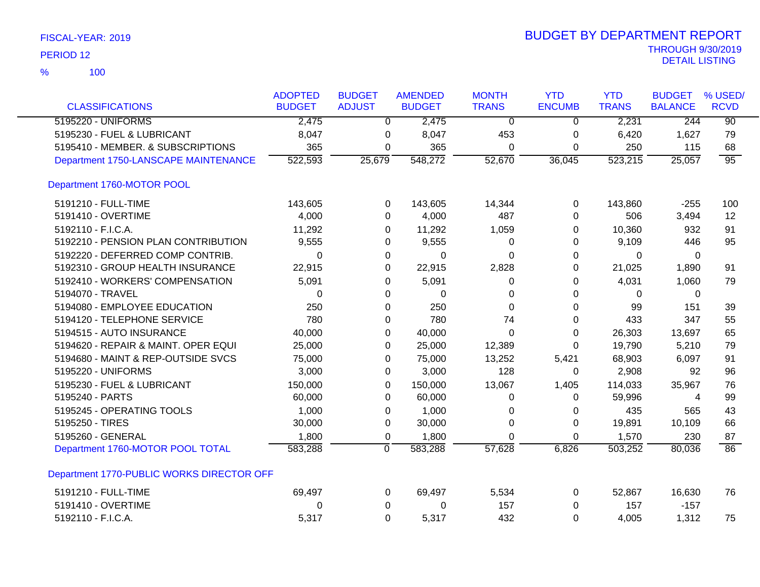FISCAL-YEAR: 2019

PERIOD 12

% 100

# BUDGET BY DEPARTMENT REPORT

THROUGH 9/30/2019

DETAIL LISTING

| CLASSIFICATIONS | ADOPTED BUDGET | BUDGET ADJUST | AMENDED BUDGET | MONTH TRANS | YTD ENCUMB | YTD TRANS | BUDGET BALANCE | % USED/ RCVD |
|---|---|---|---|---|---|---|---|---|
| 5195220 - UNIFORMS | 2,475 | 0 | 2,475 | 0 | 0 | 2,231 | 244 | 90 |
| 5195230 - FUEL & LUBRICANT | 8,047 | 0 | 8,047 | 453 | 0 | 6,420 | 1,627 | 79 |
| 5195410 - MEMBER. & SUBSCRIPTIONS | 365 | 0 | 365 | 0 | 0 | 250 | 115 | 68 |
| Department 1750-LANSCAPE MAINTENANCE | 522,593 | 25,679 | 548,272 | 52,670 | 36,045 | 523,215 | 25,057 | 95 |
| Department 1760-MOTOR POOL | | | | | | | | |
| 5191210 - FULL-TIME | 143,605 | 0 | 143,605 | 14,344 | 0 | 143,860 | -255 | 100 |
| 5191410 - OVERTIME | 4,000 | 0 | 4,000 | 487 | 0 | 506 | 3,494 | 12 |
| 5192110 - F.I.C.A. | 11,292 | 0 | 11,292 | 1,059 | 0 | 10,360 | 932 | 91 |
| 5192210 - PENSION PLAN CONTRIBUTION | 9,555 | 0 | 9,555 | 0 | 0 | 9,109 | 446 | 95 |
| 5192220 - DEFERRED COMP CONTRIB. | 0 | 0 | 0 | 0 | 0 | 0 | 0 | |
| 5192310 - GROUP HEALTH INSURANCE | 22,915 | 0 | 22,915 | 2,828 | 0 | 21,025 | 1,890 | 91 |
| 5192410 - WORKERS' COMPENSATION | 5,091 | 0 | 5,091 | 0 | 0 | 4,031 | 1,060 | 79 |
| 5194070 - TRAVEL | 0 | 0 | 0 | 0 | 0 | 0 | 0 | |
| 5194080 - EMPLOYEE EDUCATION | 250 | 0 | 250 | 0 | 0 | 99 | 151 | 39 |
| 5194120 - TELEPHONE SERVICE | 780 | 0 | 780 | 74 | 0 | 433 | 347 | 55 |
| 5194515 - AUTO INSURANCE | 40,000 | 0 | 40,000 | 0 | 0 | 26,303 | 13,697 | 65 |
| 5194620 - REPAIR & MAINT. OPER EQUI | 25,000 | 0 | 25,000 | 12,389 | 0 | 19,790 | 5,210 | 79 |
| 5194680 - MAINT & REP-OUTSIDE SVCS | 75,000 | 0 | 75,000 | 13,252 | 5,421 | 68,903 | 6,097 | 91 |
| 5195220 - UNIFORMS | 3,000 | 0 | 3,000 | 128 | 0 | 2,908 | 92 | 96 |
| 5195230 - FUEL & LUBRICANT | 150,000 | 0 | 150,000 | 13,067 | 1,405 | 114,033 | 35,967 | 76 |
| 5195240 - PARTS | 60,000 | 0 | 60,000 | 0 | 0 | 59,996 | 4 | 99 |
| 5195245 - OPERATING TOOLS | 1,000 | 0 | 1,000 | 0 | 0 | 435 | 565 | 43 |
| 5195250 - TIRES | 30,000 | 0 | 30,000 | 0 | 0 | 19,891 | 10,109 | 66 |
| 5195260 - GENERAL | 1,800 | 0 | 1,800 | 0 | 0 | 1,570 | 230 | 87 |
| Department 1760-MOTOR POOL TOTAL | 583,288 | 0 | 583,288 | 57,628 | 6,826 | 503,252 | 80,036 | 86 |
| Department 1770-PUBLIC WORKS DIRECTOR OFF | | | | | | | | |
| 5191210 - FULL-TIME | 69,497 | 0 | 69,497 | 5,534 | 0 | 52,867 | 16,630 | 76 |
| 5191410 - OVERTIME | 0 | 0 | 0 | 157 | 0 | 157 | -157 | |
| 5192110 - F.I.C.A. | 5,317 | 0 | 5,317 | 432 | 0 | 4,005 | 1,312 | 75 |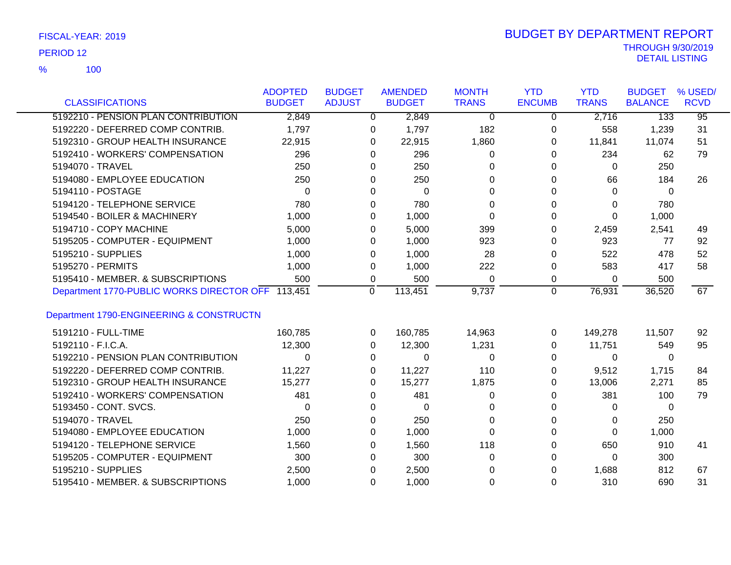FISCAL-YEAR: 2019

PERIOD 12

% 100

# BUDGET BY DEPARTMENT REPORT

THROUGH 9/30/2019

DETAIL LISTING

| CLASSIFICATIONS | ADOPTED BUDGET | BUDGET ADJUST | AMENDED BUDGET | MONTH TRANS | YTD ENCUMB | YTD TRANS | BUDGET BALANCE | % USED/ RCVD |
|---|---|---|---|---|---|---|---|---|
| 5192210 - PENSION PLAN CONTRIBUTION | 2,849 | 0 | 2,849 | 0 | 0 | 2,716 | 133 | 95 |
| 5192220 - DEFERRED COMP CONTRIB. | 1,797 | 0 | 1,797 | 182 | 0 | 558 | 1,239 | 31 |
| 5192310 - GROUP HEALTH INSURANCE | 22,915 | 0 | 22,915 | 1,860 | 0 | 11,841 | 11,074 | 51 |
| 5192410 - WORKERS' COMPENSATION | 296 | 0 | 296 | 0 | 0 | 234 | 62 | 79 |
| 5194070 - TRAVEL | 250 | 0 | 250 | 0 | 0 | 0 | 250 | |
| 5194080 - EMPLOYEE EDUCATION | 250 | 0 | 250 | 0 | 0 | 66 | 184 | 26 |
| 5194110 - POSTAGE | 0 | 0 | 0 | 0 | 0 | 0 | 0 | |
| 5194120 - TELEPHONE SERVICE | 780 | 0 | 780 | 0 | 0 | 0 | 780 | |
| 5194540 - BOILER & MACHINERY | 1,000 | 0 | 1,000 | 0 | 0 | 0 | 1,000 | |
| 5194710 - COPY MACHINE | 5,000 | 0 | 5,000 | 399 | 0 | 2,459 | 2,541 | 49 |
| 5195205 - COMPUTER - EQUIPMENT | 1,000 | 0 | 1,000 | 923 | 0 | 923 | 77 | 92 |
| 5195210 - SUPPLIES | 1,000 | 0 | 1,000 | 28 | 0 | 522 | 478 | 52 |
| 5195270 - PERMITS | 1,000 | 0 | 1,000 | 222 | 0 | 583 | 417 | 58 |
| 5195410 - MEMBER. & SUBSCRIPTIONS | 500 | 0 | 500 | 0 | 0 | 0 | 500 | |
| Department 1770-PUBLIC WORKS DIRECTOR OFF | 113,451 | 0 | 113,451 | 9,737 | 0 | 76,931 | 36,520 | 67 |
| Department 1790-ENGINEERING & CONSTRUCTN | | | | | | | | |
| 5191210 - FULL-TIME | 160,785 | 0 | 160,785 | 14,963 | 0 | 149,278 | 11,507 | 92 |
| 5192110 - F.I.C.A. | 12,300 | 0 | 12,300 | 1,231 | 0 | 11,751 | 549 | 95 |
| 5192210 - PENSION PLAN CONTRIBUTION | 0 | 0 | 0 | 0 | 0 | 0 | 0 | |
| 5192220 - DEFERRED COMP CONTRIB. | 11,227 | 0 | 11,227 | 110 | 0 | 9,512 | 1,715 | 84 |
| 5192310 - GROUP HEALTH INSURANCE | 15,277 | 0 | 15,277 | 1,875 | 0 | 13,006 | 2,271 | 85 |
| 5192410 - WORKERS' COMPENSATION | 481 | 0 | 481 | 0 | 0 | 381 | 100 | 79 |
| 5193450 - CONT. SVCS. | 0 | 0 | 0 | 0 | 0 | 0 | 0 | |
| 5194070 - TRAVEL | 250 | 0 | 250 | 0 | 0 | 0 | 250 | |
| 5194080 - EMPLOYEE EDUCATION | 1,000 | 0 | 1,000 | 0 | 0 | 0 | 1,000 | |
| 5194120 - TELEPHONE SERVICE | 1,560 | 0 | 1,560 | 118 | 0 | 650 | 910 | 41 |
| 5195205 - COMPUTER - EQUIPMENT | 300 | 0 | 300 | 0 | 0 | 0 | 300 | |
| 5195210 - SUPPLIES | 2,500 | 0 | 2,500 | 0 | 0 | 1,688 | 812 | 67 |
| 5195410 - MEMBER. & SUBSCRIPTIONS | 1,000 | 0 | 1,000 | 0 | 0 | 310 | 690 | 31 |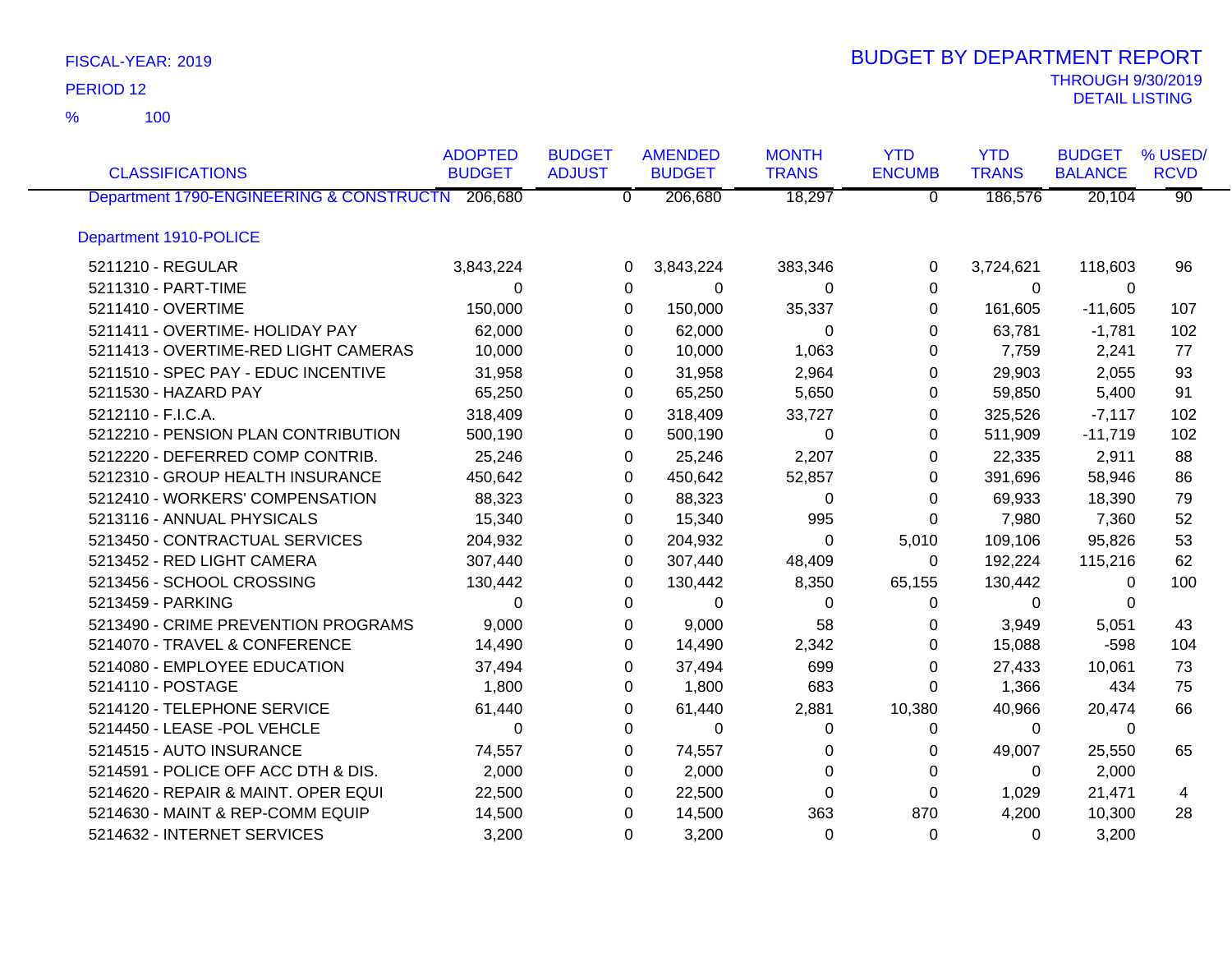FISCAL-YEAR: 2019
PERIOD 12
% 100

# BUDGET BY DEPARTMENT REPORT

THROUGH 9/30/2019
DETAIL LISTING

| CLASSIFICATIONS | ADOPTED BUDGET | BUDGET ADJUST | AMENDED BUDGET | MONTH TRANS | YTD ENCUMB | YTD TRANS | BUDGET BALANCE | % USED/ RCVD |
|---|---|---|---|---|---|---|---|---|
| Department 1790-ENGINEERING & CONSTRUCTN | 206,680 | 0 | 206,680 | 18,297 | 0 | 186,576 | 20,104 | 90 |
| **Department 1910-POLICE** | | | | | | | | |
| 5211210 - REGULAR | 3,843,224 | 0 | 3,843,224 | 383,346 | 0 | 3,724,621 | 118,603 | 96 |
| 5211310 - PART-TIME | 0 | 0 | 0 | 0 | 0 | 0 | 0 | |
| 5211410 - OVERTIME | 150,000 | 0 | 150,000 | 35,337 | 0 | 161,605 | -11,605 | 107 |
| 5211411 - OVERTIME- HOLIDAY PAY | 62,000 | 0 | 62,000 | 0 | 0 | 63,781 | -1,781 | 102 |
| 5211413 - OVERTIME-RED LIGHT CAMERAS | 10,000 | 0 | 10,000 | 1,063 | 0 | 7,759 | 2,241 | 77 |
| 5211510 - SPEC PAY - EDUC INCENTIVE | 31,958 | 0 | 31,958 | 2,964 | 0 | 29,903 | 2,055 | 93 |
| 5211530 - HAZARD PAY | 65,250 | 0 | 65,250 | 5,650 | 0 | 59,850 | 5,400 | 91 |
| 5212110 - F.I.C.A. | 318,409 | 0 | 318,409 | 33,727 | 0 | 325,526 | -7,117 | 102 |
| 5212210 - PENSION PLAN CONTRIBUTION | 500,190 | 0 | 500,190 | 0 | 0 | 511,909 | -11,719 | 102 |
| 5212220 - DEFERRED COMP CONTRIB. | 25,246 | 0 | 25,246 | 2,207 | 0 | 22,335 | 2,911 | 88 |
| 5212310 - GROUP HEALTH INSURANCE | 450,642 | 0 | 450,642 | 52,857 | 0 | 391,696 | 58,946 | 86 |
| 5212410 - WORKERS' COMPENSATION | 88,323 | 0 | 88,323 | 0 | 0 | 69,933 | 18,390 | 79 |
| 5213116 - ANNUAL PHYSICALS | 15,340 | 0 | 15,340 | 995 | 0 | 7,980 | 7,360 | 52 |
| 5213450 - CONTRACTUAL SERVICES | 204,932 | 0 | 204,932 | 0 | 5,010 | 109,106 | 95,826 | 53 |
| 5213452 - RED LIGHT CAMERA | 307,440 | 0 | 307,440 | 48,409 | 0 | 192,224 | 115,216 | 62 |
| 5213456 - SCHOOL CROSSING | 130,442 | 0 | 130,442 | 8,350 | 65,155 | 130,442 | 0 | 100 |
| 5213459 - PARKING | 0 | 0 | 0 | 0 | 0 | 0 | 0 | |
| 5213490 - CRIME PREVENTION PROGRAMS | 9,000 | 0 | 9,000 | 58 | 0 | 3,949 | 5,051 | 43 |
| 5214070 - TRAVEL & CONFERENCE | 14,490 | 0 | 14,490 | 2,342 | 0 | 15,088 | -598 | 104 |
| 5214080 - EMPLOYEE EDUCATION | 37,494 | 0 | 37,494 | 699 | 0 | 27,433 | 10,061 | 73 |
| 5214110 - POSTAGE | 1,800 | 0 | 1,800 | 683 | 0 | 1,366 | 434 | 75 |
| 5214120 - TELEPHONE SERVICE | 61,440 | 0 | 61,440 | 2,881 | 10,380 | 40,966 | 20,474 | 66 |
| 5214450 - LEASE -POL VEHCLE | 0 | 0 | 0 | 0 | 0 | 0 | 0 | |
| 5214515 - AUTO INSURANCE | 74,557 | 0 | 74,557 | 0 | 0 | 49,007 | 25,550 | 65 |
| 5214591 - POLICE OFF ACC DTH & DIS. | 2,000 | 0 | 2,000 | 0 | 0 | 0 | 2,000 | |
| 5214620 - REPAIR & MAINT. OPER EQUI | 22,500 | 0 | 22,500 | 0 | 0 | 1,029 | 21,471 | 4 |
| 5214630 - MAINT & REP-COMM EQUIP | 14,500 | 0 | 14,500 | 363 | 870 | 4,200 | 10,300 | 28 |
| 5214632 - INTERNET SERVICES | 3,200 | 0 | 3,200 | 0 | 0 | 0 | 3,200 | |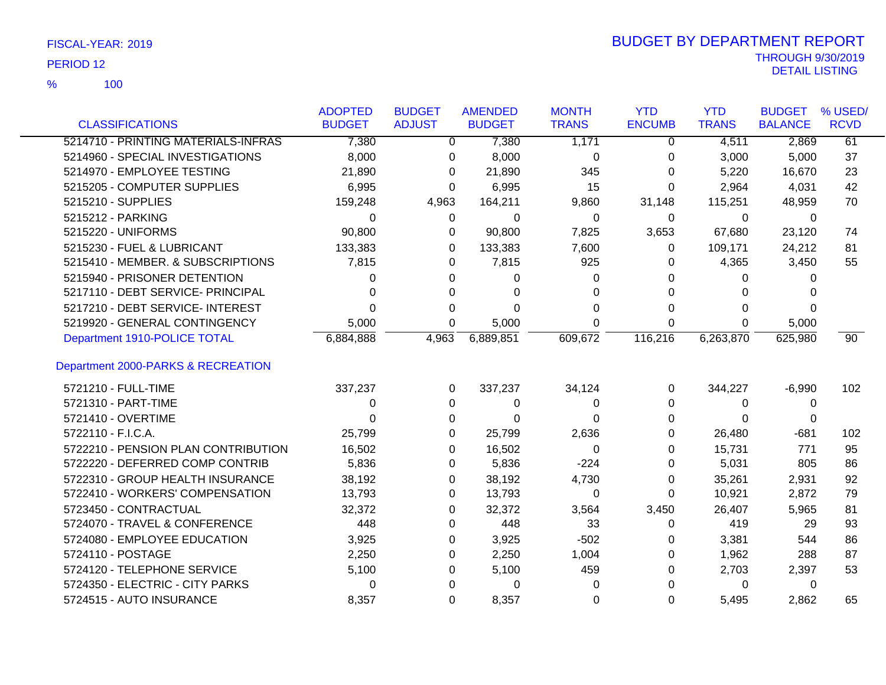FISCAL-YEAR: 2019

PERIOD 12

% 100

# BUDGET BY DEPARTMENT REPORT

THROUGH 9/30/2019
DETAIL LISTING

| CLASSIFICATIONS | ADOPTED BUDGET | BUDGET ADJUST | AMENDED BUDGET | MONTH TRANS | YTD ENCUMB | YTD TRANS | BUDGET BALANCE | % USED/ RCVD |
|---|---|---|---|---|---|---|---|---|
| 5214710 - PRINTING MATERIALS-INFRAS | 7,380 | 0 | 7,380 | 1,171 | 0 | 4,511 | 2,869 | 61 |
| 5214960 - SPECIAL INVESTIGATIONS | 8,000 | 0 | 8,000 | 0 | 0 | 3,000 | 5,000 | 37 |
| 5214970 - EMPLOYEE TESTING | 21,890 | 0 | 21,890 | 345 | 0 | 5,220 | 16,670 | 23 |
| 5215205 - COMPUTER SUPPLIES | 6,995 | 0 | 6,995 | 15 | 0 | 2,964 | 4,031 | 42 |
| 5215210 - SUPPLIES | 159,248 | 4,963 | 164,211 | 9,860 | 31,148 | 115,251 | 48,959 | 70 |
| 5215212 - PARKING | 0 | 0 | 0 | 0 | 0 | 0 | 0 | |
| 5215220 - UNIFORMS | 90,800 | 0 | 90,800 | 7,825 | 3,653 | 67,680 | 23,120 | 74 |
| 5215230 - FUEL & LUBRICANT | 133,383 | 0 | 133,383 | 7,600 | 0 | 109,171 | 24,212 | 81 |
| 5215410 - MEMBER. & SUBSCRIPTIONS | 7,815 | 0 | 7,815 | 925 | 0 | 4,365 | 3,450 | 55 |
| 5215940 - PRISONER DETENTION | 0 | 0 | 0 | 0 | 0 | 0 | 0 | |
| 5217110 - DEBT SERVICE- PRINCIPAL | 0 | 0 | 0 | 0 | 0 | 0 | 0 | |
| 5217210 - DEBT SERVICE- INTEREST | 0 | 0 | 0 | 0 | 0 | 0 | 0 | |
| 5219920 - GENERAL CONTINGENCY | 5,000 | 0 | 5,000 | 0 | 0 | 0 | 5,000 | |
| Department 1910-POLICE TOTAL | 6,884,888 | 4,963 | 6,889,851 | 609,672 | 116,216 | 6,263,870 | 625,980 | 90 |
| **Department 2000-PARKS & RECREATION** | | | | | | | | |
| 5721210 - FULL-TIME | 337,237 | 0 | 337,237 | 34,124 | 0 | 344,227 | -6,990 | 102 |
| 5721310 - PART-TIME | 0 | 0 | 0 | 0 | 0 | 0 | 0 | |
| 5721410 - OVERTIME | 0 | 0 | 0 | 0 | 0 | 0 | 0 | |
| 5722110 - F.I.C.A. | 25,799 | 0 | 25,799 | 2,636 | 0 | 26,480 | -681 | 102 |
| 5722210 - PENSION PLAN CONTRIBUTION | 16,502 | 0 | 16,502 | 0 | 0 | 15,731 | 771 | 95 |
| 5722220 - DEFERRED COMP CONTRIB | 5,836 | 0 | 5,836 | -224 | 0 | 5,031 | 805 | 86 |
| 5722310 - GROUP HEALTH INSURANCE | 38,192 | 0 | 38,192 | 4,730 | 0 | 35,261 | 2,931 | 92 |
| 5722410 - WORKERS' COMPENSATION | 13,793 | 0 | 13,793 | 0 | 0 | 10,921 | 2,872 | 79 |
| 5723450 - CONTRACTUAL | 32,372 | 0 | 32,372 | 3,564 | 3,450 | 26,407 | 5,965 | 81 |
| 5724070 - TRAVEL & CONFERENCE | 448 | 0 | 448 | 33 | 0 | 419 | 29 | 93 |
| 5724080 - EMPLOYEE EDUCATION | 3,925 | 0 | 3,925 | -502 | 0 | 3,381 | 544 | 86 |
| 5724110 - POSTAGE | 2,250 | 0 | 2,250 | 1,004 | 0 | 1,962 | 288 | 87 |
| 5724120 - TELEPHONE SERVICE | 5,100 | 0 | 5,100 | 459 | 0 | 2,703 | 2,397 | 53 |
| 5724350 - ELECTRIC - CITY PARKS | 0 | 0 | 0 | 0 | 0 | 0 | 0 | |
| 5724515 - AUTO INSURANCE | 8,357 | 0 | 8,357 | 0 | 0 | 5,495 | 2,862 | 65 |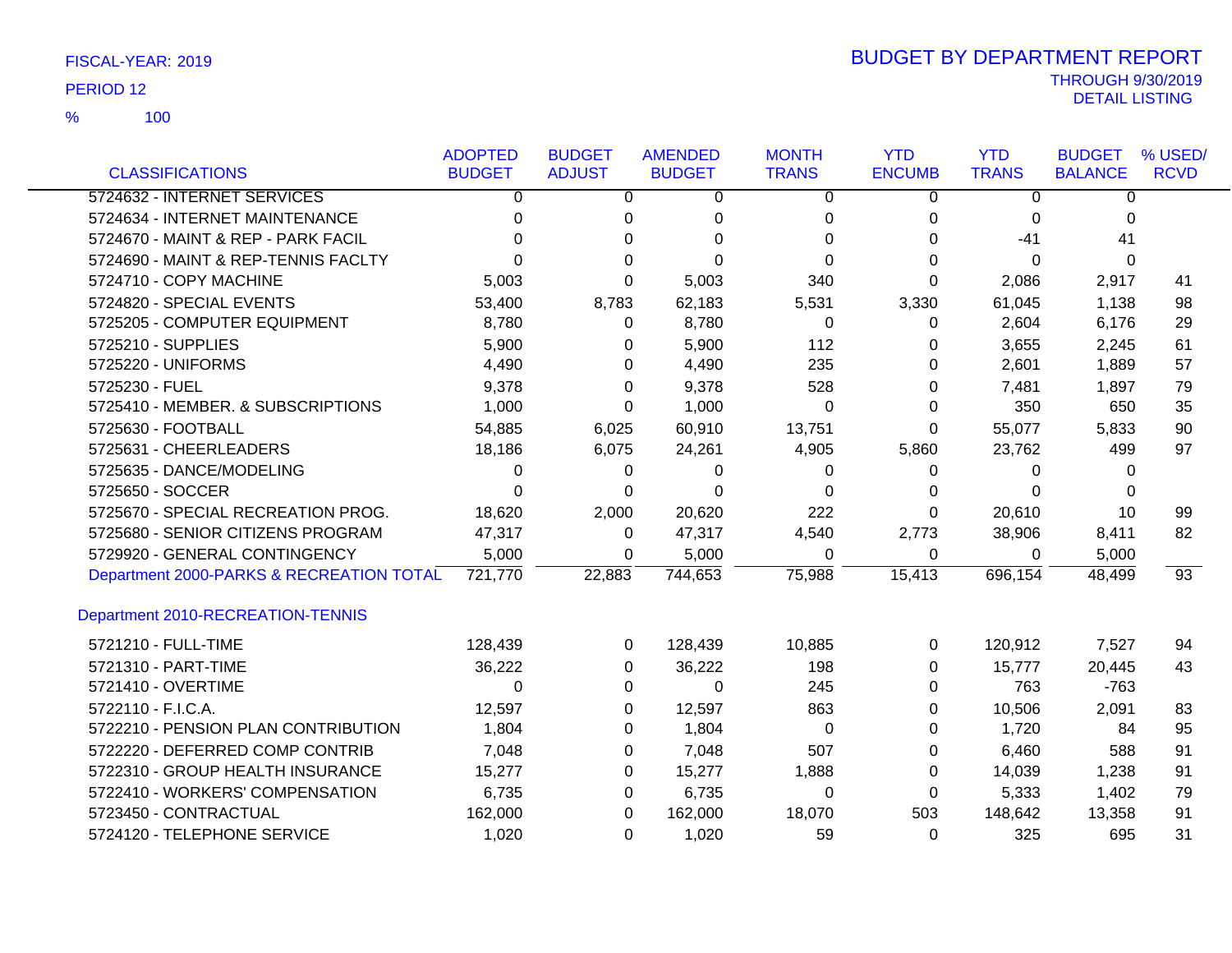FISCAL-YEAR: 2019

PERIOD 12

% 100

# BUDGET BY DEPARTMENT REPORT

THROUGH 9/30/2019
DETAIL LISTING

| CLASSIFICATIONS | ADOPTED BUDGET | BUDGET ADJUST | AMENDED BUDGET | MONTH TRANS | YTD ENCUMB | YTD TRANS | BUDGET BALANCE | % USED/ RCVD |
|---|---|---|---|---|---|---|---|---|
| 5724632 - INTERNET SERVICES | 0 | 0 | 0 | 0 | 0 | 0 | 0 | |
| 5724634 - INTERNET MAINTENANCE | 0 | 0 | 0 | 0 | 0 | 0 | 0 | |
| 5724670 - MAINT & REP - PARK FACIL | 0 | 0 | 0 | 0 | 0 | -41 | 41 | |
| 5724690 - MAINT & REP-TENNIS FACLTY | 0 | 0 | 0 | 0 | 0 | 0 | 0 | |
| 5724710 - COPY MACHINE | 5,003 | 0 | 5,003 | 340 | 0 | 2,086 | 2,917 | 41 |
| 5724820 - SPECIAL EVENTS | 53,400 | 8,783 | 62,183 | 5,531 | 3,330 | 61,045 | 1,138 | 98 |
| 5725205 - COMPUTER EQUIPMENT | 8,780 | 0 | 8,780 | 0 | 0 | 2,604 | 6,176 | 29 |
| 5725210 - SUPPLIES | 5,900 | 0 | 5,900 | 112 | 0 | 3,655 | 2,245 | 61 |
| 5725220 - UNIFORMS | 4,490 | 0 | 4,490 | 235 | 0 | 2,601 | 1,889 | 57 |
| 5725230 - FUEL | 9,378 | 0 | 9,378 | 528 | 0 | 7,481 | 1,897 | 79 |
| 5725410 - MEMBER. & SUBSCRIPTIONS | 1,000 | 0 | 1,000 | 0 | 0 | 350 | 650 | 35 |
| 5725630 - FOOTBALL | 54,885 | 6,025 | 60,910 | 13,751 | 0 | 55,077 | 5,833 | 90 |
| 5725631 - CHEERLEADERS | 18,186 | 6,075 | 24,261 | 4,905 | 5,860 | 23,762 | 499 | 97 |
| 5725635 - DANCE/MODELING | 0 | 0 | 0 | 0 | 0 | 0 | 0 | |
| 5725650 - SOCCER | 0 | 0 | 0 | 0 | 0 | 0 | 0 | |
| 5725670 - SPECIAL RECREATION PROG. | 18,620 | 2,000 | 20,620 | 222 | 0 | 20,610 | 10 | 99 |
| 5725680 - SENIOR CITIZENS PROGRAM | 47,317 | 0 | 47,317 | 4,540 | 2,773 | 38,906 | 8,411 | 82 |
| 5729920 - GENERAL CONTINGENCY | 5,000 | 0 | 5,000 | 0 | 0 | 0 | 5,000 | |
| Department 2000-PARKS & RECREATION TOTAL | 721,770 | 22,883 | 744,653 | 75,988 | 15,413 | 696,154 | 48,499 | 93 |
| **Department 2010-RECREATION-TENNIS** | | | | | | | | |
| 5721210 - FULL-TIME | 128,439 | 0 | 128,439 | 10,885 | 0 | 120,912 | 7,527 | 94 |
| 5721310 - PART-TIME | 36,222 | 0 | 36,222 | 198 | 0 | 15,777 | 20,445 | 43 |
| 5721410 - OVERTIME | 0 | 0 | 0 | 245 | 0 | 763 | -763 | |
| 5722110 - F.I.C.A. | 12,597 | 0 | 12,597 | 863 | 0 | 10,506 | 2,091 | 83 |
| 5722210 - PENSION PLAN CONTRIBUTION | 1,804 | 0 | 1,804 | 0 | 0 | 1,720 | 84 | 95 |
| 5722220 - DEFERRED COMP CONTRIB | 7,048 | 0 | 7,048 | 507 | 0 | 6,460 | 588 | 91 |
| 5722310 - GROUP HEALTH INSURANCE | 15,277 | 0 | 15,277 | 1,888 | 0 | 14,039 | 1,238 | 91 |
| 5722410 - WORKERS' COMPENSATION | 6,735 | 0 | 6,735 | 0 | 0 | 5,333 | 1,402 | 79 |
| 5723450 - CONTRACTUAL | 162,000 | 0 | 162,000 | 18,070 | 503 | 148,642 | 13,358 | 91 |
| 5724120 - TELEPHONE SERVICE | 1,020 | 0 | 1,020 | 59 | 0 | 325 | 695 | 31 |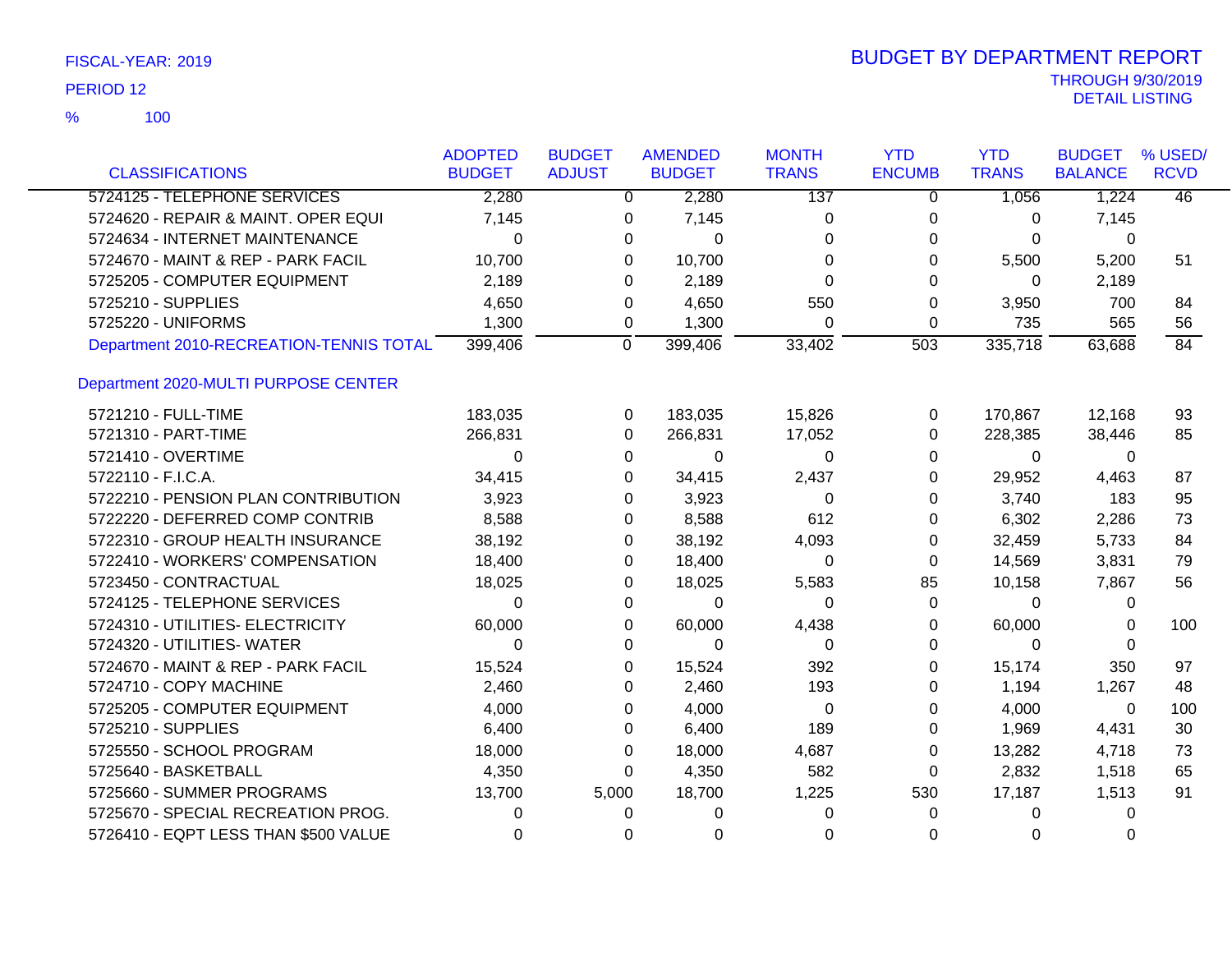FISCAL-YEAR: 2019

PERIOD 12

% 100

# BUDGET BY DEPARTMENT REPORT

THROUGH 9/30/2019
DETAIL LISTING

| CLASSIFICATIONS | ADOPTED BUDGET | BUDGET ADJUST | AMENDED BUDGET | MONTH TRANS | YTD ENCUMB | YTD TRANS | BUDGET BALANCE | % USED/ RCVD |
|---|---|---|---|---|---|---|---|---|
| 5724125 - TELEPHONE SERVICES | 2,280 | 0 | 2,280 | 137 | 0 | 1,056 | 1,224 | 46 |
| 5724620 - REPAIR & MAINT. OPER EQUI | 7,145 | 0 | 7,145 | 0 | 0 | 0 | 7,145 | |
| 5724634 - INTERNET MAINTENANCE | 0 | 0 | 0 | 0 | 0 | 0 | 0 | |
| 5724670 - MAINT & REP - PARK FACIL | 10,700 | 0 | 10,700 | 0 | 0 | 5,500 | 5,200 | 51 |
| 5725205 - COMPUTER EQUIPMENT | 2,189 | 0 | 2,189 | 0 | 0 | 0 | 2,189 | |
| 5725210 - SUPPLIES | 4,650 | 0 | 4,650 | 550 | 0 | 3,950 | 700 | 84 |
| 5725220 - UNIFORMS | 1,300 | 0 | 1,300 | 0 | 0 | 735 | 565 | 56 |
| Department 2010-RECREATION-TENNIS TOTAL | 399,406 | 0 | 399,406 | 33,402 | 503 | 335,718 | 63,688 | 84 |
| **Department 2020-MULTI PURPOSE CENTER** | | | | | | | | |
| 5721210 - FULL-TIME | 183,035 | 0 | 183,035 | 15,826 | 0 | 170,867 | 12,168 | 93 |
| 5721310 - PART-TIME | 266,831 | 0 | 266,831 | 17,052 | 0 | 228,385 | 38,446 | 85 |
| 5721410 - OVERTIME | 0 | 0 | 0 | 0 | 0 | 0 | 0 | |
| 5722110 - F.I.C.A. | 34,415 | 0 | 34,415 | 2,437 | 0 | 29,952 | 4,463 | 87 |
| 5722210 - PENSION PLAN CONTRIBUTION | 3,923 | 0 | 3,923 | 0 | 0 | 3,740 | 183 | 95 |
| 5722220 - DEFERRED COMP CONTRIB | 8,588 | 0 | 8,588 | 612 | 0 | 6,302 | 2,286 | 73 |
| 5722310 - GROUP HEALTH INSURANCE | 38,192 | 0 | 38,192 | 4,093 | 0 | 32,459 | 5,733 | 84 |
| 5722410 - WORKERS' COMPENSATION | 18,400 | 0 | 18,400 | 0 | 0 | 14,569 | 3,831 | 79 |
| 5723450 - CONTRACTUAL | 18,025 | 0 | 18,025 | 5,583 | 85 | 10,158 | 7,867 | 56 |
| 5724125 - TELEPHONE SERVICES | 0 | 0 | 0 | 0 | 0 | 0 | 0 | |
| 5724310 - UTILITIES- ELECTRICITY | 60,000 | 0 | 60,000 | 4,438 | 0 | 60,000 | 0 | 100 |
| 5724320 - UTILITIES- WATER | 0 | 0 | 0 | 0 | 0 | 0 | 0 | |
| 5724670 - MAINT & REP - PARK FACIL | 15,524 | 0 | 15,524 | 392 | 0 | 15,174 | 350 | 97 |
| 5724710 - COPY MACHINE | 2,460 | 0 | 2,460 | 193 | 0 | 1,194 | 1,267 | 48 |
| 5725205 - COMPUTER EQUIPMENT | 4,000 | 0 | 4,000 | 0 | 0 | 4,000 | 0 | 100 |
| 5725210 - SUPPLIES | 6,400 | 0 | 6,400 | 189 | 0 | 1,969 | 4,431 | 30 |
| 5725550 - SCHOOL PROGRAM | 18,000 | 0 | 18,000 | 4,687 | 0 | 13,282 | 4,718 | 73 |
| 5725640 - BASKETBALL | 4,350 | 0 | 4,350 | 582 | 0 | 2,832 | 1,518 | 65 |
| 5725660 - SUMMER PROGRAMS | 13,700 | 5,000 | 18,700 | 1,225 | 530 | 17,187 | 1,513 | 91 |
| 5725670 - SPECIAL RECREATION PROG. | 0 | 0 | 0 | 0 | 0 | 0 | 0 | |
| 5726410 - EQPT LESS THAN $500 VALUE | 0 | 0 | 0 | 0 | 0 | 0 | 0 | |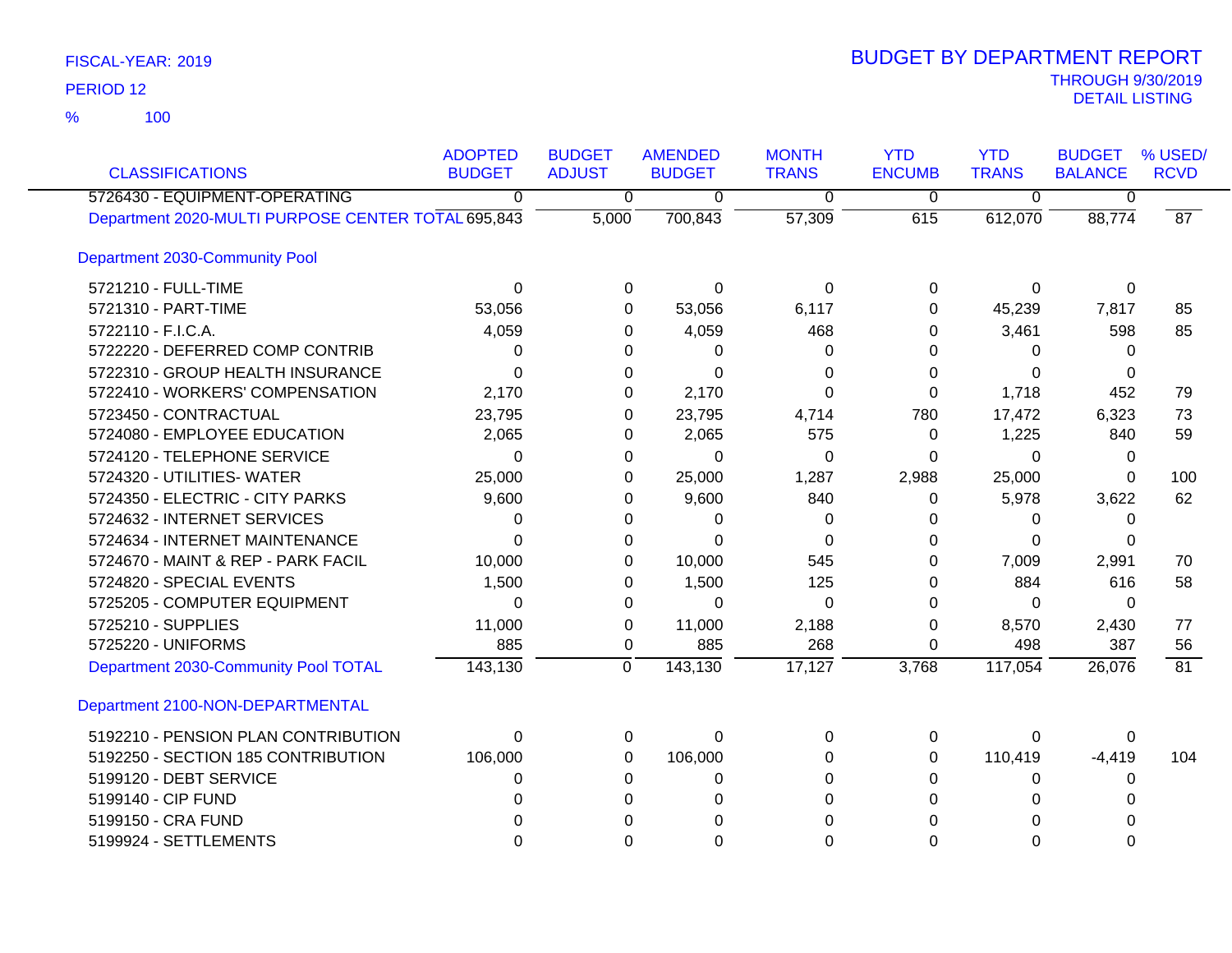FISCAL-YEAR: 2019

PERIOD 12

% 100

# BUDGET BY DEPARTMENT REPORT

THROUGH 9/30/2019

DETAIL LISTING

| CLASSIFICATIONS | ADOPTED BUDGET | BUDGET ADJUST | AMENDED BUDGET | MONTH TRANS | YTD ENCUMB | YTD TRANS | BUDGET BALANCE | % USED/ RCVD |
|---|---|---|---|---|---|---|---|---|
| 5726430 - EQUIPMENT-OPERATING | 0 | 0 | 0 | 0 | 0 | 0 | 0 | |
| Department 2020-MULTI PURPOSE CENTER TOTAL | 695,843 | 5,000 | 700,843 | 57,309 | 615 | 612,070 | 88,774 | 87 |
| **Department 2030-Community Pool** | | | | | | | | |
| 5721210 - FULL-TIME | 0 | 0 | 0 | 0 | 0 | 0 | 0 | |
| 5721310 - PART-TIME | 53,056 | 0 | 53,056 | 6,117 | 0 | 45,239 | 7,817 | 85 |
| 5722110 - F.I.C.A. | 4,059 | 0 | 4,059 | 468 | 0 | 3,461 | 598 | 85 |
| 5722220 - DEFERRED COMP CONTRIB | 0 | 0 | 0 | 0 | 0 | 0 | 0 | |
| 5722310 - GROUP HEALTH INSURANCE | 0 | 0 | 0 | 0 | 0 | 0 | 0 | |
| 5722410 - WORKERS' COMPENSATION | 2,170 | 0 | 2,170 | 0 | 0 | 1,718 | 452 | 79 |
| 5723450 - CONTRACTUAL | 23,795 | 0 | 23,795 | 4,714 | 780 | 17,472 | 6,323 | 73 |
| 5724080 - EMPLOYEE EDUCATION | 2,065 | 0 | 2,065 | 575 | 0 | 1,225 | 840 | 59 |
| 5724120 - TELEPHONE SERVICE | 0 | 0 | 0 | 0 | 0 | 0 | 0 | |
| 5724320 - UTILITIES- WATER | 25,000 | 0 | 25,000 | 1,287 | 2,988 | 25,000 | 0 | 100 |
| 5724350 - ELECTRIC - CITY PARKS | 9,600 | 0 | 9,600 | 840 | 0 | 5,978 | 3,622 | 62 |
| 5724632 - INTERNET SERVICES | 0 | 0 | 0 | 0 | 0 | 0 | 0 | |
| 5724634 - INTERNET MAINTENANCE | 0 | 0 | 0 | 0 | 0 | 0 | 0 | |
| 5724670 - MAINT & REP - PARK FACIL | 10,000 | 0 | 10,000 | 545 | 0 | 7,009 | 2,991 | 70 |
| 5724820 - SPECIAL EVENTS | 1,500 | 0 | 1,500 | 125 | 0 | 884 | 616 | 58 |
| 5725205 - COMPUTER EQUIPMENT | 0 | 0 | 0 | 0 | 0 | 0 | 0 | |
| 5725210 - SUPPLIES | 11,000 | 0 | 11,000 | 2,188 | 0 | 8,570 | 2,430 | 77 |
| 5725220 - UNIFORMS | 885 | 0 | 885 | 268 | 0 | 498 | 387 | 56 |
| Department 2030-Community Pool TOTAL | 143,130 | 0 | 143,130 | 17,127 | 3,768 | 117,054 | 26,076 | 81 |
| **Department 2100-NON-DEPARTMENTAL** | | | | | | | | |
| 5192210 - PENSION PLAN CONTRIBUTION | 0 | 0 | 0 | 0 | 0 | 0 | 0 | |
| 5192250 - SECTION 185 CONTRIBUTION | 106,000 | 0 | 106,000 | 0 | 0 | 110,419 | -4,419 | 104 |
| 5199120 - DEBT SERVICE | 0 | 0 | 0 | 0 | 0 | 0 | 0 | |
| 5199140 - CIP FUND | 0 | 0 | 0 | 0 | 0 | 0 | 0 | |
| 5199150 - CRA FUND | 0 | 0 | 0 | 0 | 0 | 0 | 0 | |
| 5199924 - SETTLEMENTS | 0 | 0 | 0 | 0 | 0 | 0 | 0 | |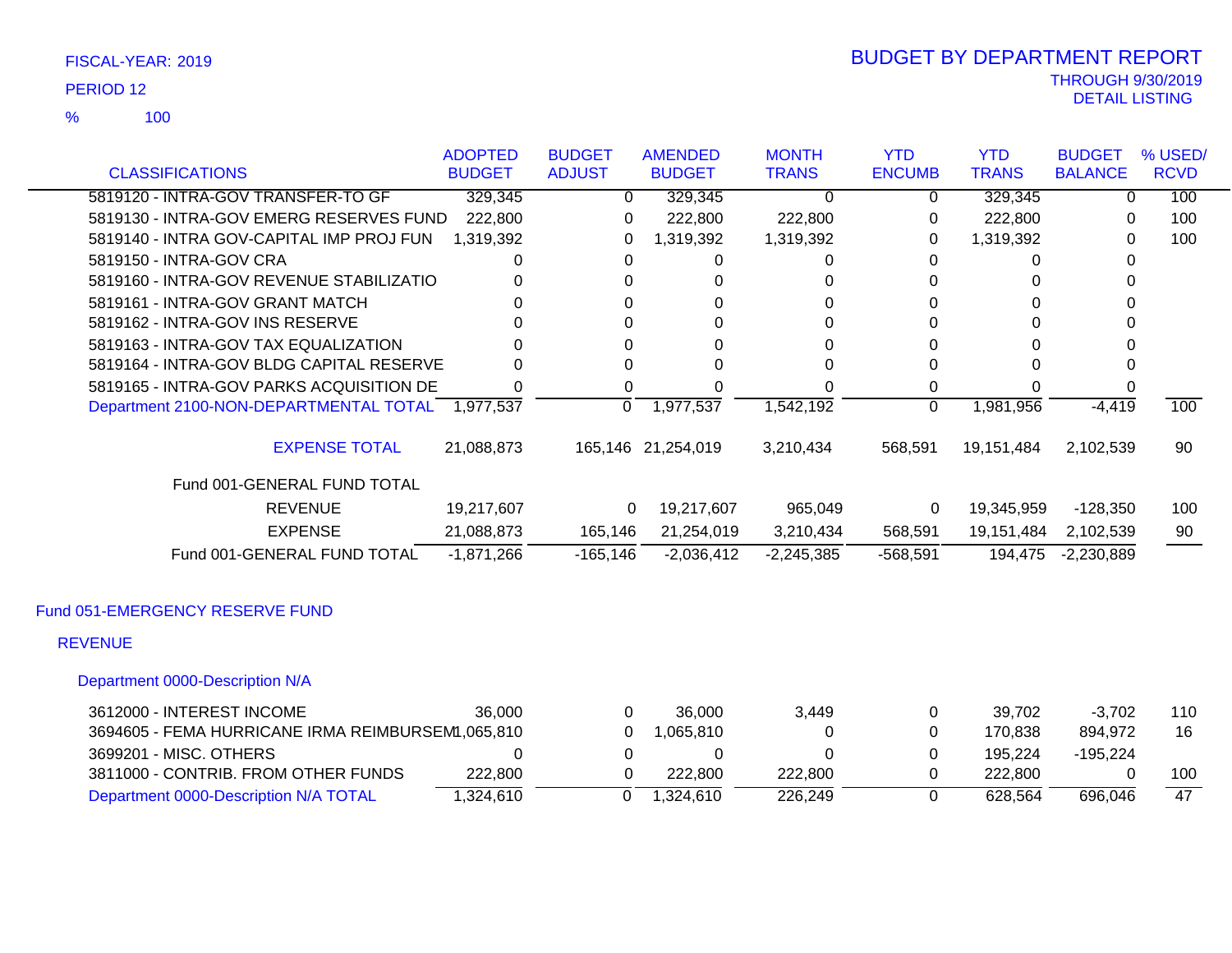FISCAL-YEAR: 2019

PERIOD 12

% 100

# BUDGET BY DEPARTMENT REPORT

THROUGH 9/30/2019

DETAIL LISTING

| CLASSIFICATIONS | ADOPTED BUDGET | BUDGET ADJUST | AMENDED BUDGET | MONTH TRANS | YTD ENCUMB | YTD TRANS | BUDGET BALANCE | % USED/ RCVD |
|---|---|---|---|---|---|---|---|---|
| 5819120 - INTRA-GOV TRANSFER-TO GF | 329,345 | 0 | 329,345 | 0 | 0 | 329,345 | 0 | 100 |
| 5819130 - INTRA-GOV EMERG RESERVES FUND | 222,800 | 0 | 222,800 | 222,800 | 0 | 222,800 | 0 | 100 |
| 5819140 - INTRA GOV-CAPITAL IMP PROJ FUN | 1,319,392 | 0 | 1,319,392 | 1,319,392 | 0 | 1,319,392 | 0 | 100 |
| 5819150 - INTRA-GOV CRA | 0 | 0 | 0 | 0 | 0 | 0 | 0 | |
| 5819160 - INTRA-GOV REVENUE STABILIZATIO | 0 | 0 | 0 | 0 | 0 | 0 | 0 | |
| 5819161 - INTRA-GOV GRANT MATCH | 0 | 0 | 0 | 0 | 0 | 0 | 0 | |
| 5819162 - INTRA-GOV INS RESERVE | 0 | 0 | 0 | 0 | 0 | 0 | 0 | |
| 5819163 - INTRA-GOV TAX EQUALIZATION | 0 | 0 | 0 | 0 | 0 | 0 | 0 | |
| 5819164 - INTRA-GOV BLDG CAPITAL RESERVE | 0 | 0 | 0 | 0 | 0 | 0 | 0 | |
| 5819165 - INTRA-GOV PARKS ACQUISITION DE | 0 | 0 | 0 | 0 | 0 | 0 | 0 | |
| Department 2100-NON-DEPARTMENTAL TOTAL | 1,977,537 | 0 | 1,977,537 | 1,542,192 | 0 | 1,981,956 | -4,419 | 100 |
| EXPENSE TOTAL | 21,088,873 | 165,146 | 21,254,019 | 3,210,434 | 568,591 | 19,151,484 | 2,102,539 | 90 |
| Fund 001-GENERAL FUND TOTAL | | | | | | | | |
| REVENUE | 19,217,607 | 0 | 19,217,607 | 965,049 | 0 | 19,345,959 | -128,350 | 100 |
| EXPENSE | 21,088,873 | 165,146 | 21,254,019 | 3,210,434 | 568,591 | 19,151,484 | 2,102,539 | 90 |
| Fund 001-GENERAL FUND TOTAL | -1,871,266 | -165,146 | -2,036,412 | -2,245,385 | -568,591 | 194,475 | -2,230,889 | |

## Fund 051-EMERGENCY RESERVE FUND

### REVENUE

#### Department 0000-Description N/A

| CLASSIFICATIONS | ADOPTED BUDGET | BUDGET ADJUST | AMENDED BUDGET | MONTH TRANS | YTD ENCUMB | YTD TRANS | BUDGET BALANCE | % USED/ RCVD |
|---|---|---|---|---|---|---|---|---|
| 3612000 - INTEREST INCOME | 36,000 | 0 | 36,000 | 3,449 | 0 | 39,702 | -3,702 | 110 |
| 3694605 - FEMA HURRICANE IRMA REIMBURSEM | 1,065,810 | 0 | 1,065,810 | 0 | 0 | 170,838 | 894,972 | 16 |
| 3699201 - MISC. OTHERS | 0 | 0 | 0 | 0 | 0 | 195,224 | -195,224 | |
| 3811000 - CONTRIB. FROM OTHER FUNDS | 222,800 | 0 | 222,800 | 222,800 | 0 | 222,800 | 0 | 100 |
| Department 0000-Description N/A TOTAL | 1,324,610 | 0 | 1,324,610 | 226,249 | 0 | 628,564 | 696,046 | 47 |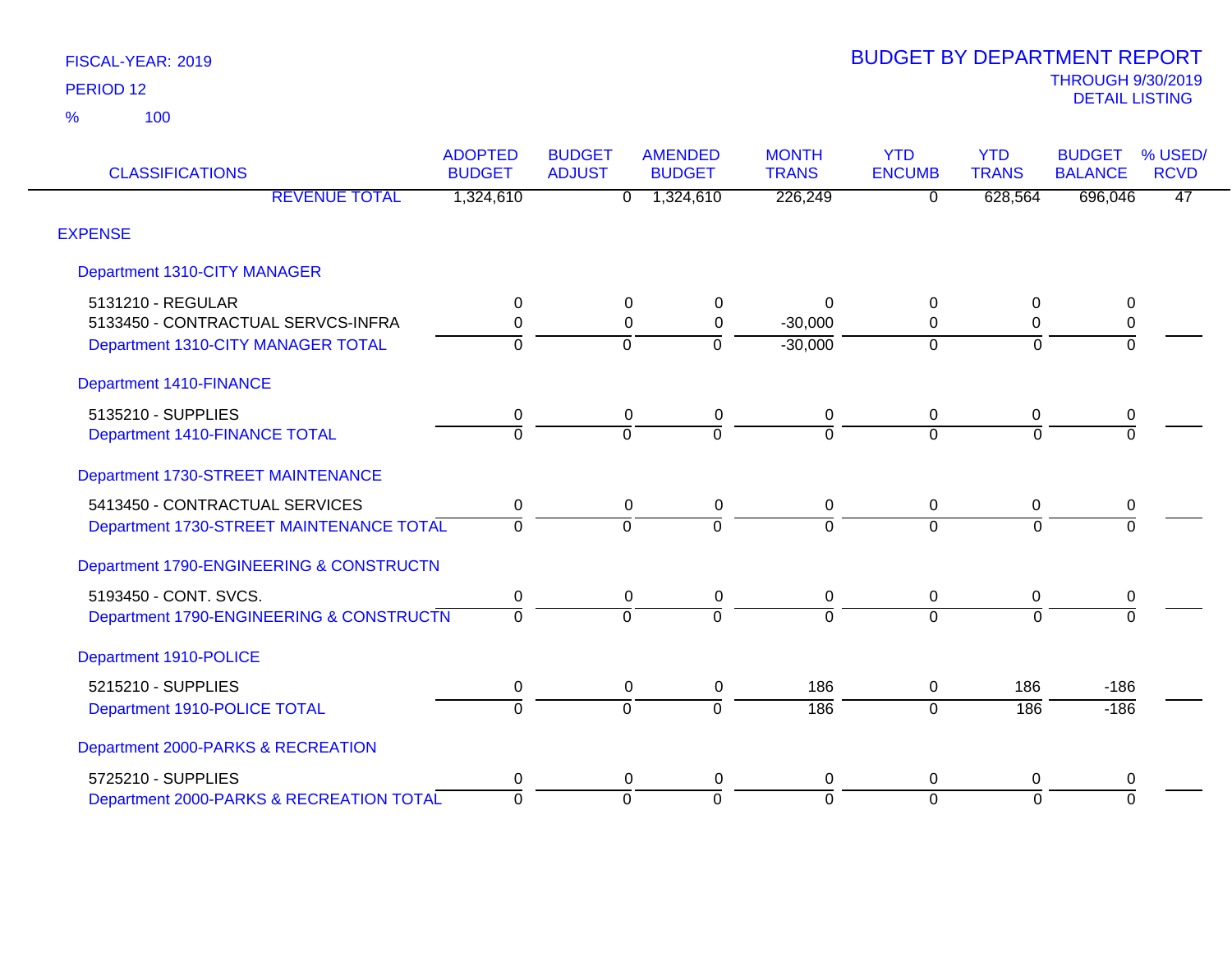FISCAL-YEAR: 2019

PERIOD 12

% 100

# BUDGET BY DEPARTMENT REPORT

THROUGH 9/30/2019

DETAIL LISTING

| CLASSIFICATIONS | ADOPTED BUDGET | BUDGET ADJUST | AMENDED BUDGET | MONTH TRANS | YTD ENCUMB | YTD TRANS | BUDGET BALANCE | % USED/ RCVD |
|---|---|---|---|---|---|---|---|---|
| REVENUE TOTAL | 1,324,610 | 0 | 1,324,610 | 226,249 | 0 | 628,564 | 696,046 | 47 |
| **EXPENSE** | | | | | | | | |
| **Department 1310-CITY MANAGER** | | | | | | | | |
| 5131210 - REGULAR | 0 | 0 | 0 | 0 | 0 | 0 | 0 | |
| 5133450 - CONTRACTUAL SERVCS-INFRA | 0 | 0 | 0 | -30,000 | 0 | 0 | 0 | |
| Department 1310-CITY MANAGER TOTAL | 0 | 0 | 0 | -30,000 | 0 | 0 | 0 | |
| **Department 1410-FINANCE** | | | | | | | | |
| 5135210 - SUPPLIES | 0 | 0 | 0 | 0 | 0 | 0 | 0 | |
| Department 1410-FINANCE TOTAL | 0 | 0 | 0 | 0 | 0 | 0 | 0 | |
| **Department 1730-STREET MAINTENANCE** | | | | | | | | |
| 5413450 - CONTRACTUAL SERVICES | 0 | 0 | 0 | 0 | 0 | 0 | 0 | |
| Department 1730-STREET MAINTENANCE TOTAL | 0 | 0 | 0 | 0 | 0 | 0 | 0 | |
| **Department 1790-ENGINEERING & CONSTRUCTN** | | | | | | | | |
| 5193450 - CONT. SVCS. | 0 | 0 | 0 | 0 | 0 | 0 | 0 | |
| Department 1790-ENGINEERING & CONSTRUCTN | 0 | 0 | 0 | 0 | 0 | 0 | 0 | |
| **Department 1910-POLICE** | | | | | | | | |
| 5215210 - SUPPLIES | 0 | 0 | 0 | 186 | 0 | 186 | -186 | |
| Department 1910-POLICE TOTAL | 0 | 0 | 0 | 186 | 0 | 186 | -186 | |
| **Department 2000-PARKS & RECREATION** | | | | | | | | |
| 5725210 - SUPPLIES | 0 | 0 | 0 | 0 | 0 | 0 | 0 | |
| Department 2000-PARKS & RECREATION TOTAL | 0 | 0 | 0 | 0 | 0 | 0 | 0 | |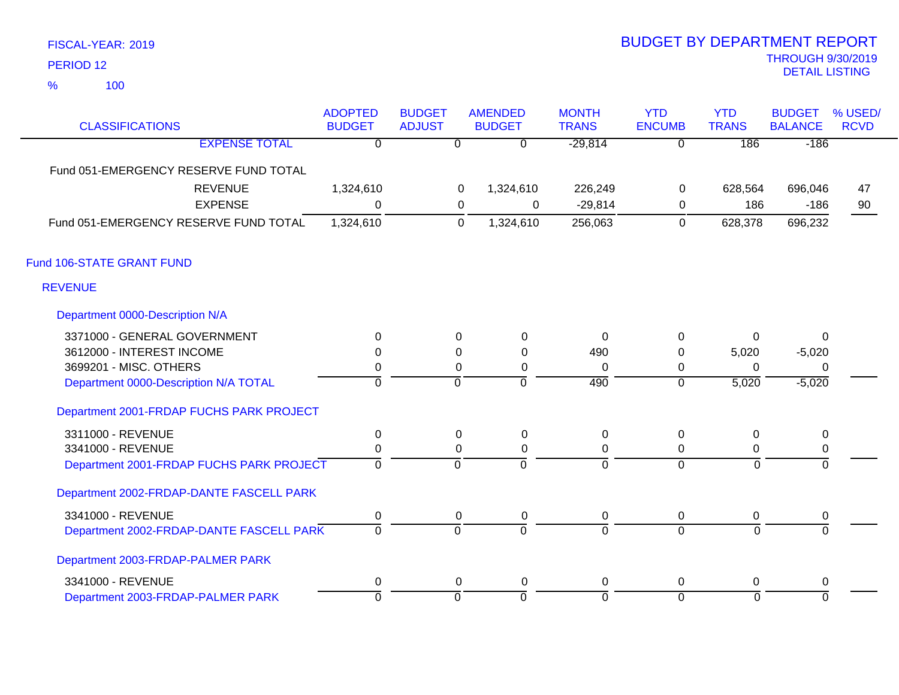FISCAL-YEAR: 2019

PERIOD 12

% 100

# BUDGET BY DEPARTMENT REPORT

THROUGH 9/30/2019

DETAIL LISTING

| CLASSIFICATIONS | ADOPTED BUDGET | BUDGET ADJUST | AMENDED BUDGET | MONTH TRANS | YTD ENCUMB | YTD TRANS | BUDGET BALANCE | % USED/ RCVD |
|---|---|---|---|---|---|---|---|---|
| EXPENSE TOTAL | 0 | 0 | 0 | -29,814 | 0 | 186 | -186 | |
| **Fund 051-EMERGENCY RESERVE FUND TOTAL** | | | | | | | | |
| REVENUE | 1,324,610 | 0 | 1,324,610 | 226,249 | 0 | 628,564 | 696,046 | 47 |
| EXPENSE | 0 | 0 | 0 | -29,814 | 0 | 186 | -186 | 90 |
| Fund 051-EMERGENCY RESERVE FUND TOTAL | 1,324,610 | 0 | 1,324,610 | 256,063 | 0 | 628,378 | 696,232 | |
| **Fund 106-STATE GRANT FUND** | | | | | | | | |
| **REVENUE** | | | | | | | | |
| **Department 0000-Description N/A** | | | | | | | | |
| 3371000 - GENERAL GOVERNMENT | 0 | 0 | 0 | 0 | 0 | 0 | 0 | |
| 3612000 - INTEREST INCOME | 0 | 0 | 0 | 490 | 0 | 5,020 | -5,020 | |
| 3699201 - MISC. OTHERS | 0 | 0 | 0 | 0 | 0 | 0 | 0 | |
| Department 0000-Description N/A TOTAL | 0 | 0 | 0 | 490 | 0 | 5,020 | -5,020 | |
| **Department 2001-FRDAP FUCHS PARK PROJECT** | | | | | | | | |
| 3311000 - REVENUE | 0 | 0 | 0 | 0 | 0 | 0 | 0 | |
| 3341000 - REVENUE | 0 | 0 | 0 | 0 | 0 | 0 | 0 | |
| Department 2001-FRDAP FUCHS PARK PROJECT | 0 | 0 | 0 | 0 | 0 | 0 | 0 | |
| **Department 2002-FRDAP-DANTE FASCELL PARK** | | | | | | | | |
| 3341000 - REVENUE | 0 | 0 | 0 | 0 | 0 | 0 | 0 | |
| Department 2002-FRDAP-DANTE FASCELL PARK | 0 | 0 | 0 | 0 | 0 | 0 | 0 | |
| **Department 2003-FRDAP-PALMER PARK** | | | | | | | | |
| 3341000 - REVENUE | 0 | 0 | 0 | 0 | 0 | 0 | 0 | |
| Department 2003-FRDAP-PALMER PARK | 0 | 0 | 0 | 0 | 0 | 0 | 0 | |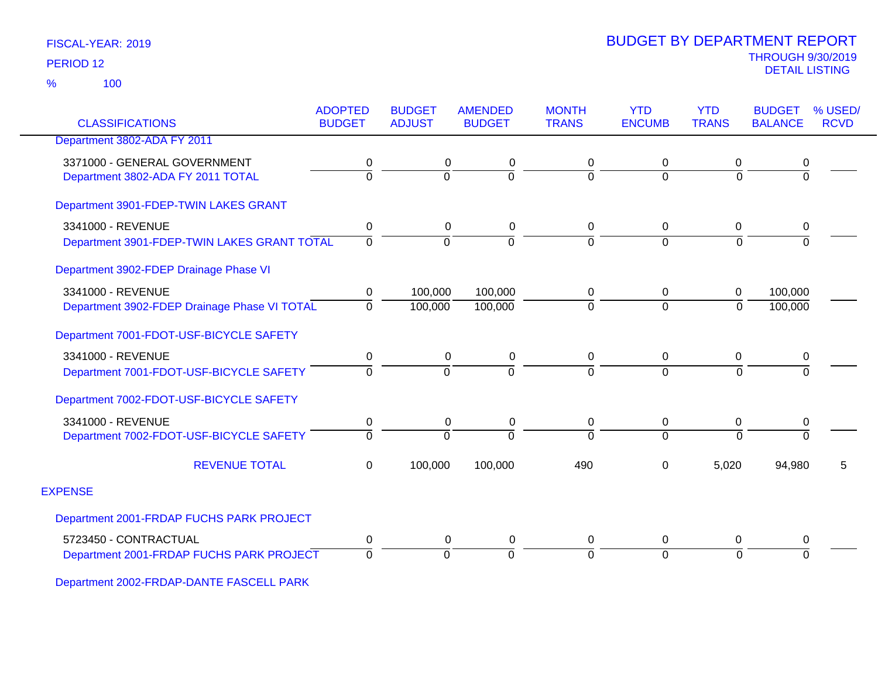FISCAL-YEAR: 2019

PERIOD 12

% 100

# BUDGET BY DEPARTMENT REPORT

THROUGH 9/30/2019

DETAIL LISTING

| CLASSIFICATIONS | ADOPTED BUDGET | BUDGET ADJUST | AMENDED BUDGET | MONTH TRANS | YTD ENCUMB | YTD TRANS | BUDGET BALANCE | % USED/ RCVD |
|---|---|---|---|---|---|---|---|---|
| Department 3802-ADA FY 2011 | | | | | | | | |
| 3371000 - GENERAL GOVERNMENT | 0 | 0 | 0 | 0 | 0 | 0 | 0 | |
| Department 3802-ADA FY 2011 TOTAL | 0 | 0 | 0 | 0 | 0 | 0 | 0 | |
| Department 3901-FDEP-TWIN LAKES GRANT | | | | | | | | |
| 3341000 - REVENUE | 0 | 0 | 0 | 0 | 0 | 0 | 0 | |
| Department 3901-FDEP-TWIN LAKES GRANT TOTAL | 0 | 0 | 0 | 0 | 0 | 0 | 0 | |
| Department 3902-FDEP Drainage Phase VI | | | | | | | | |
| 3341000 - REVENUE | 0 | 100,000 | 100,000 | 0 | 0 | 0 | 100,000 | |
| Department 3902-FDEP Drainage Phase VI TOTAL | 0 | 100,000 | 100,000 | 0 | 0 | 0 | 100,000 | |
| Department 7001-FDOT-USF-BICYCLE SAFETY | | | | | | | | |
| 3341000 - REVENUE | 0 | 0 | 0 | 0 | 0 | 0 | 0 | |
| Department 7001-FDOT-USF-BICYCLE SAFETY | 0 | 0 | 0 | 0 | 0 | 0 | 0 | |
| Department 7002-FDOT-USF-BICYCLE SAFETY | | | | | | | | |
| 3341000 - REVENUE | 0 | 0 | 0 | 0 | 0 | 0 | 0 | |
| Department 7002-FDOT-USF-BICYCLE SAFETY | 0 | 0 | 0 | 0 | 0 | 0 | 0 | |
| REVENUE TOTAL | 0 | 100,000 | 100,000 | 490 | 0 | 5,020 | 94,980 | 5 |
| EXPENSE | | | | | | | | |
| Department 2001-FRDAP FUCHS PARK PROJECT | | | | | | | | |
| 5723450 - CONTRACTUAL | 0 | 0 | 0 | 0 | 0 | 0 | 0 | |
| Department 2001-FRDAP FUCHS PARK PROJECT | 0 | 0 | 0 | 0 | 0 | 0 | 0 | |
| Department 2002-FRDAP-DANTE FASCELL PARK | | | | | | | | |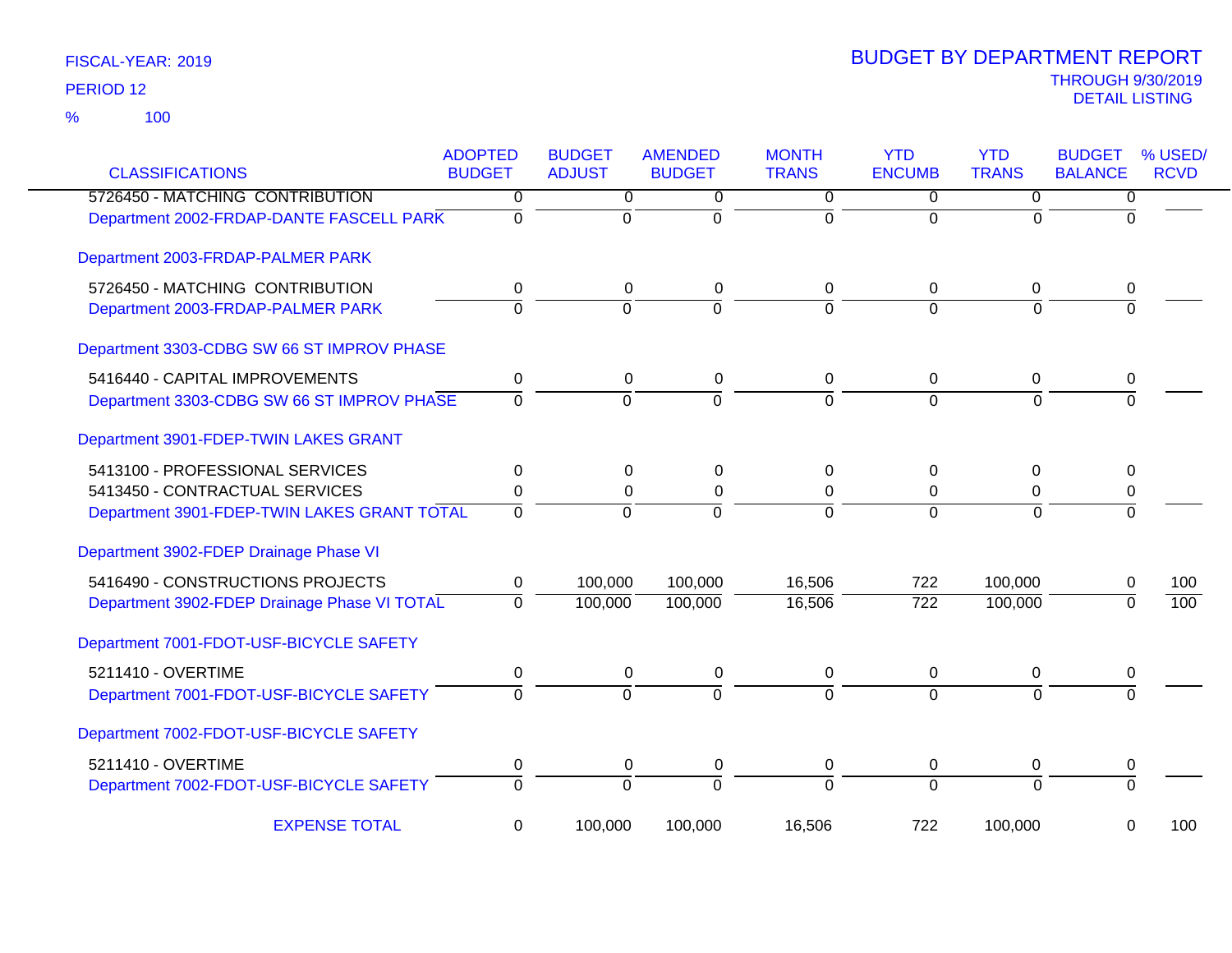FISCAL-YEAR: 2019

PERIOD 12

% 100

# BUDGET BY DEPARTMENT REPORT

THROUGH 9/30/2019

DETAIL LISTING

| CLASSIFICATIONS | ADOPTED BUDGET | BUDGET ADJUST | AMENDED BUDGET | MONTH TRANS | YTD ENCUMB | YTD TRANS | BUDGET BALANCE | % USED/ RCVD |
|---|---|---|---|---|---|---|---|---|
| 5726450 - MATCHING CONTRIBUTION | 0 | 0 | 0 | 0 | 0 | 0 | 0 | |
| Department 2002-FRDAP-DANTE FASCELL PARK | 0 | 0 | 0 | 0 | 0 | 0 | 0 | |
| Department 2003-FRDAP-PALMER PARK | | | | | | | | |
| 5726450 - MATCHING CONTRIBUTION | 0 | 0 | 0 | 0 | 0 | 0 | 0 | |
| Department 2003-FRDAP-PALMER PARK | 0 | 0 | 0 | 0 | 0 | 0 | 0 | |
| Department 3303-CDBG SW 66 ST IMPROV PHASE | | | | | | | | |
| 5416440 - CAPITAL IMPROVEMENTS | 0 | 0 | 0 | 0 | 0 | 0 | 0 | |
| Department 3303-CDBG SW 66 ST IMPROV PHASE | 0 | 0 | 0 | 0 | 0 | 0 | 0 | |
| Department 3901-FDEP-TWIN LAKES GRANT | | | | | | | | |
| 5413100 - PROFESSIONAL SERVICES | 0 | 0 | 0 | 0 | 0 | 0 | 0 | |
| 5413450 - CONTRACTUAL SERVICES | 0 | 0 | 0 | 0 | 0 | 0 | 0 | |
| Department 3901-FDEP-TWIN LAKES GRANT TOTAL | 0 | 0 | 0 | 0 | 0 | 0 | 0 | |
| Department 3902-FDEP Drainage Phase VI | | | | | | | | |
| 5416490 - CONSTRUCTIONS PROJECTS | 0 | 100,000 | 100,000 | 16,506 | 722 | 100,000 | 0 | 100 |
| Department 3902-FDEP Drainage Phase VI TOTAL | 0 | 100,000 | 100,000 | 16,506 | 722 | 100,000 | 0 | 100 |
| Department 7001-FDOT-USF-BICYCLE SAFETY | | | | | | | | |
| 5211410 - OVERTIME | 0 | 0 | 0 | 0 | 0 | 0 | 0 | |
| Department 7001-FDOT-USF-BICYCLE SAFETY | 0 | 0 | 0 | 0 | 0 | 0 | 0 | |
| Department 7002-FDOT-USF-BICYCLE SAFETY | | | | | | | | |
| 5211410 - OVERTIME | 0 | 0 | 0 | 0 | 0 | 0 | 0 | |
| Department 7002-FDOT-USF-BICYCLE SAFETY | 0 | 0 | 0 | 0 | 0 | 0 | 0 | |
| EXPENSE TOTAL | 0 | 100,000 | 100,000 | 16,506 | 722 | 100,000 | 0 | 100 |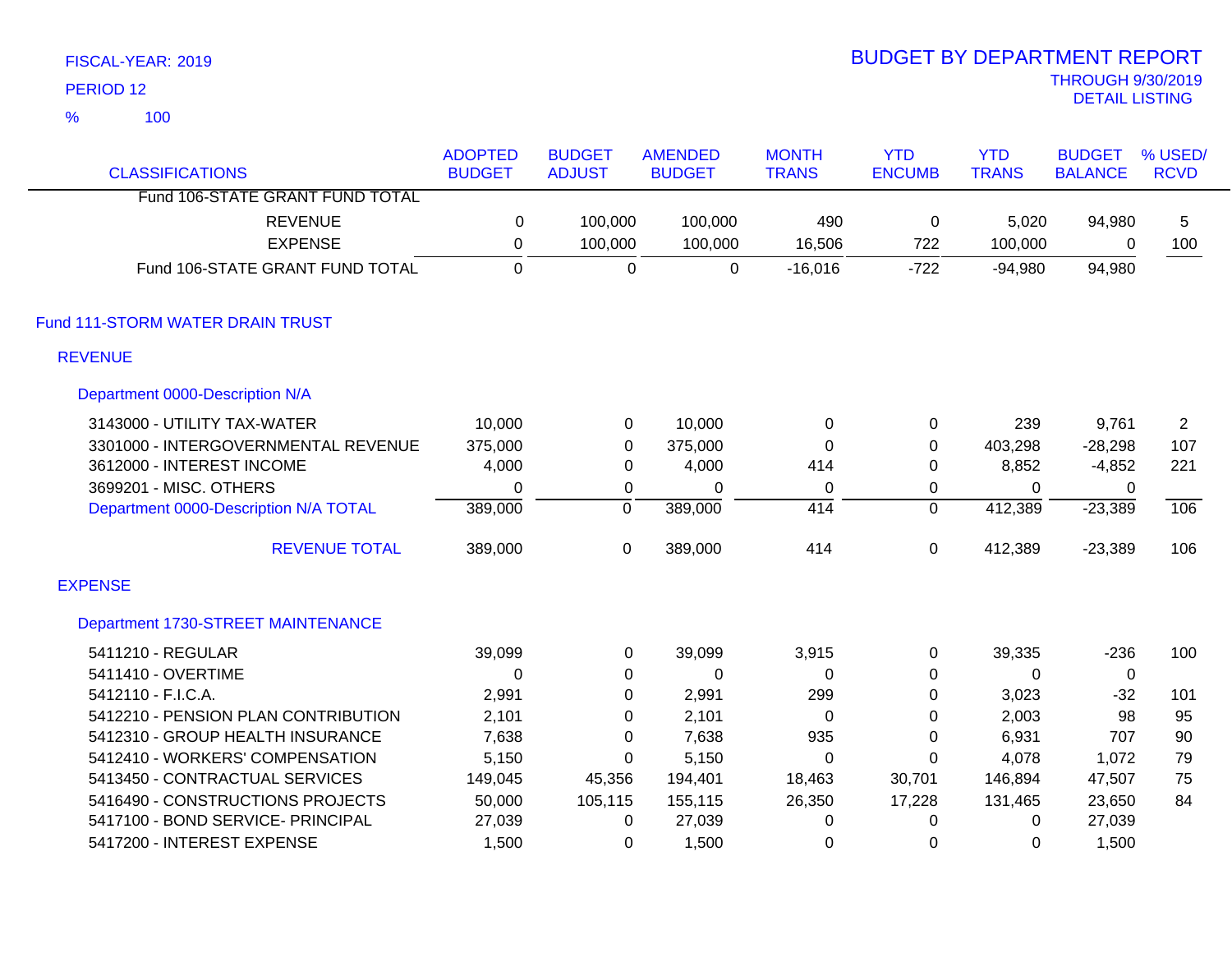FISCAL-YEAR: 2019

PERIOD 12

% 100

# BUDGET BY DEPARTMENT REPORT

THROUGH 9/30/2019

DETAIL LISTING

| CLASSIFICATIONS | ADOPTED BUDGET | BUDGET ADJUST | AMENDED BUDGET | MONTH TRANS | YTD ENCUMB | YTD TRANS | BUDGET BALANCE | % USED/ RCVD |
|---|---|---|---|---|---|---|---|---|
| Fund 106-STATE GRANT FUND TOTAL | | | | | | | | |
| REVENUE | 0 | 100,000 | 100,000 | 490 | 0 | 5,020 | 94,980 | 5 |
| EXPENSE | 0 | 100,000 | 100,000 | 16,506 | 722 | 100,000 | 0 | 100 |
| Fund 106-STATE GRANT FUND TOTAL | 0 | 0 | 0 | -16,016 | -722 | -94,980 | 94,980 | |

## Fund 111-STORM WATER DRAIN TRUST

### REVENUE

#### Department 0000-Description N/A

| CLASSIFICATIONS | ADOPTED BUDGET | BUDGET ADJUST | AMENDED BUDGET | MONTH TRANS | YTD ENCUMB | YTD TRANS | BUDGET BALANCE | % USED/ RCVD |
|---|---|---|---|---|---|---|---|---|
| 3143000 - UTILITY TAX-WATER | 10,000 | 0 | 10,000 | 0 | 0 | 239 | 9,761 | 2 |
| 3301000 - INTERGOVERNMENTAL REVENUE | 375,000 | 0 | 375,000 | 0 | 0 | 403,298 | -28,298 | 107 |
| 3612000 - INTEREST INCOME | 4,000 | 0 | 4,000 | 414 | 0 | 8,852 | -4,852 | 221 |
| 3699201 - MISC. OTHERS | 0 | 0 | 0 | 0 | 0 | 0 | 0 | |
| Department 0000-Description N/A TOTAL | 389,000 | 0 | 389,000 | 414 | 0 | 412,389 | -23,389 | 106 |
| REVENUE TOTAL | 389,000 | 0 | 389,000 | 414 | 0 | 412,389 | -23,389 | 106 |

### EXPENSE

#### Department 1730-STREET MAINTENANCE

| CLASSIFICATIONS | ADOPTED BUDGET | BUDGET ADJUST | AMENDED BUDGET | MONTH TRANS | YTD ENCUMB | YTD TRANS | BUDGET BALANCE | % USED/ RCVD |
|---|---|---|---|---|---|---|---|---|
| 5411210 - REGULAR | 39,099 | 0 | 39,099 | 3,915 | 0 | 39,335 | -236 | 100 |
| 5411410 - OVERTIME | 0 | 0 | 0 | 0 | 0 | 0 | 0 | |
| 5412110 - F.I.C.A. | 2,991 | 0 | 2,991 | 299 | 0 | 3,023 | -32 | 101 |
| 5412210 - PENSION PLAN CONTRIBUTION | 2,101 | 0 | 2,101 | 0 | 0 | 2,003 | 98 | 95 |
| 5412310 - GROUP HEALTH INSURANCE | 7,638 | 0 | 7,638 | 935 | 0 | 6,931 | 707 | 90 |
| 5412410 - WORKERS' COMPENSATION | 5,150 | 0 | 5,150 | 0 | 0 | 4,078 | 1,072 | 79 |
| 5413450 - CONTRACTUAL SERVICES | 149,045 | 45,356 | 194,401 | 18,463 | 30,701 | 146,894 | 47,507 | 75 |
| 5416490 - CONSTRUCTIONS PROJECTS | 50,000 | 105,115 | 155,115 | 26,350 | 17,228 | 131,465 | 23,650 | 84 |
| 5417100 - BOND SERVICE- PRINCIPAL | 27,039 | 0 | 27,039 | 0 | 0 | 0 | 27,039 | |
| 5417200 - INTEREST EXPENSE | 1,500 | 0 | 1,500 | 0 | 0 | 0 | 1,500 | |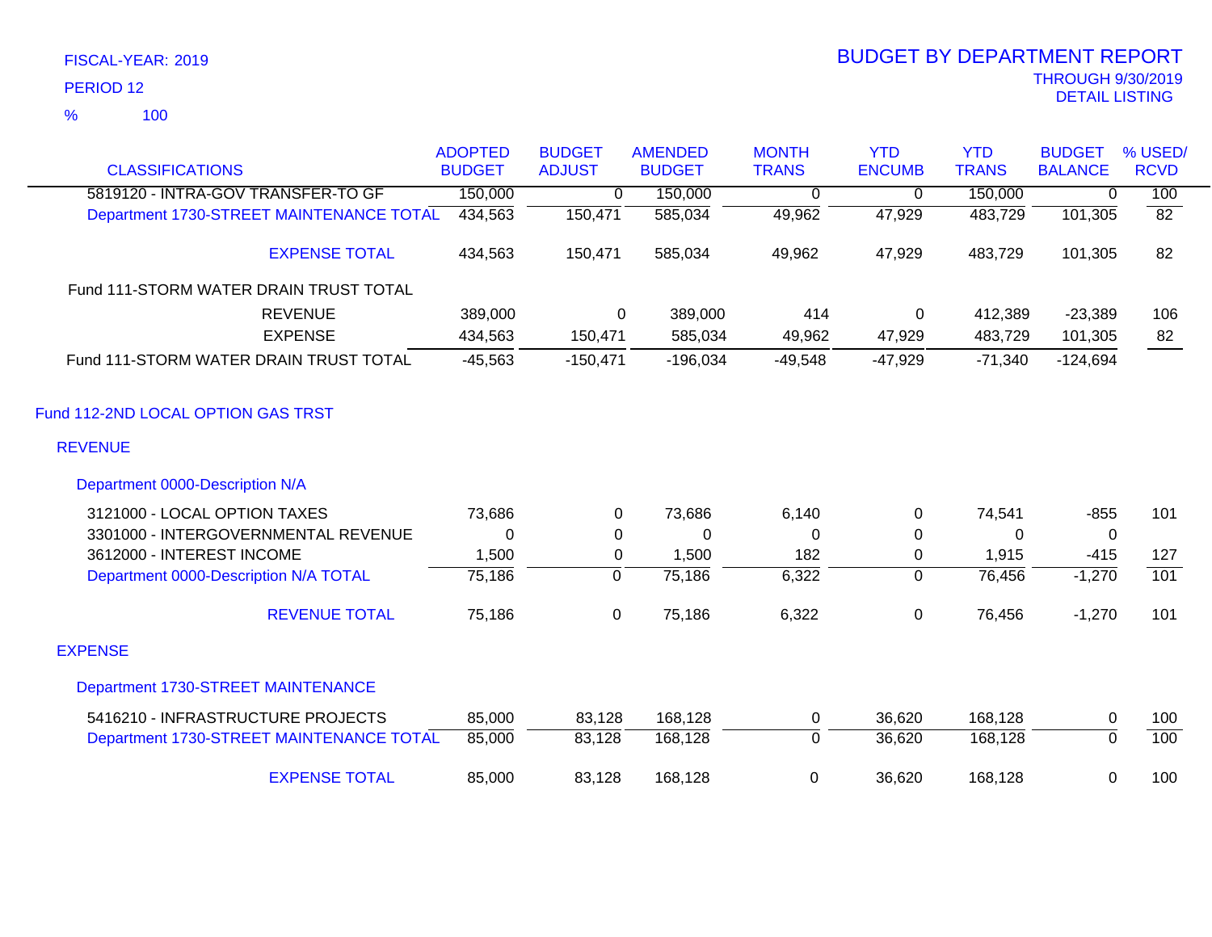FISCAL-YEAR: 2019

PERIOD 12

% 100

# BUDGET BY DEPARTMENT REPORT

THROUGH 9/30/2019

DETAIL LISTING

| CLASSIFICATIONS | ADOPTED BUDGET | BUDGET ADJUST | AMENDED BUDGET | MONTH TRANS | YTD ENCUMB | YTD TRANS | BUDGET BALANCE | % USED/ RCVD |
|---|---|---|---|---|---|---|---|---|
| 5819120 - INTRA-GOV TRANSFER-TO GF | 150,000 | 0 | 150,000 | 0 | 0 | 150,000 | 0 | 100 |
| Department 1730-STREET MAINTENANCE TOTAL | 434,563 | 150,471 | 585,034 | 49,962 | 47,929 | 483,729 | 101,305 | 82 |
| EXPENSE TOTAL | 434,563 | 150,471 | 585,034 | 49,962 | 47,929 | 483,729 | 101,305 | 82 |
| Fund 111-STORM WATER DRAIN TRUST TOTAL | | | | | | | | |
| REVENUE | 389,000 | 0 | 389,000 | 414 | 0 | 412,389 | -23,389 | 106 |
| EXPENSE | 434,563 | 150,471 | 585,034 | 49,962 | 47,929 | 483,729 | 101,305 | 82 |
| Fund 111-STORM WATER DRAIN TRUST TOTAL | -45,563 | -150,471 | -196,034 | -49,548 | -47,929 | -71,340 | -124,694 | |
| **Fund 112-2ND LOCAL OPTION GAS TRST** | | | | | | | | |
| **REVENUE** | | | | | | | | |
| Department 0000-Description N/A | | | | | | | | |
| 3121000 - LOCAL OPTION TAXES | 73,686 | 0 | 73,686 | 6,140 | 0 | 74,541 | -855 | 101 |
| 3301000 - INTERGOVERNMENTAL REVENUE | 0 | 0 | 0 | 0 | 0 | 0 | 0 | |
| 3612000 - INTEREST INCOME | 1,500 | 0 | 1,500 | 182 | 0 | 1,915 | -415 | 127 |
| Department 0000-Description N/A TOTAL | 75,186 | 0 | 75,186 | 6,322 | 0 | 76,456 | -1,270 | 101 |
| REVENUE TOTAL | 75,186 | 0 | 75,186 | 6,322 | 0 | 76,456 | -1,270 | 101 |
| **EXPENSE** | | | | | | | | |
| Department 1730-STREET MAINTENANCE | | | | | | | | |
| 5416210 - INFRASTRUCTURE PROJECTS | 85,000 | 83,128 | 168,128 | 0 | 36,620 | 168,128 | 0 | 100 |
| Department 1730-STREET MAINTENANCE TOTAL | 85,000 | 83,128 | 168,128 | 0 | 36,620 | 168,128 | 0 | 100 |
| EXPENSE TOTAL | 85,000 | 83,128 | 168,128 | 0 | 36,620 | 168,128 | 0 | 100 |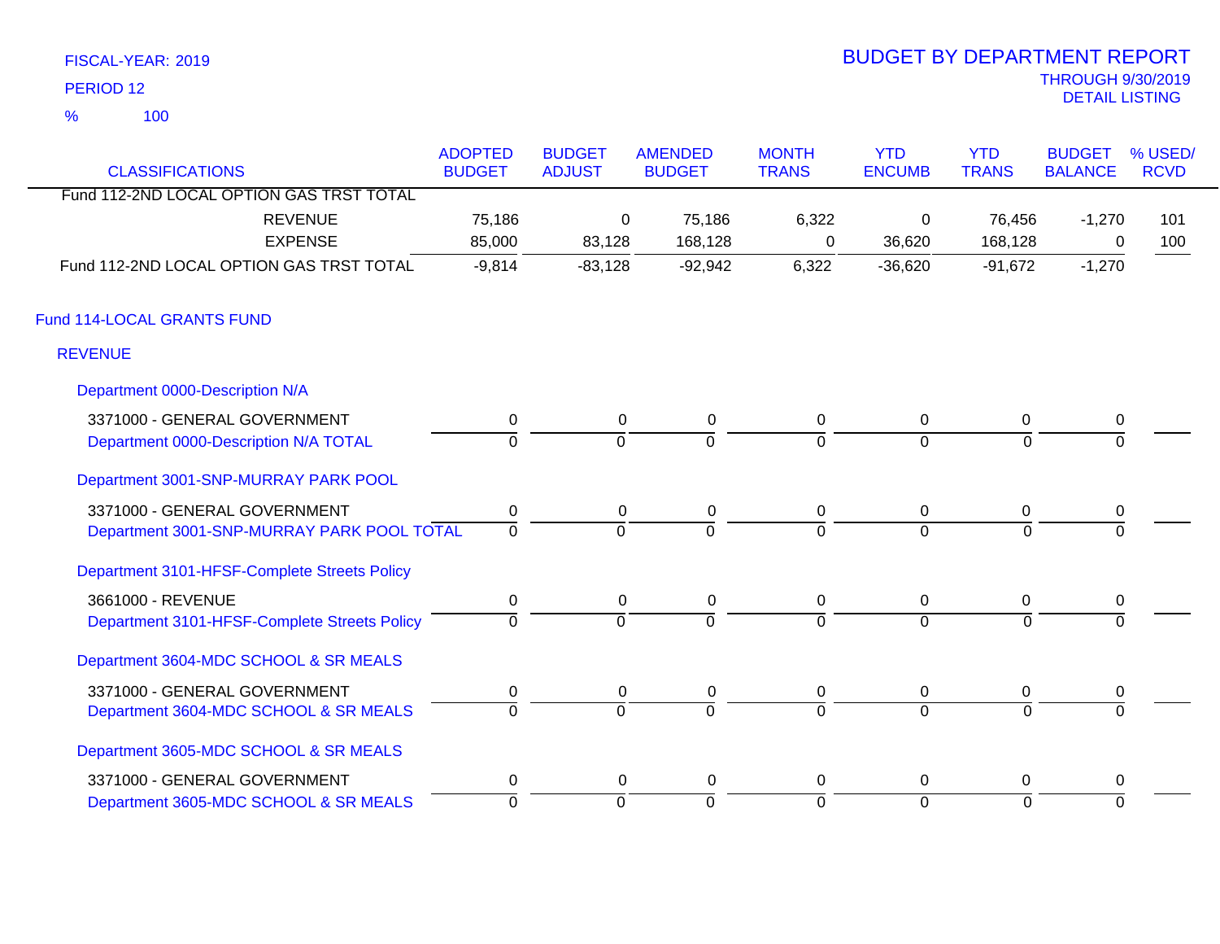FISCAL-YEAR: 2019

PERIOD 12

% 100

# BUDGET BY DEPARTMENT REPORT

THROUGH 9/30/2019

DETAIL LISTING

| CLASSIFICATIONS | ADOPTED BUDGET | BUDGET ADJUST | AMENDED BUDGET | MONTH TRANS | YTD ENCUMB | YTD TRANS | BUDGET BALANCE | % USED/ RCVD |
|---|---|---|---|---|---|---|---|---|
| Fund 112-2ND LOCAL OPTION GAS TRST TOTAL | | | | | | | | |
| REVENUE | 75,186 | 0 | 75,186 | 6,322 | 0 | 76,456 | -1,270 | 101 |
| EXPENSE | 85,000 | 83,128 | 168,128 | 0 | 36,620 | 168,128 | 0 | 100 |
| Fund 112-2ND LOCAL OPTION GAS TRST TOTAL | -9,814 | -83,128 | -92,942 | 6,322 | -36,620 | -91,672 | -1,270 | |
| **Fund 114-LOCAL GRANTS FUND** | | | | | | | | |
| **REVENUE** | | | | | | | | |
| Department 0000-Description N/A | | | | | | | | |
| 3371000 - GENERAL GOVERNMENT | 0 | 0 | 0 | 0 | 0 | 0 | 0 | |
| Department 0000-Description N/A TOTAL | 0 | 0 | 0 | 0 | 0 | 0 | 0 | |
| Department 3001-SNP-MURRAY PARK POOL | | | | | | | | |
| 3371000 - GENERAL GOVERNMENT | 0 | 0 | 0 | 0 | 0 | 0 | 0 | |
| Department 3001-SNP-MURRAY PARK POOL TOTAL | 0 | 0 | 0 | 0 | 0 | 0 | 0 | |
| Department 3101-HFSF-Complete Streets Policy | | | | | | | | |
| 3661000 - REVENUE | 0 | 0 | 0 | 0 | 0 | 0 | 0 | |
| Department 3101-HFSF-Complete Streets Policy | 0 | 0 | 0 | 0 | 0 | 0 | 0 | |
| Department 3604-MDC SCHOOL & SR MEALS | | | | | | | | |
| 3371000 - GENERAL GOVERNMENT | 0 | 0 | 0 | 0 | 0 | 0 | 0 | |
| Department 3604-MDC SCHOOL & SR MEALS | 0 | 0 | 0 | 0 | 0 | 0 | 0 | |
| Department 3605-MDC SCHOOL & SR MEALS | | | | | | | | |
| 3371000 - GENERAL GOVERNMENT | 0 | 0 | 0 | 0 | 0 | 0 | 0 | |
| Department 3605-MDC SCHOOL & SR MEALS | 0 | 0 | 0 | 0 | 0 | 0 | 0 | |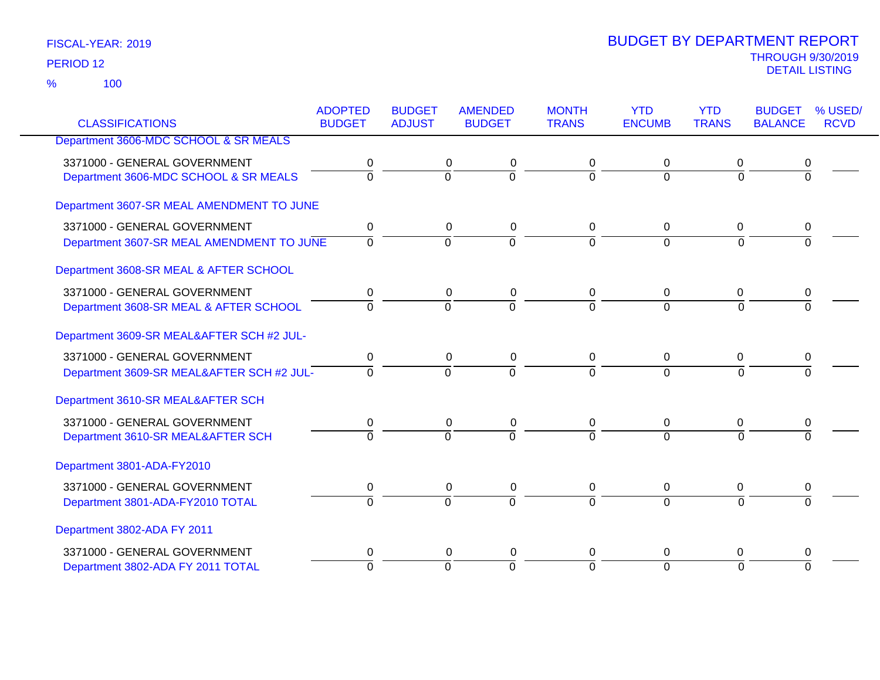FISCAL-YEAR: 2019

PERIOD 12

% 100

# BUDGET BY DEPARTMENT REPORT

THROUGH 9/30/2019

DETAIL LISTING

| CLASSIFICATIONS | ADOPTED BUDGET | BUDGET ADJUST | AMENDED BUDGET | MONTH TRANS | YTD ENCUMB | YTD TRANS | BUDGET BALANCE | % USED/ RCVD |
|---|---|---|---|---|---|---|---|---|
| Department 3606-MDC SCHOOL & SR MEALS | | | | | | | | |
| 3371000 - GENERAL GOVERNMENT | 0 | 0 | 0 | 0 | 0 | 0 | 0 | |
| Department 3606-MDC SCHOOL & SR MEALS | 0 | 0 | 0 | 0 | 0 | 0 | 0 | |
| Department 3607-SR MEAL AMENDMENT TO JUNE | | | | | | | | |
| 3371000 - GENERAL GOVERNMENT | 0 | 0 | 0 | 0 | 0 | 0 | 0 | |
| Department 3607-SR MEAL AMENDMENT TO JUNE | 0 | 0 | 0 | 0 | 0 | 0 | 0 | |
| Department 3608-SR MEAL & AFTER SCHOOL | | | | | | | | |
| 3371000 - GENERAL GOVERNMENT | 0 | 0 | 0 | 0 | 0 | 0 | 0 | |
| Department 3608-SR MEAL & AFTER SCHOOL | 0 | 0 | 0 | 0 | 0 | 0 | 0 | |
| Department 3609-SR MEAL&AFTER SCH #2 JUL- | | | | | | | | |
| 3371000 - GENERAL GOVERNMENT | 0 | 0 | 0 | 0 | 0 | 0 | 0 | |
| Department 3609-SR MEAL&AFTER SCH #2 JUL- | 0 | 0 | 0 | 0 | 0 | 0 | 0 | |
| Department 3610-SR MEAL&AFTER SCH | | | | | | | | |
| 3371000 - GENERAL GOVERNMENT | 0 | 0 | 0 | 0 | 0 | 0 | 0 | |
| Department 3610-SR MEAL&AFTER SCH | 0 | 0 | 0 | 0 | 0 | 0 | 0 | |
| Department 3801-ADA-FY2010 | | | | | | | | |
| 3371000 - GENERAL GOVERNMENT | 0 | 0 | 0 | 0 | 0 | 0 | 0 | |
| Department 3801-ADA-FY2010 TOTAL | 0 | 0 | 0 | 0 | 0 | 0 | 0 | |
| Department 3802-ADA FY 2011 | | | | | | | | |
| 3371000 - GENERAL GOVERNMENT | 0 | 0 | 0 | 0 | 0 | 0 | 0 | |
| Department 3802-ADA FY 2011 TOTAL | 0 | 0 | 0 | 0 | 0 | 0 | 0 | |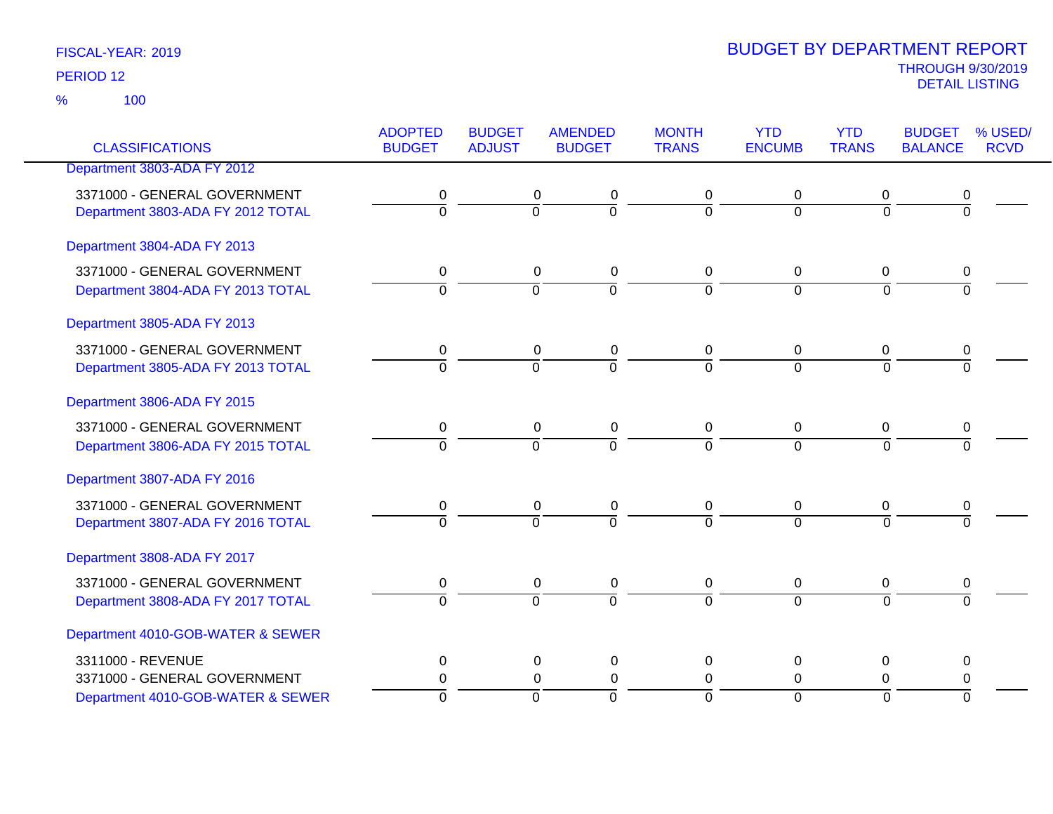FISCAL-YEAR: 2019

PERIOD 12

% 100

# BUDGET BY DEPARTMENT REPORT

THROUGH 9/30/2019

DETAIL LISTING

| CLASSIFICATIONS | ADOPTED BUDGET | BUDGET ADJUST | AMENDED BUDGET | MONTH TRANS | YTD ENCUMB | YTD TRANS | BUDGET BALANCE | % USED/ RCVD |
|---|---|---|---|---|---|---|---|---|
| Department 3803-ADA FY 2012 | | | | | | | | |
| 3371000 - GENERAL GOVERNMENT | 0 | 0 | 0 | 0 | 0 | 0 | 0 | |
| Department 3803-ADA FY 2012 TOTAL | 0 | 0 | 0 | 0 | 0 | 0 | 0 | |
| Department 3804-ADA FY 2013 | | | | | | | | |
| 3371000 - GENERAL GOVERNMENT | 0 | 0 | 0 | 0 | 0 | 0 | 0 | |
| Department 3804-ADA FY 2013 TOTAL | 0 | 0 | 0 | 0 | 0 | 0 | 0 | |
| Department 3805-ADA FY 2013 | | | | | | | | |
| 3371000 - GENERAL GOVERNMENT | 0 | 0 | 0 | 0 | 0 | 0 | 0 | |
| Department 3805-ADA FY 2013 TOTAL | 0 | 0 | 0 | 0 | 0 | 0 | 0 | |
| Department 3806-ADA FY 2015 | | | | | | | | |
| 3371000 - GENERAL GOVERNMENT | 0 | 0 | 0 | 0 | 0 | 0 | 0 | |
| Department 3806-ADA FY 2015 TOTAL | 0 | 0 | 0 | 0 | 0 | 0 | 0 | |
| Department 3807-ADA FY 2016 | | | | | | | | |
| 3371000 - GENERAL GOVERNMENT | 0 | 0 | 0 | 0 | 0 | 0 | 0 | |
| Department 3807-ADA FY 2016 TOTAL | 0 | 0 | 0 | 0 | 0 | 0 | 0 | |
| Department 3808-ADA FY 2017 | | | | | | | | |
| 3371000 - GENERAL GOVERNMENT | 0 | 0 | 0 | 0 | 0 | 0 | 0 | |
| Department 3808-ADA FY 2017 TOTAL | 0 | 0 | 0 | 0 | 0 | 0 | 0 | |
| Department 4010-GOB-WATER & SEWER | | | | | | | | |
| 3311000 - REVENUE | 0 | 0 | 0 | 0 | 0 | 0 | 0 | |
| 3371000 - GENERAL GOVERNMENT | 0 | 0 | 0 | 0 | 0 | 0 | 0 | |
| Department 4010-GOB-WATER & SEWER | 0 | 0 | 0 | 0 | 0 | 0 | 0 | |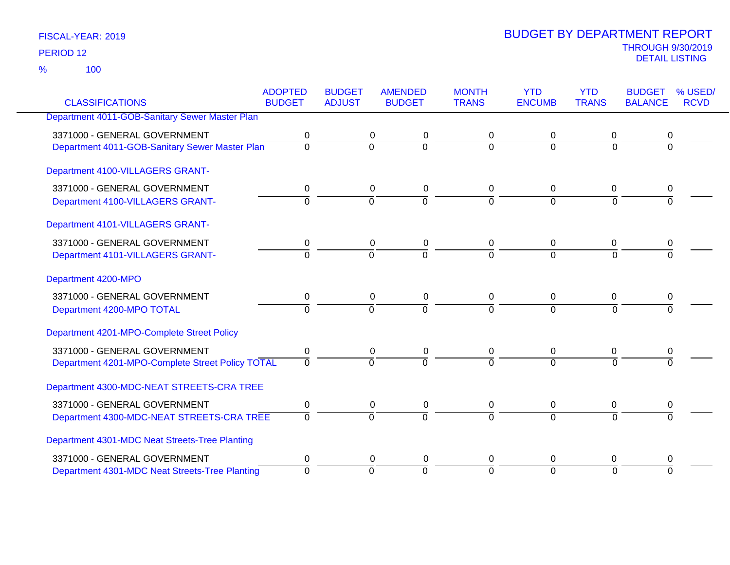FISCAL-YEAR: 2019

PERIOD 12

% 100

# BUDGET BY DEPARTMENT REPORT

THROUGH 9/30/2019

DETAIL LISTING

| CLASSIFICATIONS | ADOPTED BUDGET | BUDGET ADJUST | AMENDED BUDGET | MONTH TRANS | YTD ENCUMB | YTD TRANS | BUDGET BALANCE | % USED/ RCVD |
|---|---|---|---|---|---|---|---|---|
| Department 4011-GOB-Sanitary Sewer Master Plan | | | | | | | | |
| 3371000 - GENERAL GOVERNMENT | 0 | 0 | 0 | 0 | 0 | 0 | 0 | |
| Department 4011-GOB-Sanitary Sewer Master Plan | 0 | 0 | 0 | 0 | 0 | 0 | 0 | |
| Department 4100-VILLAGERS GRANT- | | | | | | | | |
| 3371000 - GENERAL GOVERNMENT | 0 | 0 | 0 | 0 | 0 | 0 | 0 | |
| Department 4100-VILLAGERS GRANT- | 0 | 0 | 0 | 0 | 0 | 0 | 0 | |
| Department 4101-VILLAGERS GRANT- | | | | | | | | |
| 3371000 - GENERAL GOVERNMENT | 0 | 0 | 0 | 0 | 0 | 0 | 0 | |
| Department 4101-VILLAGERS GRANT- | 0 | 0 | 0 | 0 | 0 | 0 | 0 | |
| Department 4200-MPO | | | | | | | | |
| 3371000 - GENERAL GOVERNMENT | 0 | 0 | 0 | 0 | 0 | 0 | 0 | |
| Department 4200-MPO TOTAL | 0 | 0 | 0 | 0 | 0 | 0 | 0 | |
| Department 4201-MPO-Complete Street Policy | | | | | | | | |
| 3371000 - GENERAL GOVERNMENT | 0 | 0 | 0 | 0 | 0 | 0 | 0 | |
| Department 4201-MPO-Complete Street Policy TOTAL | 0 | 0 | 0 | 0 | 0 | 0 | 0 | |
| Department 4300-MDC-NEAT STREETS-CRA TREE | | | | | | | | |
| 3371000 - GENERAL GOVERNMENT | 0 | 0 | 0 | 0 | 0 | 0 | 0 | |
| Department 4300-MDC-NEAT STREETS-CRA TREE | 0 | 0 | 0 | 0 | 0 | 0 | 0 | |
| Department 4301-MDC Neat Streets-Tree Planting | | | | | | | | |
| 3371000 - GENERAL GOVERNMENT | 0 | 0 | 0 | 0 | 0 | 0 | 0 | |
| Department 4301-MDC Neat Streets-Tree Planting | 0 | 0 | 0 | 0 | 0 | 0 | 0 | |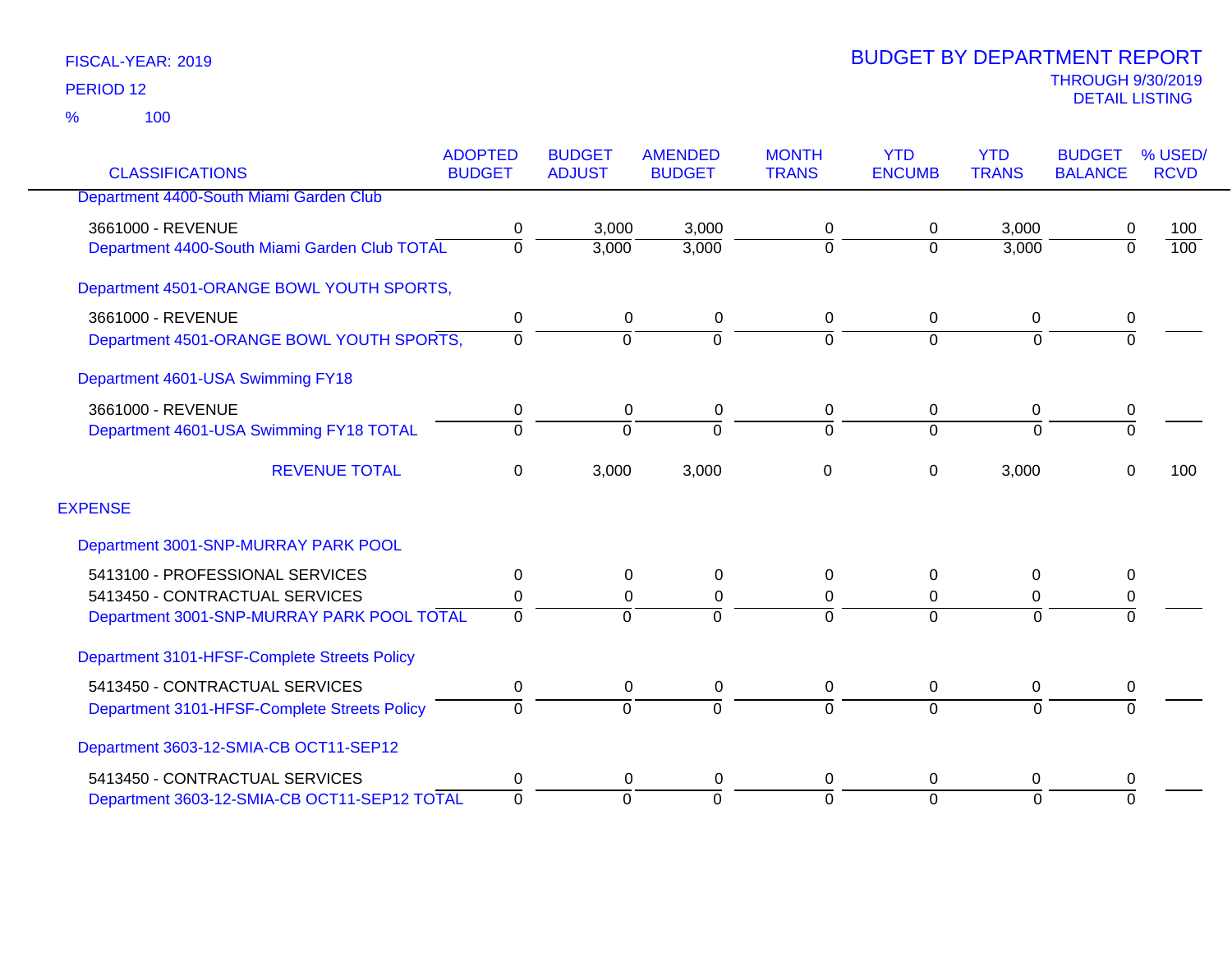FISCAL-YEAR: 2019

PERIOD 12

% 100

# BUDGET BY DEPARTMENT REPORT

THROUGH 9/30/2019

DETAIL LISTING

| CLASSIFICATIONS | ADOPTED BUDGET | BUDGET ADJUST | AMENDED BUDGET | MONTH TRANS | YTD ENCUMB | YTD TRANS | BUDGET BALANCE | % USED/ RCVD |
|---|---|---|---|---|---|---|---|---|
| Department 4400-South Miami Garden Club | | | | | | | | |
| 3661000 - REVENUE | 0 | 3,000 | 3,000 | 0 | 0 | 3,000 | 0 | 100 |
| Department 4400-South Miami Garden Club TOTAL | 0 | 3,000 | 3,000 | 0 | 0 | 3,000 | 0 | 100 |
| Department 4501-ORANGE BOWL YOUTH SPORTS, | | | | | | | | |
| 3661000 - REVENUE | 0 | 0 | 0 | 0 | 0 | 0 | 0 | |
| Department 4501-ORANGE BOWL YOUTH SPORTS, | 0 | 0 | 0 | 0 | 0 | 0 | 0 | |
| Department 4601-USA Swimming FY18 | | | | | | | | |
| 3661000 - REVENUE | 0 | 0 | 0 | 0 | 0 | 0 | 0 | |
| Department 4601-USA Swimming FY18 TOTAL | 0 | 0 | 0 | 0 | 0 | 0 | 0 | |
| REVENUE TOTAL | 0 | 3,000 | 3,000 | 0 | 0 | 3,000 | 0 | 100 |
| EXPENSE | | | | | | | | |
| Department 3001-SNP-MURRAY PARK POOL | | | | | | | | |
| 5413100 - PROFESSIONAL SERVICES | 0 | 0 | 0 | 0 | 0 | 0 | 0 | |
| 5413450 - CONTRACTUAL SERVICES | 0 | 0 | 0 | 0 | 0 | 0 | 0 | |
| Department 3001-SNP-MURRAY PARK POOL TOTAL | 0 | 0 | 0 | 0 | 0 | 0 | 0 | |
| Department 3101-HFSF-Complete Streets Policy | | | | | | | | |
| 5413450 - CONTRACTUAL SERVICES | 0 | 0 | 0 | 0 | 0 | 0 | 0 | |
| Department 3101-HFSF-Complete Streets Policy | 0 | 0 | 0 | 0 | 0 | 0 | 0 | |
| Department 3603-12-SMIA-CB OCT11-SEP12 | | | | | | | | |
| 5413450 - CONTRACTUAL SERVICES | 0 | 0 | 0 | 0 | 0 | 0 | 0 | |
| Department 3603-12-SMIA-CB OCT11-SEP12 TOTAL | 0 | 0 | 0 | 0 | 0 | 0 | 0 | |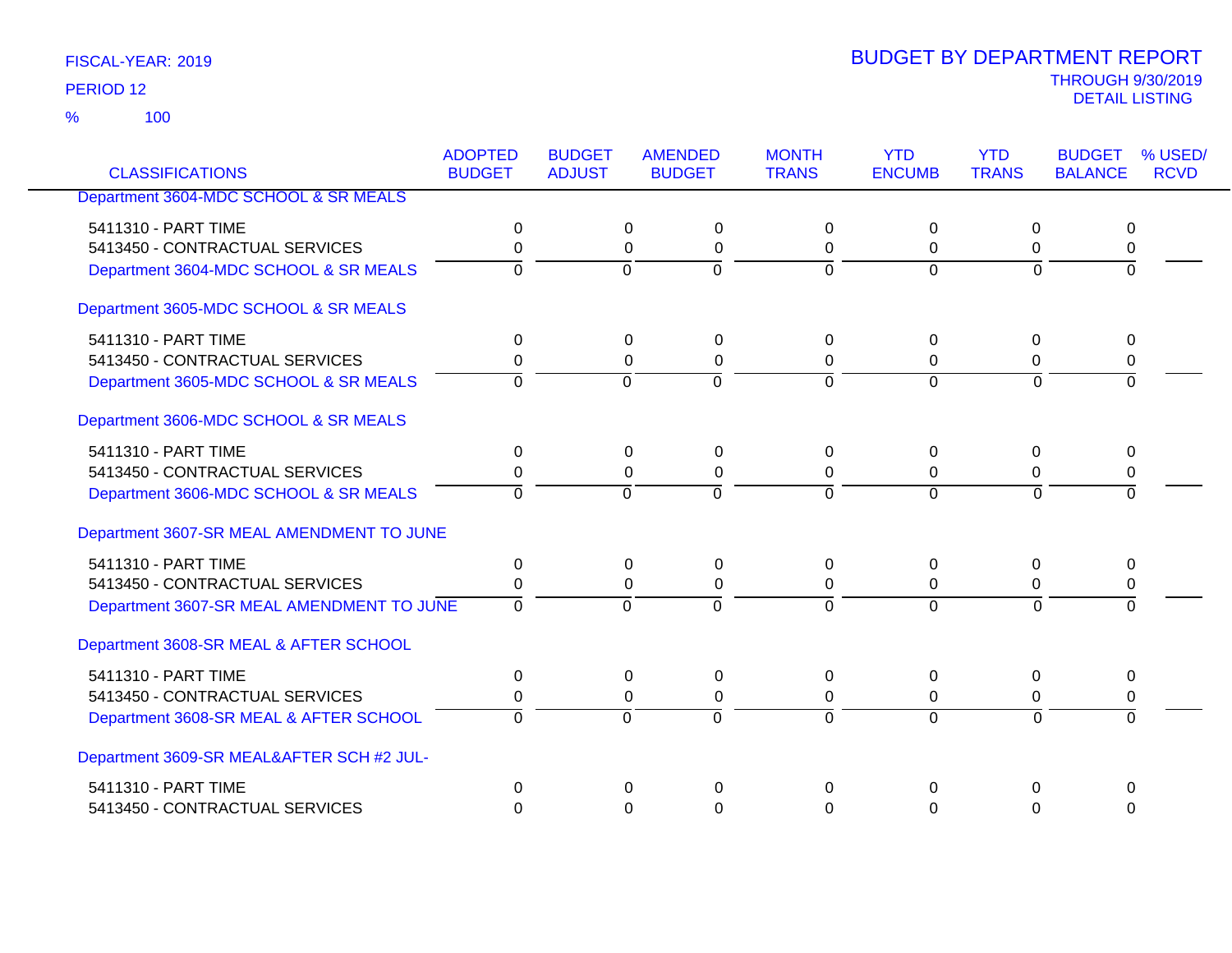FISCAL-YEAR: 2019

PERIOD 12

% 100

# BUDGET BY DEPARTMENT REPORT

THROUGH 9/30/2019

DETAIL LISTING

| CLASSIFICATIONS | ADOPTED BUDGET | BUDGET ADJUST | AMENDED BUDGET | MONTH TRANS | YTD ENCUMB | YTD TRANS | BUDGET BALANCE | % USED/ RCVD |
|---|---|---|---|---|---|---|---|---|
| Department 3604-MDC SCHOOL & SR MEALS | | | | | | | | |
| 5411310 - PART TIME | 0 | 0 | 0 | 0 | 0 | 0 | 0 | |
| 5413450 - CONTRACTUAL SERVICES | 0 | 0 | 0 | 0 | 0 | 0 | 0 | |
| Department 3604-MDC SCHOOL & SR MEALS | 0 | 0 | 0 | 0 | 0 | 0 | 0 | |
| Department 3605-MDC SCHOOL & SR MEALS | | | | | | | | |
| 5411310 - PART TIME | 0 | 0 | 0 | 0 | 0 | 0 | 0 | |
| 5413450 - CONTRACTUAL SERVICES | 0 | 0 | 0 | 0 | 0 | 0 | 0 | |
| Department 3605-MDC SCHOOL & SR MEALS | 0 | 0 | 0 | 0 | 0 | 0 | 0 | |
| Department 3606-MDC SCHOOL & SR MEALS | | | | | | | | |
| 5411310 - PART TIME | 0 | 0 | 0 | 0 | 0 | 0 | 0 | |
| 5413450 - CONTRACTUAL SERVICES | 0 | 0 | 0 | 0 | 0 | 0 | 0 | |
| Department 3606-MDC SCHOOL & SR MEALS | 0 | 0 | 0 | 0 | 0 | 0 | 0 | |
| Department 3607-SR MEAL AMENDMENT TO JUNE | | | | | | | | |
| 5411310 - PART TIME | 0 | 0 | 0 | 0 | 0 | 0 | 0 | |
| 5413450 - CONTRACTUAL SERVICES | 0 | 0 | 0 | 0 | 0 | 0 | 0 | |
| Department 3607-SR MEAL AMENDMENT TO JUNE | 0 | 0 | 0 | 0 | 0 | 0 | 0 | |
| Department 3608-SR MEAL & AFTER SCHOOL | | | | | | | | |
| 5411310 - PART TIME | 0 | 0 | 0 | 0 | 0 | 0 | 0 | |
| 5413450 - CONTRACTUAL SERVICES | 0 | 0 | 0 | 0 | 0 | 0 | 0 | |
| Department 3608-SR MEAL & AFTER SCHOOL | 0 | 0 | 0 | 0 | 0 | 0 | 0 | |
| Department 3609-SR MEAL&AFTER SCH #2 JUL- | | | | | | | | |
| 5411310 - PART TIME | 0 | 0 | 0 | 0 | 0 | 0 | 0 | |
| 5413450 - CONTRACTUAL SERVICES | 0 | 0 | 0 | 0 | 0 | 0 | 0 | |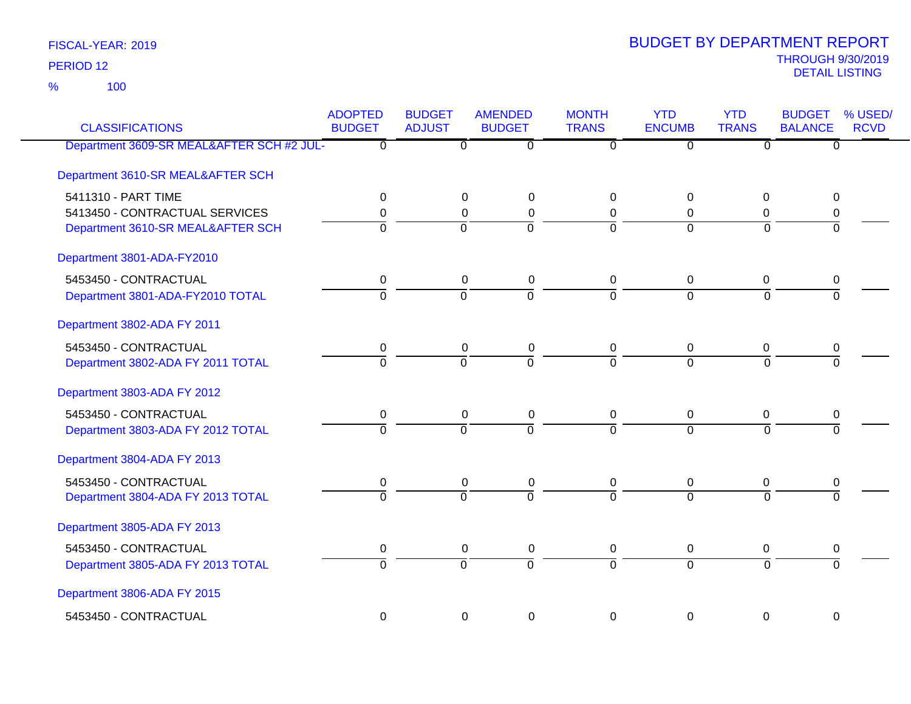FISCAL-YEAR: 2019

PERIOD 12

% 100

# BUDGET BY DEPARTMENT REPORT

THROUGH 9/30/2019

DETAIL LISTING

| CLASSIFICATIONS | ADOPTED BUDGET | BUDGET ADJUST | AMENDED BUDGET | MONTH TRANS | YTD ENCUMB | YTD TRANS | BUDGET BALANCE | % USED/ RCVD |
|---|---|---|---|---|---|---|---|---|
| Department 3609-SR MEAL&AFTER SCH #2 JUL- | 0 | 0 | 0 | 0 | 0 | 0 | 0 | |
| Department 3610-SR MEAL&AFTER SCH | | | | | | | | |
| 5411310 - PART TIME | 0 | 0 | 0 | 0 | 0 | 0 | 0 | |
| 5413450 - CONTRACTUAL SERVICES | 0 | 0 | 0 | 0 | 0 | 0 | 0 | |
| Department 3610-SR MEAL&AFTER SCH | 0 | 0 | 0 | 0 | 0 | 0 | 0 | |
| Department 3801-ADA-FY2010 | | | | | | | | |
| 5453450 - CONTRACTUAL | 0 | 0 | 0 | 0 | 0 | 0 | 0 | |
| Department 3801-ADA-FY2010 TOTAL | 0 | 0 | 0 | 0 | 0 | 0 | 0 | |
| Department 3802-ADA FY 2011 | | | | | | | | |
| 5453450 - CONTRACTUAL | 0 | 0 | 0 | 0 | 0 | 0 | 0 | |
| Department 3802-ADA FY 2011 TOTAL | 0 | 0 | 0 | 0 | 0 | 0 | 0 | |
| Department 3803-ADA FY 2012 | | | | | | | | |
| 5453450 - CONTRACTUAL | 0 | 0 | 0 | 0 | 0 | 0 | 0 | |
| Department 3803-ADA FY 2012 TOTAL | 0 | 0 | 0 | 0 | 0 | 0 | 0 | |
| Department 3804-ADA FY 2013 | | | | | | | | |
| 5453450 - CONTRACTUAL | 0 | 0 | 0 | 0 | 0 | 0 | 0 | |
| Department 3804-ADA FY 2013 TOTAL | 0 | 0 | 0 | 0 | 0 | 0 | 0 | |
| Department 3805-ADA FY 2013 | | | | | | | | |
| 5453450 - CONTRACTUAL | 0 | 0 | 0 | 0 | 0 | 0 | 0 | |
| Department 3805-ADA FY 2013 TOTAL | 0 | 0 | 0 | 0 | 0 | 0 | 0 | |
| Department 3806-ADA FY 2015 | | | | | | | | |
| 5453450 - CONTRACTUAL | 0 | 0 | 0 | 0 | 0 | 0 | 0 | |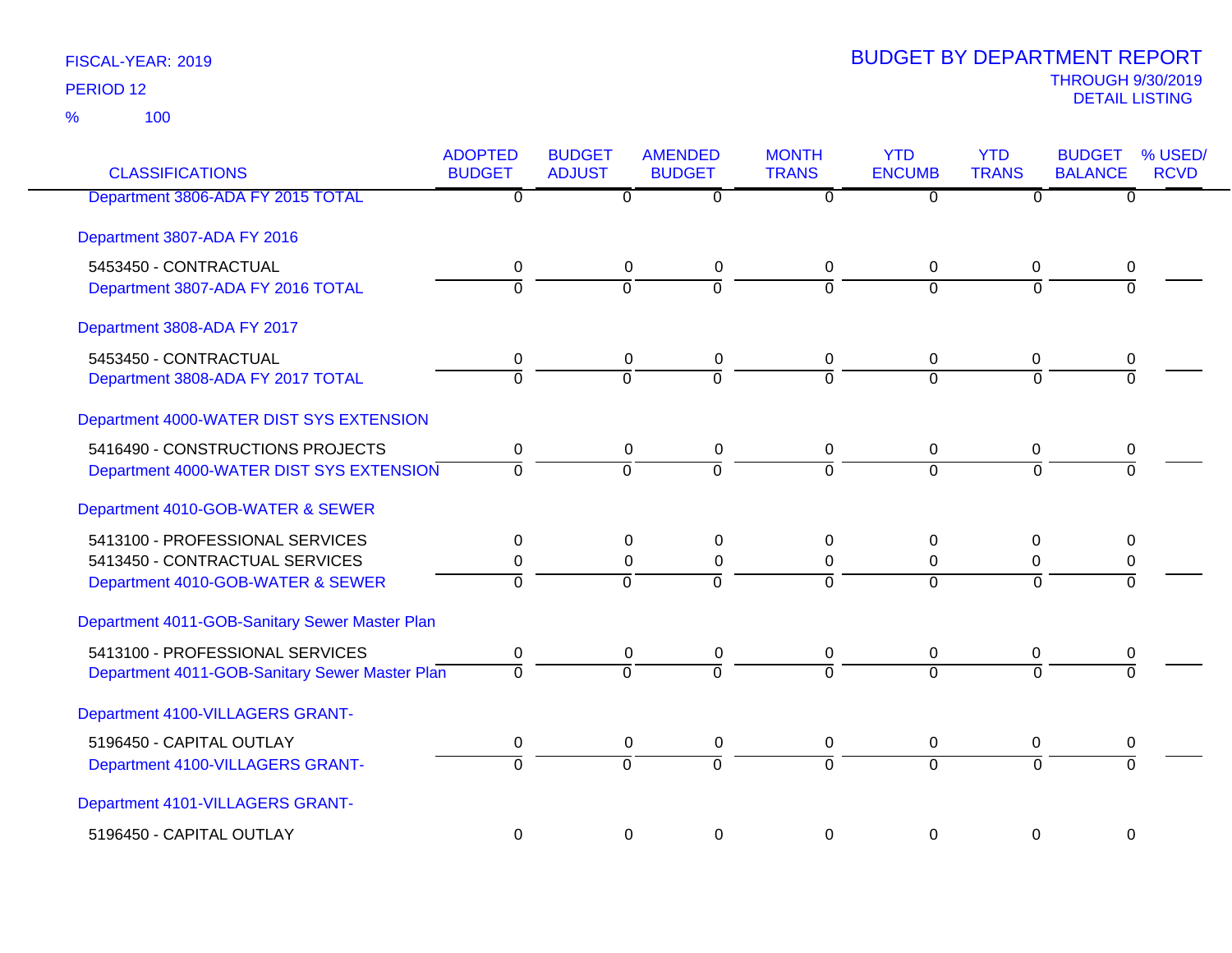FISCAL-YEAR: 2019

PERIOD 12

% 100

# BUDGET BY DEPARTMENT REPORT

THROUGH 9/30/2019

DETAIL LISTING

| CLASSIFICATIONS | ADOPTED BUDGET | BUDGET ADJUST | AMENDED BUDGET | MONTH TRANS | YTD ENCUMB | YTD TRANS | BUDGET BALANCE | % USED/ RCVD |
|---|---|---|---|---|---|---|---|---|
| Department 3806-ADA FY 2015 TOTAL | 0 | 0 | 0 | 0 | 0 | 0 | 0 | |
| **Department 3807-ADA FY 2016** | | | | | | | | |
| 5453450 - CONTRACTUAL | 0 | 0 | 0 | 0 | 0 | 0 | 0 | |
| Department 3807-ADA FY 2016 TOTAL | 0 | 0 | 0 | 0 | 0 | 0 | 0 | |
| **Department 3808-ADA FY 2017** | | | | | | | | |
| 5453450 - CONTRACTUAL | 0 | 0 | 0 | 0 | 0 | 0 | 0 | |
| Department 3808-ADA FY 2017 TOTAL | 0 | 0 | 0 | 0 | 0 | 0 | 0 | |
| **Department 4000-WATER DIST SYS EXTENSION** | | | | | | | | |
| 5416490 - CONSTRUCTIONS PROJECTS | 0 | 0 | 0 | 0 | 0 | 0 | 0 | |
| Department 4000-WATER DIST SYS EXTENSION | 0 | 0 | 0 | 0 | 0 | 0 | 0 | |
| **Department 4010-GOB-WATER & SEWER** | | | | | | | | |
| 5413100 - PROFESSIONAL SERVICES | 0 | 0 | 0 | 0 | 0 | 0 | 0 | |
| 5413450 - CONTRACTUAL SERVICES | 0 | 0 | 0 | 0 | 0 | 0 | 0 | |
| Department 4010-GOB-WATER & SEWER | 0 | 0 | 0 | 0 | 0 | 0 | 0 | |
| **Department 4011-GOB-Sanitary Sewer Master Plan** | | | | | | | | |
| 5413100 - PROFESSIONAL SERVICES | 0 | 0 | 0 | 0 | 0 | 0 | 0 | |
| Department 4011-GOB-Sanitary Sewer Master Plan | 0 | 0 | 0 | 0 | 0 | 0 | 0 | |
| **Department 4100-VILLAGERS GRANT-** | | | | | | | | |
| 5196450 - CAPITAL OUTLAY | 0 | 0 | 0 | 0 | 0 | 0 | 0 | |
| Department 4100-VILLAGERS GRANT- | 0 | 0 | 0 | 0 | 0 | 0 | 0 | |
| **Department 4101-VILLAGERS GRANT-** | | | | | | | | |
| 5196450 - CAPITAL OUTLAY | 0 | 0 | 0 | 0 | 0 | 0 | 0 | |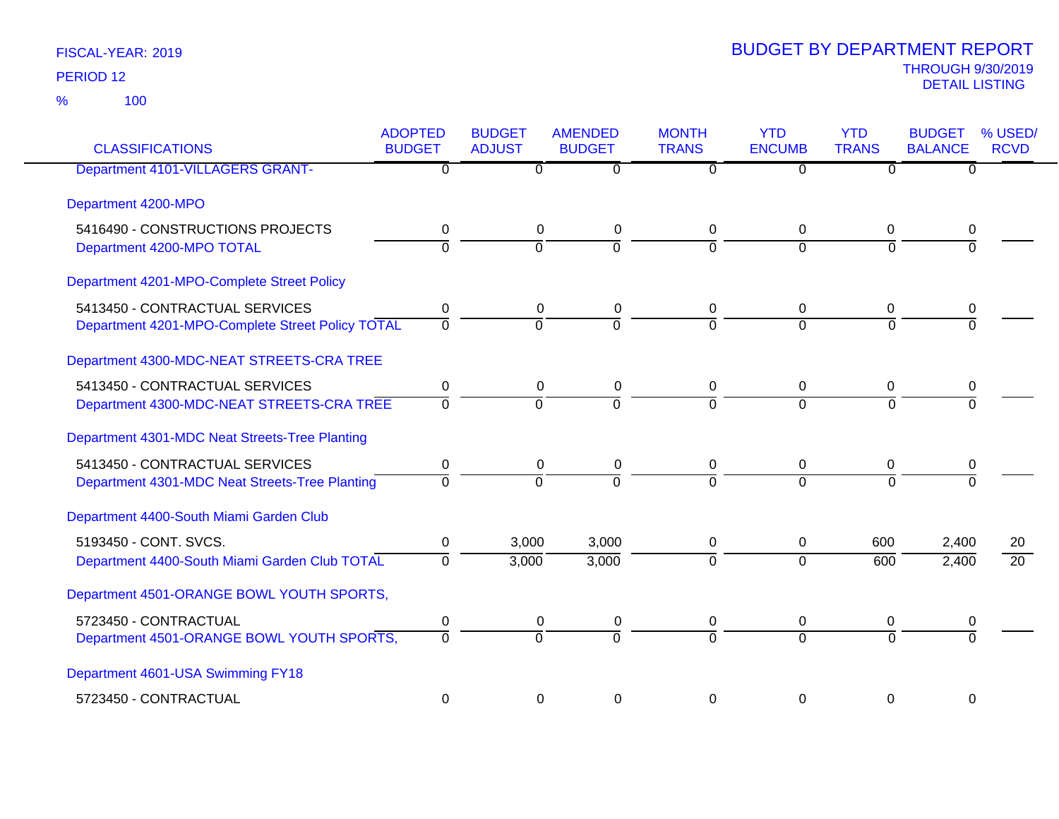FISCAL-YEAR: 2019
PERIOD 12
% 100

# BUDGET BY DEPARTMENT REPORT
THROUGH 9/30/2019
DETAIL LISTING

| CLASSIFICATIONS | ADOPTED BUDGET | BUDGET ADJUST | AMENDED BUDGET | MONTH TRANS | YTD ENCUMB | YTD TRANS | BUDGET BALANCE | % USED/ RCVD |
|---|---|---|---|---|---|---|---|---|
| Department 4101-VILLAGERS GRANT- | 0 | 0 | 0 | 0 | 0 | 0 | 0 | |
| Department 4200-MPO | | | | | | | | |
| 5416490 - CONSTRUCTIONS PROJECTS | 0 | 0 | 0 | 0 | 0 | 0 | 0 | |
| Department 4200-MPO TOTAL | 0 | 0 | 0 | 0 | 0 | 0 | 0 | |
| Department 4201-MPO-Complete Street Policy | | | | | | | | |
| 5413450 - CONTRACTUAL SERVICES | 0 | 0 | 0 | 0 | 0 | 0 | 0 | |
| Department 4201-MPO-Complete Street Policy TOTAL | 0 | 0 | 0 | 0 | 0 | 0 | 0 | |
| Department 4300-MDC-NEAT STREETS-CRA TREE | | | | | | | | |
| 5413450 - CONTRACTUAL SERVICES | 0 | 0 | 0 | 0 | 0 | 0 | 0 | |
| Department 4300-MDC-NEAT STREETS-CRA TREE | 0 | 0 | 0 | 0 | 0 | 0 | 0 | |
| Department 4301-MDC Neat Streets-Tree Planting | | | | | | | | |
| 5413450 - CONTRACTUAL SERVICES | 0 | 0 | 0 | 0 | 0 | 0 | 0 | |
| Department 4301-MDC Neat Streets-Tree Planting | 0 | 0 | 0 | 0 | 0 | 0 | 0 | |
| Department 4400-South Miami Garden Club | | | | | | | | |
| 5193450 - CONT. SVCS. | 0 | 3,000 | 3,000 | 0 | 0 | 600 | 2,400 | 20 |
| Department 4400-South Miami Garden Club TOTAL | 0 | 3,000 | 3,000 | 0 | 0 | 600 | 2,400 | 20 |
| Department 4501-ORANGE BOWL YOUTH SPORTS, | | | | | | | | |
| 5723450 - CONTRACTUAL | 0 | 0 | 0 | 0 | 0 | 0 | 0 | |
| Department 4501-ORANGE BOWL YOUTH SPORTS, | 0 | 0 | 0 | 0 | 0 | 0 | 0 | |
| Department 4601-USA Swimming FY18 | | | | | | | | |
| 5723450 - CONTRACTUAL | 0 | 0 | 0 | 0 | 0 | 0 | 0 | |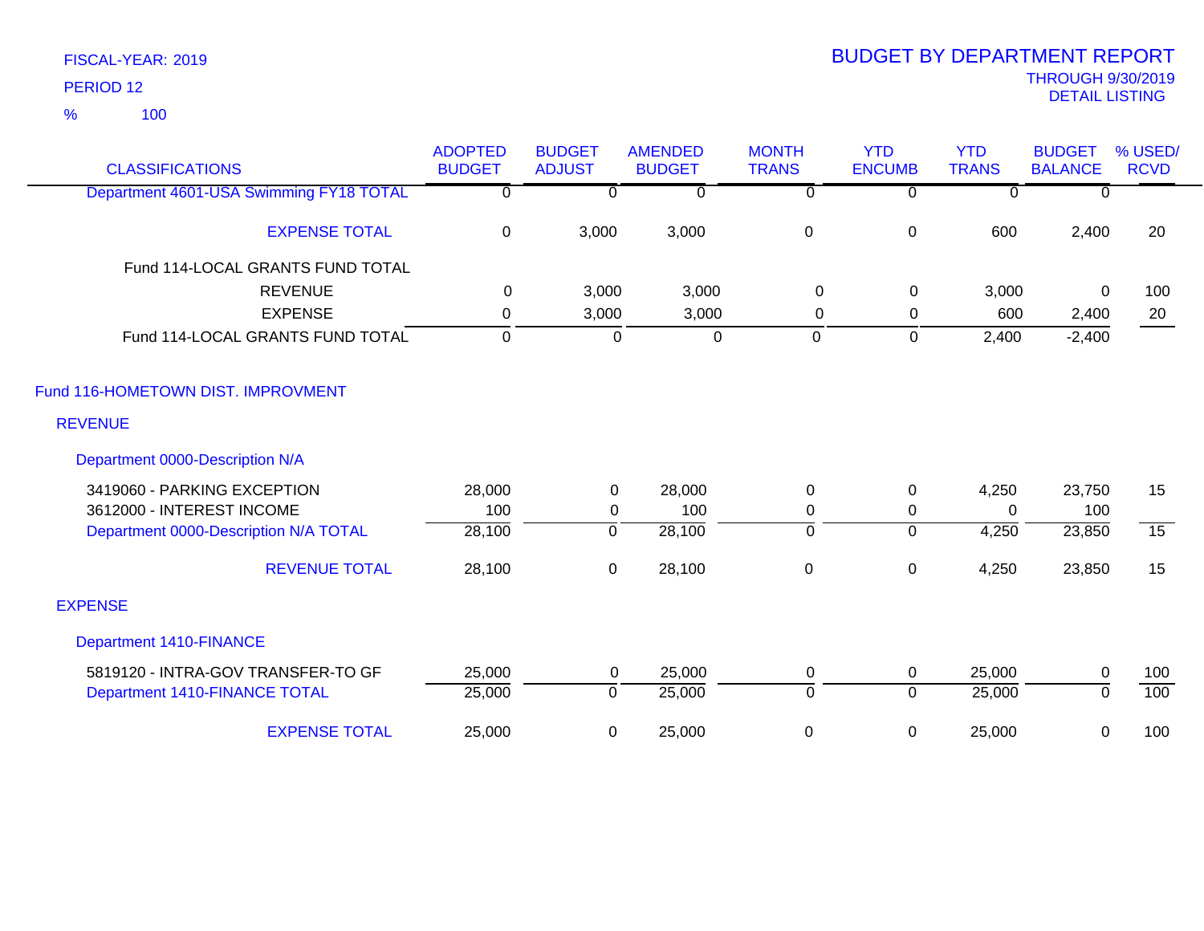FISCAL-YEAR: 2019
PERIOD 12
% 100

# BUDGET BY DEPARTMENT REPORT
THROUGH 9/30/2019
DETAIL LISTING

| CLASSIFICATIONS | ADOPTED BUDGET | BUDGET ADJUST | AMENDED BUDGET | MONTH TRANS | YTD ENCUMB | YTD TRANS | BUDGET BALANCE | % USED/ RCVD |
|---|---|---|---|---|---|---|---|---|
| Department 4601-USA Swimming FY18 TOTAL | 0 | 0 | 0 | 0 | 0 | 0 | 0 | |
| EXPENSE TOTAL | 0 | 3,000 | 3,000 | 0 | 0 | 600 | 2,400 | 20 |
| Fund 114-LOCAL GRANTS FUND TOTAL | | | | | | | | |
| REVENUE | 0 | 3,000 | 3,000 | 0 | 0 | 3,000 | 0 | 100 |
| EXPENSE | 0 | 3,000 | 3,000 | 0 | 0 | 600 | 2,400 | 20 |
| Fund 114-LOCAL GRANTS FUND TOTAL | 0 | 0 | 0 | 0 | 0 | 2,400 | -2,400 | |
| Fund 116-HOMETOWN DIST. IMPROVMENT | | | | | | | | |
| REVENUE | | | | | | | | |
| Department 0000-Description N/A | | | | | | | | |
| 3419060 - PARKING EXCEPTION | 28,000 | 0 | 28,000 | 0 | 0 | 4,250 | 23,750 | 15 |
| 3612000 - INTEREST INCOME | 100 | 0 | 100 | 0 | 0 | 0 | 100 | |
| Department 0000-Description N/A TOTAL | 28,100 | 0 | 28,100 | 0 | 0 | 4,250 | 23,850 | 15 |
| REVENUE TOTAL | 28,100 | 0 | 28,100 | 0 | 0 | 4,250 | 23,850 | 15 |
| EXPENSE | | | | | | | | |
| Department 1410-FINANCE | | | | | | | | |
| 5819120 - INTRA-GOV TRANSFER-TO GF | 25,000 | 0 | 25,000 | 0 | 0 | 25,000 | 0 | 100 |
| Department 1410-FINANCE TOTAL | 25,000 | 0 | 25,000 | 0 | 0 | 25,000 | 0 | 100 |
| EXPENSE TOTAL | 25,000 | 0 | 25,000 | 0 | 0 | 25,000 | 0 | 100 |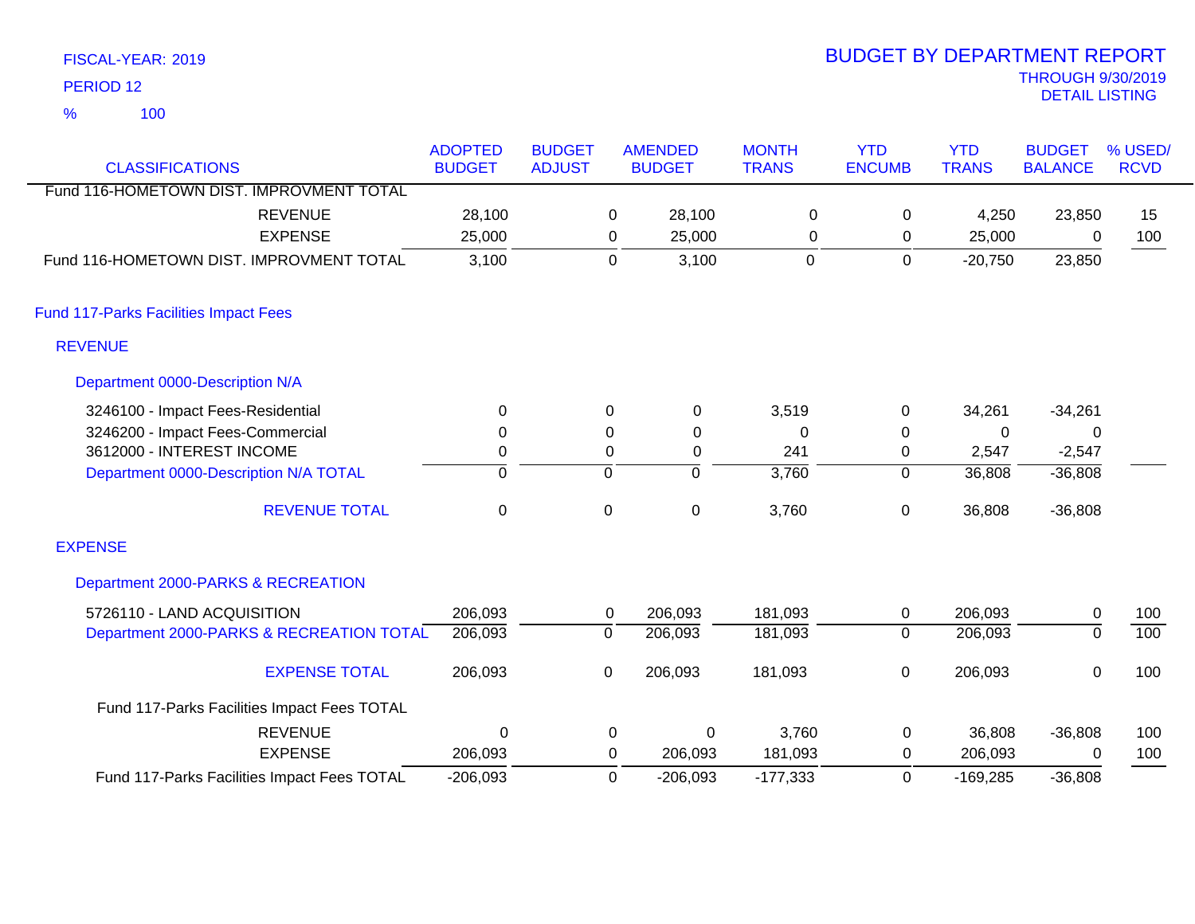FISCAL-YEAR: 2019

PERIOD 12

% 100

# BUDGET BY DEPARTMENT REPORT

THROUGH 9/30/2019

DETAIL LISTING

| CLASSIFICATIONS | ADOPTED BUDGET | BUDGET ADJUST | AMENDED BUDGET | MONTH TRANS | YTD ENCUMB | YTD TRANS | BUDGET BALANCE | % USED/ RCVD |
|---|---|---|---|---|---|---|---|---|
| Fund 116-HOMETOWN DIST. IMPROVMENT TOTAL | | | | | | | | |
| REVENUE | 28,100 | 0 | 28,100 | 0 | 0 | 4,250 | 23,850 | 15 |
| EXPENSE | 25,000 | 0 | 25,000 | 0 | 0 | 25,000 | 0 | 100 |
| Fund 116-HOMETOWN DIST. IMPROVMENT TOTAL | 3,100 | 0 | 3,100 | 0 | 0 | -20,750 | 23,850 | |
| **Fund 117-Parks Facilities Impact Fees** | | | | | | | | |
| **REVENUE** | | | | | | | | |
| **Department 0000-Description N/A** | | | | | | | | |
| 3246100 - Impact Fees-Residential | 0 | 0 | 0 | 3,519 | 0 | 34,261 | -34,261 | |
| 3246200 - Impact Fees-Commercial | 0 | 0 | 0 | 0 | 0 | 0 | 0 | |
| 3612000 - INTEREST INCOME | 0 | 0 | 0 | 241 | 0 | 2,547 | -2,547 | |
| Department 0000-Description N/A TOTAL | 0 | 0 | 0 | 3,760 | 0 | 36,808 | -36,808 | |
| REVENUE TOTAL | 0 | 0 | 0 | 3,760 | 0 | 36,808 | -36,808 | |
| **EXPENSE** | | | | | | | | |
| **Department 2000-PARKS & RECREATION** | | | | | | | | |
| 5726110 - LAND ACQUISITION | 206,093 | 0 | 206,093 | 181,093 | 0 | 206,093 | 0 | 100 |
| Department 2000-PARKS & RECREATION TOTAL | 206,093 | 0 | 206,093 | 181,093 | 0 | 206,093 | 0 | 100 |
| EXPENSE TOTAL | 206,093 | 0 | 206,093 | 181,093 | 0 | 206,093 | 0 | 100 |
| Fund 117-Parks Facilities Impact Fees TOTAL | | | | | | | | |
| REVENUE | 0 | 0 | 0 | 3,760 | 0 | 36,808 | -36,808 | 100 |
| EXPENSE | 206,093 | 0 | 206,093 | 181,093 | 0 | 206,093 | 0 | 100 |
| Fund 117-Parks Facilities Impact Fees TOTAL | -206,093 | 0 | -206,093 | -177,333 | 0 | -169,285 | -36,808 | |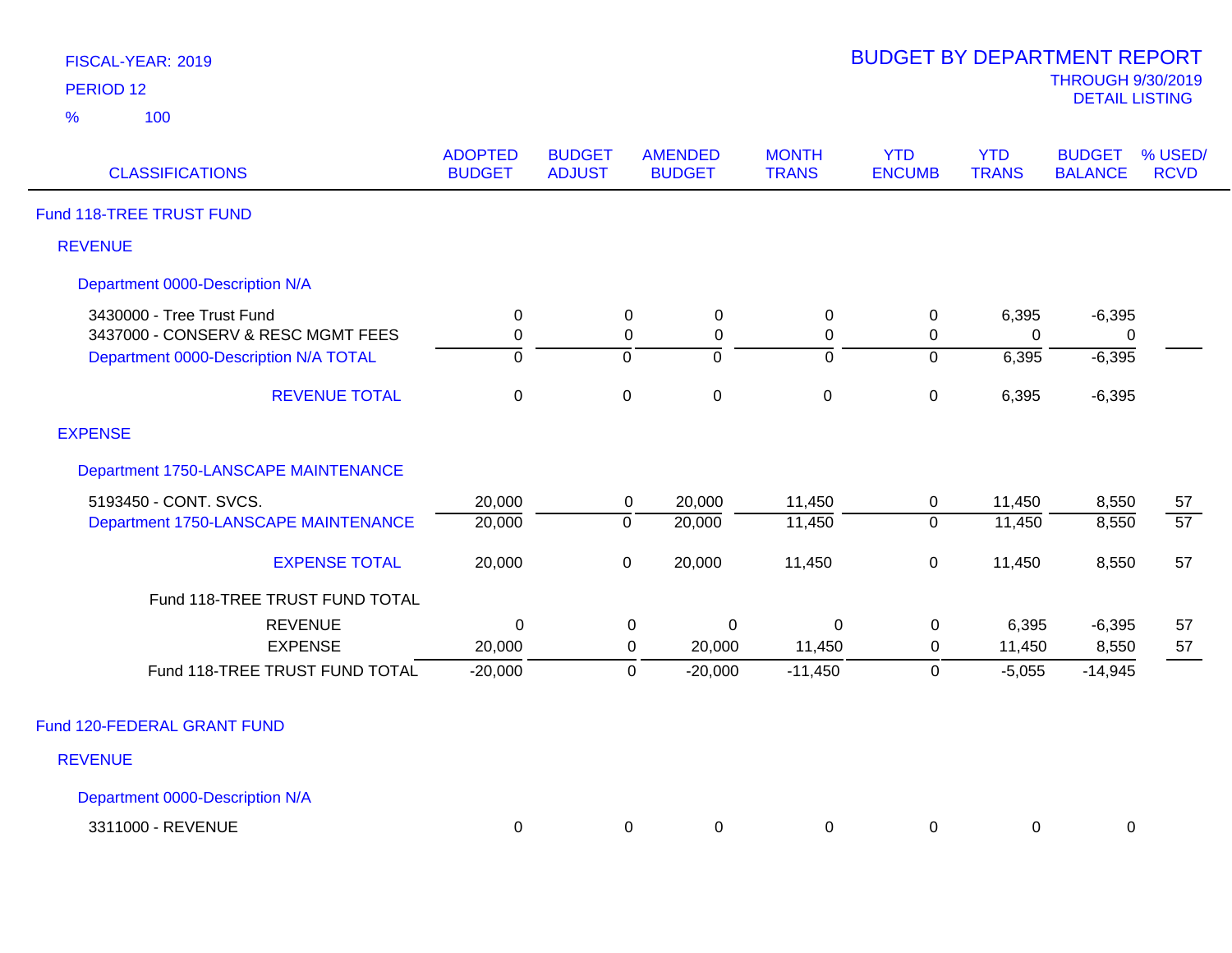FISCAL-YEAR: 2019

PERIOD 12

% 100

# BUDGET BY DEPARTMENT REPORT

THROUGH 9/30/2019

DETAIL LISTING

| CLASSIFICATIONS | ADOPTED BUDGET | BUDGET ADJUST | AMENDED BUDGET | MONTH TRANS | YTD ENCUMB | YTD TRANS | BUDGET BALANCE | % USED/ RCVD |
|---|---|---|---|---|---|---|---|---|
| **Fund 118-TREE TRUST FUND** | | | | | | | | |
| **REVENUE** | | | | | | | | |
| **Department 0000-Description N/A** | | | | | | | | |
| 3430000 - Tree Trust Fund | 0 | 0 | 0 | 0 | 0 | 6,395 | -6,395 | |
| 3437000 - CONSERV & RESC MGMT FEES | 0 | 0 | 0 | 0 | 0 | 0 | 0 | |
| Department 0000-Description N/A TOTAL | 0 | 0 | 0 | 0 | 0 | 6,395 | -6,395 | |
| REVENUE TOTAL | 0 | 0 | 0 | 0 | 0 | 6,395 | -6,395 | |
| **EXPENSE** | | | | | | | | |
| **Department 1750-LANSCAPE MAINTENANCE** | | | | | | | | |
| 5193450 - CONT. SVCS. | 20,000 | 0 | 20,000 | 11,450 | 0 | 11,450 | 8,550 | 57 |
| Department 1750-LANSCAPE MAINTENANCE | 20,000 | 0 | 20,000 | 11,450 | 0 | 11,450 | 8,550 | 57 |
| EXPENSE TOTAL | 20,000 | 0 | 20,000 | 11,450 | 0 | 11,450 | 8,550 | 57 |
| Fund 118-TREE TRUST FUND TOTAL | | | | | | | | |
| REVENUE | 0 | 0 | 0 | 0 | 0 | 6,395 | -6,395 | 57 |
| EXPENSE | 20,000 | 0 | 20,000 | 11,450 | 0 | 11,450 | 8,550 | 57 |
| Fund 118-TREE TRUST FUND TOTAL | -20,000 | 0 | -20,000 | -11,450 | 0 | -5,055 | -14,945 | |
| **Fund 120-FEDERAL GRANT FUND** | | | | | | | | |
| **REVENUE** | | | | | | | | |
| **Department 0000-Description N/A** | | | | | | | | |
| 3311000 - REVENUE | 0 | 0 | 0 | 0 | 0 | 0 | 0 | |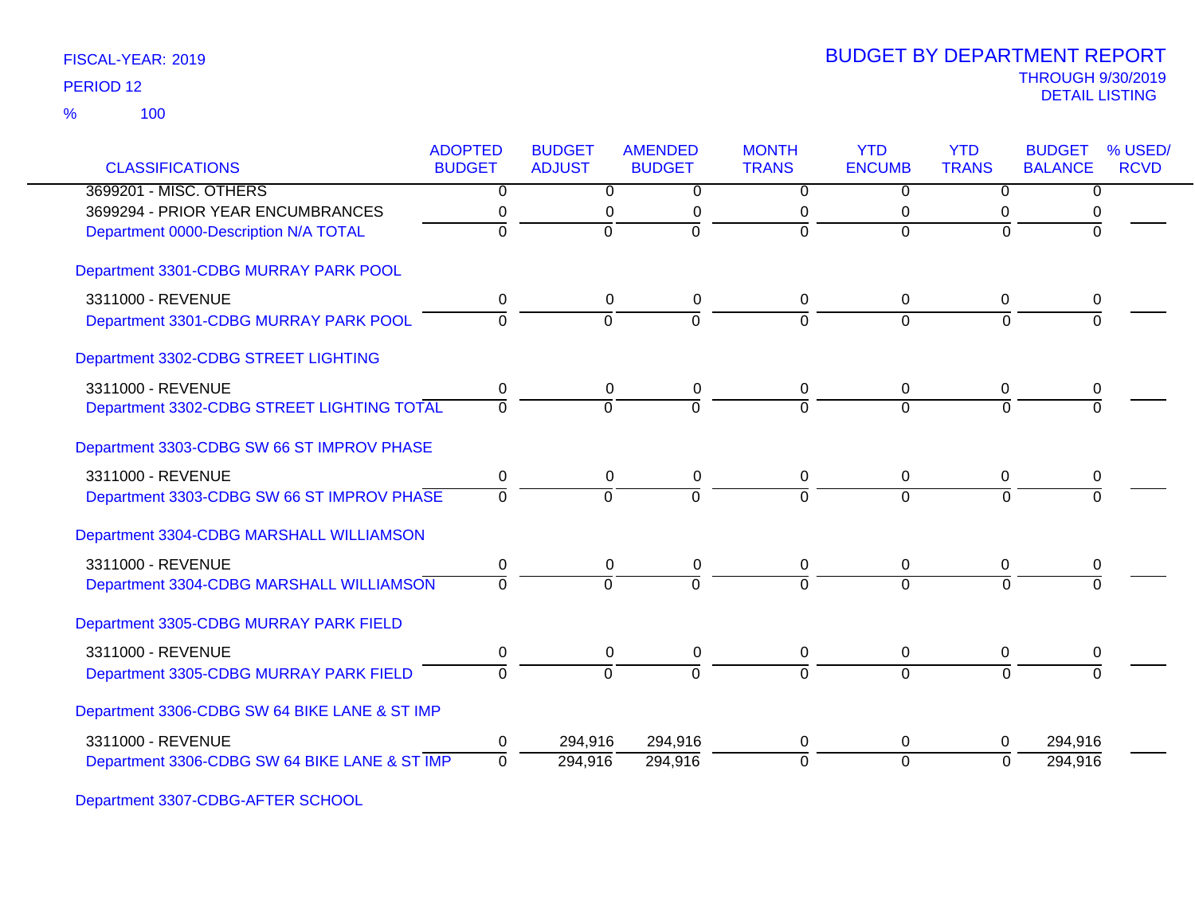FISCAL-YEAR: 2019

PERIOD 12

% 100

# BUDGET BY DEPARTMENT REPORT

THROUGH 9/30/2019

DETAIL LISTING

| CLASSIFICATIONS | ADOPTED BUDGET | BUDGET ADJUST | AMENDED BUDGET | MONTH TRANS | YTD ENCUMB | YTD TRANS | BUDGET BALANCE | % USED/ RCVD |
|---|---|---|---|---|---|---|---|---|
| 3699201 - MISC. OTHERS | 0 | 0 | 0 | 0 | 0 | 0 | 0 | |
| 3699294 - PRIOR YEAR ENCUMBRANCES | 0 | 0 | 0 | 0 | 0 | 0 | 0 | |
| Department 0000-Description N/A TOTAL | 0 | 0 | 0 | 0 | 0 | 0 | 0 | |
| Department 3301-CDBG MURRAY PARK POOL | | | | | | | | |
| 3311000 - REVENUE | 0 | 0 | 0 | 0 | 0 | 0 | 0 | |
| Department 3301-CDBG MURRAY PARK POOL | 0 | 0 | 0 | 0 | 0 | 0 | 0 | |
| Department 3302-CDBG STREET LIGHTING | | | | | | | | |
| 3311000 - REVENUE | 0 | 0 | 0 | 0 | 0 | 0 | 0 | |
| Department 3302-CDBG STREET LIGHTING TOTAL | 0 | 0 | 0 | 0 | 0 | 0 | 0 | |
| Department 3303-CDBG SW 66 ST IMPROV PHASE | | | | | | | | |
| 3311000 - REVENUE | 0 | 0 | 0 | 0 | 0 | 0 | 0 | |
| Department 3303-CDBG SW 66 ST IMPROV PHASE | 0 | 0 | 0 | 0 | 0 | 0 | 0 | |
| Department 3304-CDBG MARSHALL WILLIAMSON | | | | | | | | |
| 3311000 - REVENUE | 0 | 0 | 0 | 0 | 0 | 0 | 0 | |
| Department 3304-CDBG MARSHALL WILLIAMSON | 0 | 0 | 0 | 0 | 0 | 0 | 0 | |
| Department 3305-CDBG MURRAY PARK FIELD | | | | | | | | |
| 3311000 - REVENUE | 0 | 0 | 0 | 0 | 0 | 0 | 0 | |
| Department 3305-CDBG MURRAY PARK FIELD | 0 | 0 | 0 | 0 | 0 | 0 | 0 | |
| Department 3306-CDBG SW 64 BIKE LANE & ST IMP | | | | | | | | |
| 3311000 - REVENUE | 0 | 294,916 | 294,916 | 0 | 0 | 0 | 294,916 | |
| Department 3306-CDBG SW 64 BIKE LANE & ST IMP | 0 | 294,916 | 294,916 | 0 | 0 | 0 | 294,916 | |
| Department 3307-CDBG-AFTER SCHOOL | | | | | | | | |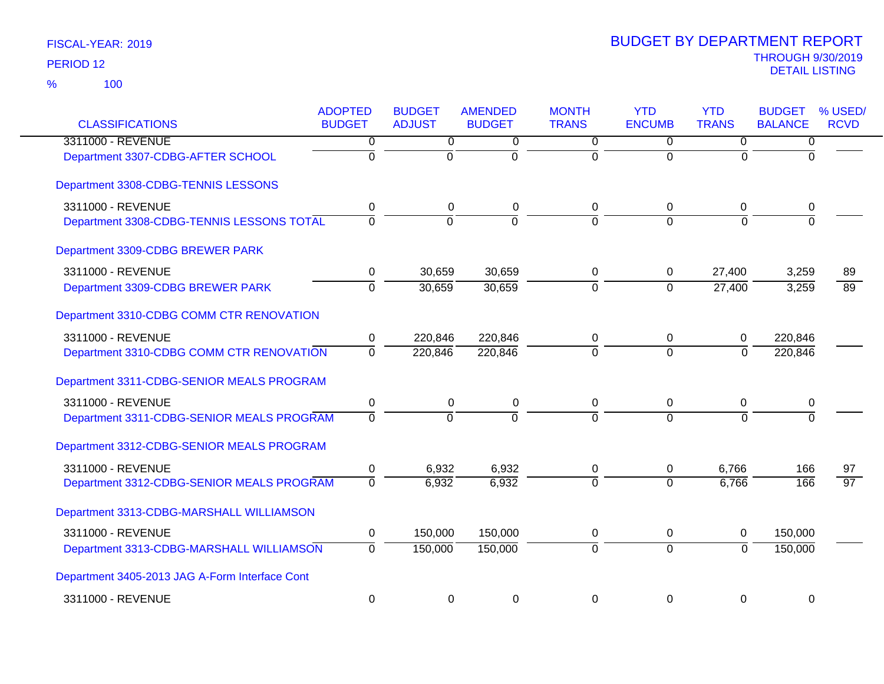FISCAL-YEAR: 2019

PERIOD 12

% 100

# BUDGET BY DEPARTMENT REPORT

THROUGH 9/30/2019

DETAIL LISTING

| CLASSIFICATIONS | ADOPTED BUDGET | BUDGET ADJUST | AMENDED BUDGET | MONTH TRANS | YTD ENCUMB | YTD TRANS | BUDGET BALANCE | % USED/ RCVD |
|---|---|---|---|---|---|---|---|---|
| 3311000 - REVENUE | 0 | 0 | 0 | 0 | 0 | 0 | 0 | |
| Department 3307-CDBG-AFTER SCHOOL | 0 | 0 | 0 | 0 | 0 | 0 | 0 | |
| Department 3308-CDBG-TENNIS LESSONS | | | | | | | | |
| 3311000 - REVENUE | 0 | 0 | 0 | 0 | 0 | 0 | 0 | |
| Department 3308-CDBG-TENNIS LESSONS TOTAL | 0 | 0 | 0 | 0 | 0 | 0 | 0 | |
| Department 3309-CDBG BREWER PARK | | | | | | | | |
| 3311000 - REVENUE | 0 | 30,659 | 30,659 | 0 | 0 | 27,400 | 3,259 | 89 |
| Department 3309-CDBG BREWER PARK | 0 | 30,659 | 30,659 | 0 | 0 | 27,400 | 3,259 | 89 |
| Department 3310-CDBG COMM CTR RENOVATION | | | | | | | | |
| 3311000 - REVENUE | 0 | 220,846 | 220,846 | 0 | 0 | 0 | 220,846 | |
| Department 3310-CDBG COMM CTR RENOVATION | 0 | 220,846 | 220,846 | 0 | 0 | 0 | 220,846 | |
| Department 3311-CDBG-SENIOR MEALS PROGRAM | | | | | | | | |
| 3311000 - REVENUE | 0 | 0 | 0 | 0 | 0 | 0 | 0 | |
| Department 3311-CDBG-SENIOR MEALS PROGRAM | 0 | 0 | 0 | 0 | 0 | 0 | 0 | |
| Department 3312-CDBG-SENIOR MEALS PROGRAM | | | | | | | | |
| 3311000 - REVENUE | 0 | 6,932 | 6,932 | 0 | 0 | 6,766 | 166 | 97 |
| Department 3312-CDBG-SENIOR MEALS PROGRAM | 0 | 6,932 | 6,932 | 0 | 0 | 6,766 | 166 | 97 |
| Department 3313-CDBG-MARSHALL WILLIAMSON | | | | | | | | |
| 3311000 - REVENUE | 0 | 150,000 | 150,000 | 0 | 0 | 0 | 150,000 | |
| Department 3313-CDBG-MARSHALL WILLIAMSON | 0 | 150,000 | 150,000 | 0 | 0 | 0 | 150,000 | |
| Department 3405-2013 JAG A-Form Interface Cont | | | | | | | | |
| 3311000 - REVENUE | 0 | 0 | 0 | 0 | 0 | 0 | 0 | |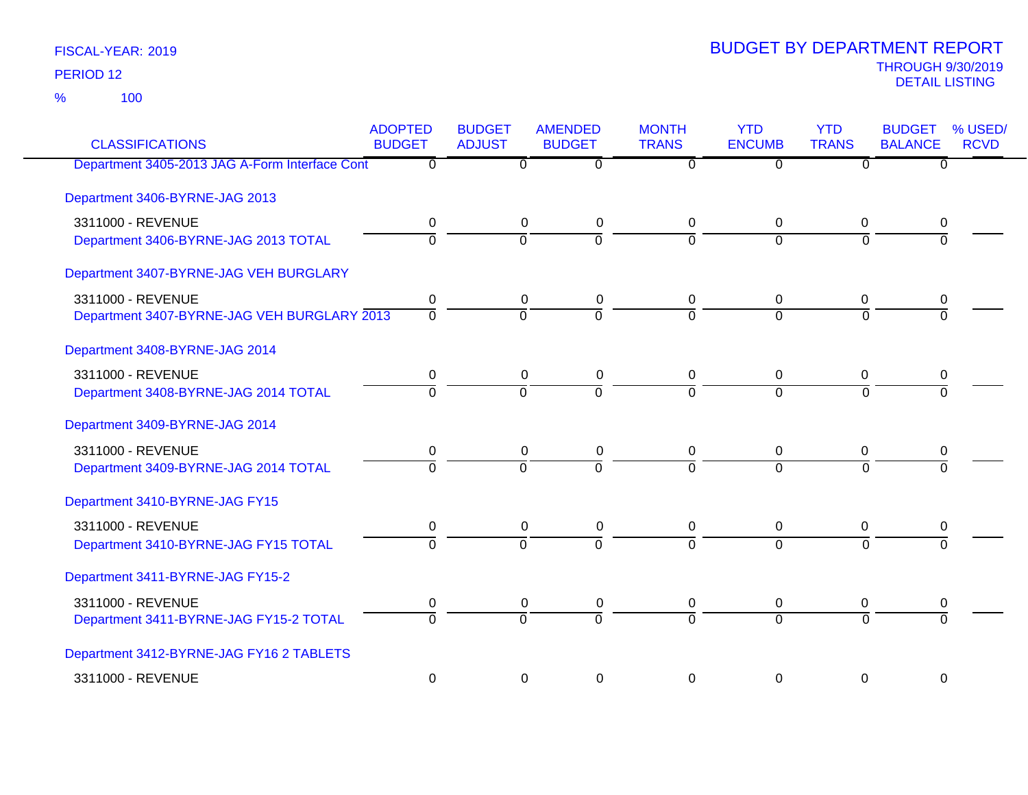FISCAL-YEAR: 2019

PERIOD 12

% 100

# BUDGET BY DEPARTMENT REPORT

THROUGH 9/30/2019

DETAIL LISTING

| CLASSIFICATIONS | ADOPTED BUDGET | BUDGET ADJUST | AMENDED BUDGET | MONTH TRANS | YTD ENCUMB | YTD TRANS | BUDGET BALANCE | % USED/ RCVD |
|---|---|---|---|---|---|---|---|---|
| Department 3405-2013 JAG A-Form Interface Cont | 0 | 0 | 0 | 0 | 0 | 0 | 0 | |
| Department 3406-BYRNE-JAG 2013 | | | | | | | | |
| 3311000 - REVENUE | 0 | 0 | 0 | 0 | 0 | 0 | 0 | |
| Department 3406-BYRNE-JAG 2013 TOTAL | 0 | 0 | 0 | 0 | 0 | 0 | 0 | |
| Department 3407-BYRNE-JAG VEH BURGLARY | | | | | | | | |
| 3311000 - REVENUE | 0 | 0 | 0 | 0 | 0 | 0 | 0 | |
| Department 3407-BYRNE-JAG VEH BURGLARY 2013 | 0 | 0 | 0 | 0 | 0 | 0 | 0 | |
| Department 3408-BYRNE-JAG 2014 | | | | | | | | |
| 3311000 - REVENUE | 0 | 0 | 0 | 0 | 0 | 0 | 0 | |
| Department 3408-BYRNE-JAG 2014 TOTAL | 0 | 0 | 0 | 0 | 0 | 0 | 0 | |
| Department 3409-BYRNE-JAG 2014 | | | | | | | | |
| 3311000 - REVENUE | 0 | 0 | 0 | 0 | 0 | 0 | 0 | |
| Department 3409-BYRNE-JAG 2014 TOTAL | 0 | 0 | 0 | 0 | 0 | 0 | 0 | |
| Department 3410-BYRNE-JAG FY15 | | | | | | | | |
| 3311000 - REVENUE | 0 | 0 | 0 | 0 | 0 | 0 | 0 | |
| Department 3410-BYRNE-JAG FY15 TOTAL | 0 | 0 | 0 | 0 | 0 | 0 | 0 | |
| Department 3411-BYRNE-JAG FY15-2 | | | | | | | | |
| 3311000 - REVENUE | 0 | 0 | 0 | 0 | 0 | 0 | 0 | |
| Department 3411-BYRNE-JAG FY15-2 TOTAL | 0 | 0 | 0 | 0 | 0 | 0 | 0 | |
| Department 3412-BYRNE-JAG FY16 2 TABLETS | | | | | | | | |
| 3311000 - REVENUE | 0 | 0 | 0 | 0 | 0 | 0 | 0 | |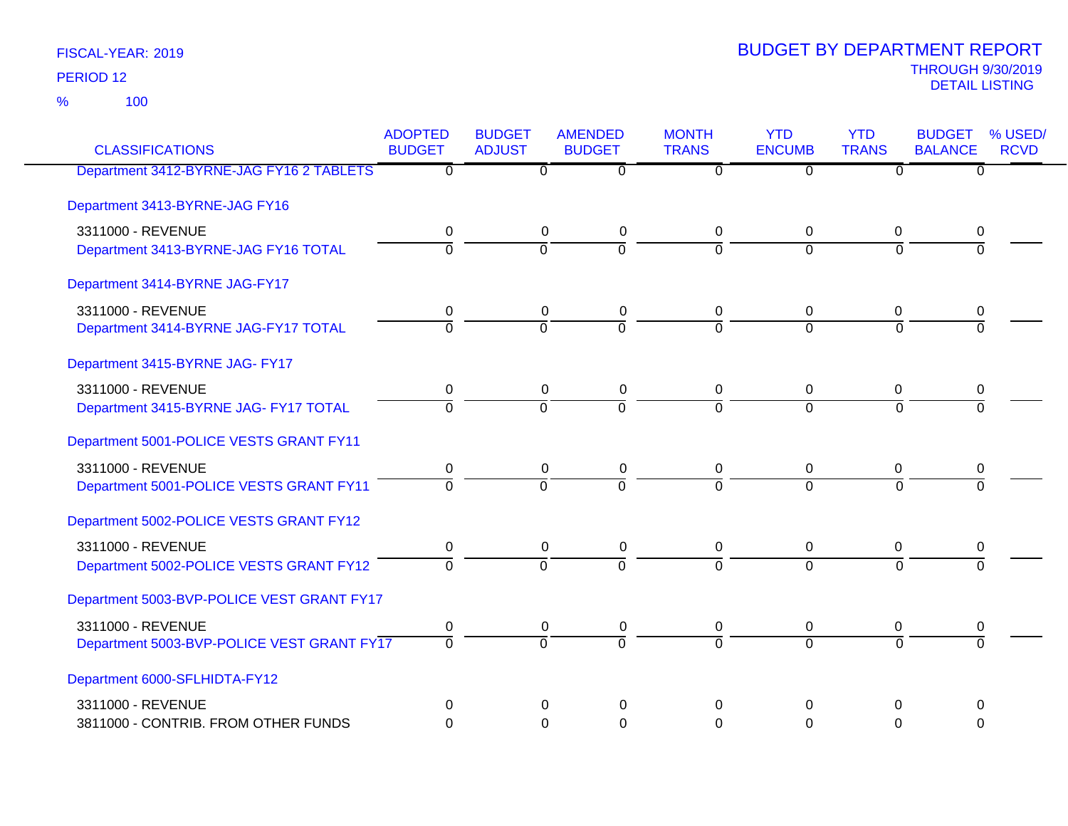FISCAL-YEAR: 2019

PERIOD 12

% 100

# BUDGET BY DEPARTMENT REPORT

THROUGH 9/30/2019

DETAIL LISTING

| CLASSIFICATIONS | ADOPTED BUDGET | BUDGET ADJUST | AMENDED BUDGET | MONTH TRANS | YTD ENCUMB | YTD TRANS | BUDGET BALANCE | % USED/ RCVD |
|---|---|---|---|---|---|---|---|---|
| Department 3412-BYRNE-JAG FY16 2 TABLETS | 0 | 0 | 0 | 0 | 0 | 0 | 0 | |
| **Department 3413-BYRNE-JAG FY16** | | | | | | | | |
| 3311000 - REVENUE | 0 | 0 | 0 | 0 | 0 | 0 | 0 | |
| Department 3413-BYRNE-JAG FY16 TOTAL | 0 | 0 | 0 | 0 | 0 | 0 | 0 | |
| **Department 3414-BYRNE JAG-FY17** | | | | | | | | |
| 3311000 - REVENUE | 0 | 0 | 0 | 0 | 0 | 0 | 0 | |
| Department 3414-BYRNE JAG-FY17 TOTAL | 0 | 0 | 0 | 0 | 0 | 0 | 0 | |
| **Department 3415-BYRNE JAG- FY17** | | | | | | | | |
| 3311000 - REVENUE | 0 | 0 | 0 | 0 | 0 | 0 | 0 | |
| Department 3415-BYRNE JAG- FY17 TOTAL | 0 | 0 | 0 | 0 | 0 | 0 | 0 | |
| **Department 5001-POLICE VESTS GRANT FY11** | | | | | | | | |
| 3311000 - REVENUE | 0 | 0 | 0 | 0 | 0 | 0 | 0 | |
| Department 5001-POLICE VESTS GRANT FY11 | 0 | 0 | 0 | 0 | 0 | 0 | 0 | |
| **Department 5002-POLICE VESTS GRANT FY12** | | | | | | | | |
| 3311000 - REVENUE | 0 | 0 | 0 | 0 | 0 | 0 | 0 | |
| Department 5002-POLICE VESTS GRANT FY12 | 0 | 0 | 0 | 0 | 0 | 0 | 0 | |
| **Department 5003-BVP-POLICE VEST GRANT FY17** | | | | | | | | |
| 3311000 - REVENUE | 0 | 0 | 0 | 0 | 0 | 0 | 0 | |
| Department 5003-BVP-POLICE VEST GRANT FY17 | 0 | 0 | 0 | 0 | 0 | 0 | 0 | |
| **Department 6000-SFLHIDTA-FY12** | | | | | | | | |
| 3311000 - REVENUE | 0 | 0 | 0 | 0 | 0 | 0 | 0 | |
| 3811000 - CONTRIB. FROM OTHER FUNDS | 0 | 0 | 0 | 0 | 0 | 0 | 0 | |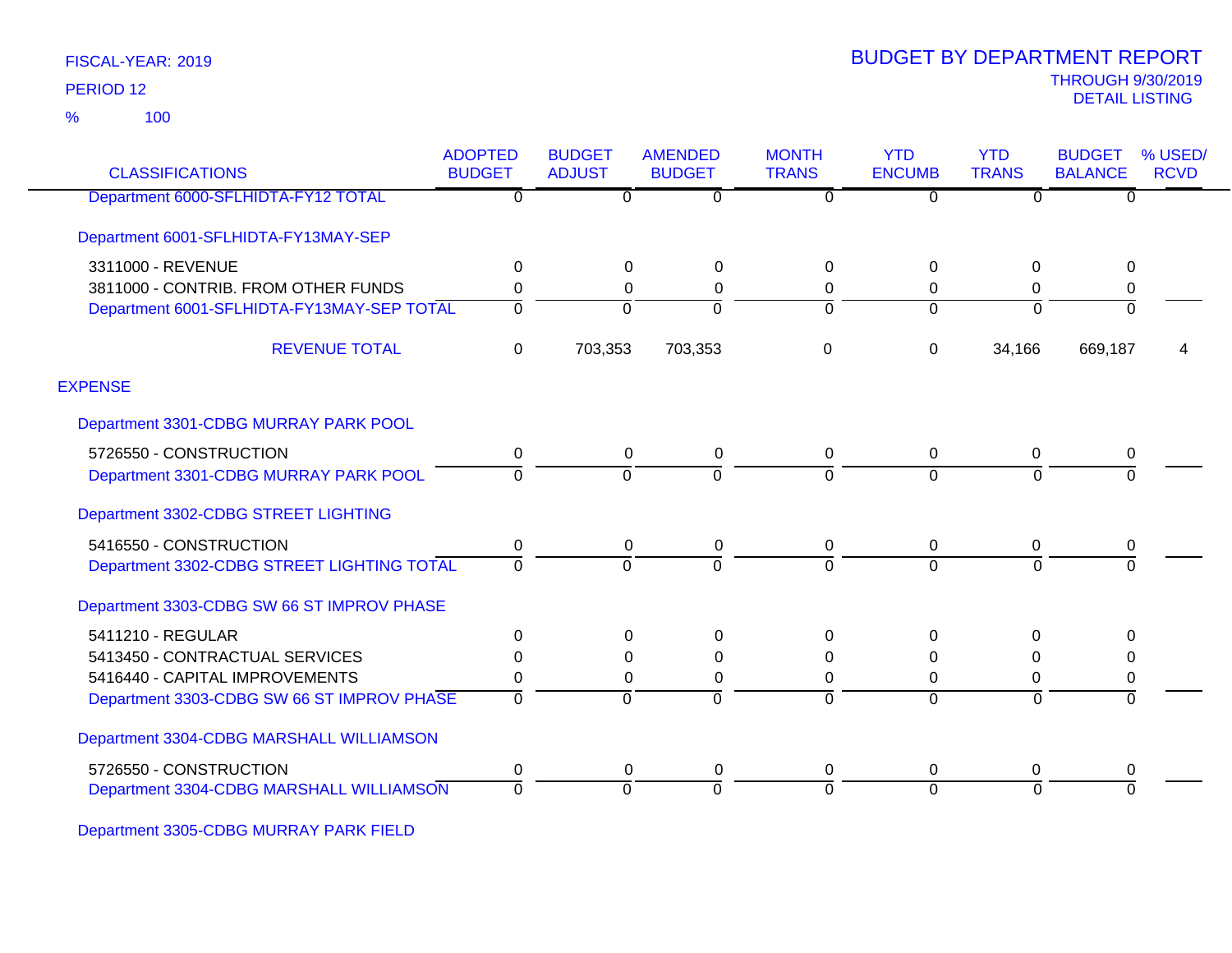FISCAL-YEAR: 2019

PERIOD 12

% 100

# BUDGET BY DEPARTMENT REPORT

THROUGH 9/30/2019

DETAIL LISTING

| CLASSIFICATIONS | ADOPTED BUDGET | BUDGET ADJUST | AMENDED BUDGET | MONTH TRANS | YTD ENCUMB | YTD TRANS | BUDGET BALANCE | % USED/ RCVD |
|---|---|---|---|---|---|---|---|---|
| Department 6000-SFLHIDTA-FY12 TOTAL | 0 | 0 | 0 | 0 | 0 | 0 | 0 | |
| Department 6001-SFLHIDTA-FY13MAY-SEP | | | | | | | | |
| 3311000 - REVENUE | 0 | 0 | 0 | 0 | 0 | 0 | 0 | |
| 3811000 - CONTRIB. FROM OTHER FUNDS | 0 | 0 | 0 | 0 | 0 | 0 | 0 | |
| Department 6001-SFLHIDTA-FY13MAY-SEP TOTAL | 0 | 0 | 0 | 0 | 0 | 0 | 0 | |
| REVENUE TOTAL | 0 | 703,353 | 703,353 | 0 | 0 | 34,166 | 669,187 | 4 |
| EXPENSE | | | | | | | | |
| Department 3301-CDBG MURRAY PARK POOL | | | | | | | | |
| 5726550 - CONSTRUCTION | 0 | 0 | 0 | 0 | 0 | 0 | 0 | |
| Department 3301-CDBG MURRAY PARK POOL | 0 | 0 | 0 | 0 | 0 | 0 | 0 | |
| Department 3302-CDBG STREET LIGHTING | | | | | | | | |
| 5416550 - CONSTRUCTION | 0 | 0 | 0 | 0 | 0 | 0 | 0 | |
| Department 3302-CDBG STREET LIGHTING TOTAL | 0 | 0 | 0 | 0 | 0 | 0 | 0 | |
| Department 3303-CDBG SW 66 ST IMPROV PHASE | | | | | | | | |
| 5411210 - REGULAR | 0 | 0 | 0 | 0 | 0 | 0 | 0 | |
| 5413450 - CONTRACTUAL SERVICES | 0 | 0 | 0 | 0 | 0 | 0 | 0 | |
| 5416440 - CAPITAL IMPROVEMENTS | 0 | 0 | 0 | 0 | 0 | 0 | 0 | |
| Department 3303-CDBG SW 66 ST IMPROV PHASE | 0 | 0 | 0 | 0 | 0 | 0 | 0 | |
| Department 3304-CDBG MARSHALL WILLIAMSON | | | | | | | | |
| 5726550 - CONSTRUCTION | 0 | 0 | 0 | 0 | 0 | 0 | 0 | |
| Department 3304-CDBG MARSHALL WILLIAMSON | 0 | 0 | 0 | 0 | 0 | 0 | 0 | |
| Department 3305-CDBG MURRAY PARK FIELD | | | | | | | | |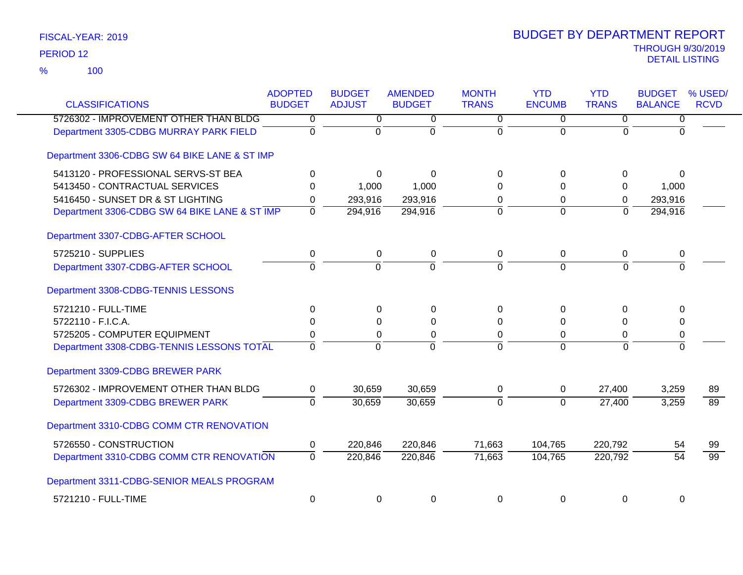FISCAL-YEAR: 2019

PERIOD 12

% 100

# BUDGET BY DEPARTMENT REPORT

THROUGH 9/30/2019
DETAIL LISTING

| CLASSIFICATIONS | ADOPTED BUDGET | BUDGET ADJUST | AMENDED BUDGET | MONTH TRANS | YTD ENCUMB | YTD TRANS | BUDGET BALANCE | % USED/ RCVD |
|---|---|---|---|---|---|---|---|---|
| 5726302 - IMPROVEMENT OTHER THAN BLDG | 0 | 0 | 0 | 0 | 0 | 0 | 0 | |
| Department 3305-CDBG MURRAY PARK FIELD | 0 | 0 | 0 | 0 | 0 | 0 | 0 | |
| Department 3306-CDBG SW 64 BIKE LANE & ST IMP | | | | | | | | |
| 5413120 - PROFESSIONAL SERVS-ST BEA | 0 | 0 | 0 | 0 | 0 | 0 | 0 | |
| 5413450 - CONTRACTUAL SERVICES | 0 | 1,000 | 1,000 | 0 | 0 | 0 | 1,000 | |
| 5416450 - SUNSET DR & ST LIGHTING | 0 | 293,916 | 293,916 | 0 | 0 | 0 | 293,916 | |
| Department 3306-CDBG SW 64 BIKE LANE & ST IMP | 0 | 294,916 | 294,916 | 0 | 0 | 0 | 294,916 | |
| Department 3307-CDBG-AFTER SCHOOL | | | | | | | | |
| 5725210 - SUPPLIES | 0 | 0 | 0 | 0 | 0 | 0 | 0 | |
| Department 3307-CDBG-AFTER SCHOOL | 0 | 0 | 0 | 0 | 0 | 0 | 0 | |
| Department 3308-CDBG-TENNIS LESSONS | | | | | | | | |
| 5721210 - FULL-TIME | 0 | 0 | 0 | 0 | 0 | 0 | 0 | |
| 5722110 - F.I.C.A. | 0 | 0 | 0 | 0 | 0 | 0 | 0 | |
| 5725205 - COMPUTER EQUIPMENT | 0 | 0 | 0 | 0 | 0 | 0 | 0 | |
| Department 3308-CDBG-TENNIS LESSONS TOTAL | 0 | 0 | 0 | 0 | 0 | 0 | 0 | |
| Department 3309-CDBG BREWER PARK | | | | | | | | |
| 5726302 - IMPROVEMENT OTHER THAN BLDG | 0 | 30,659 | 30,659 | 0 | 0 | 27,400 | 3,259 | 89 |
| Department 3309-CDBG BREWER PARK | 0 | 30,659 | 30,659 | 0 | 0 | 27,400 | 3,259 | 89 |
| Department 3310-CDBG COMM CTR RENOVATION | | | | | | | | |
| 5726550 - CONSTRUCTION | 0 | 220,846 | 220,846 | 71,663 | 104,765 | 220,792 | 54 | 99 |
| Department 3310-CDBG COMM CTR RENOVATION | 0 | 220,846 | 220,846 | 71,663 | 104,765 | 220,792 | 54 | 99 |
| Department 3311-CDBG-SENIOR MEALS PROGRAM | | | | | | | | |
| 5721210 - FULL-TIME | 0 | 0 | 0 | 0 | 0 | 0 | 0 | |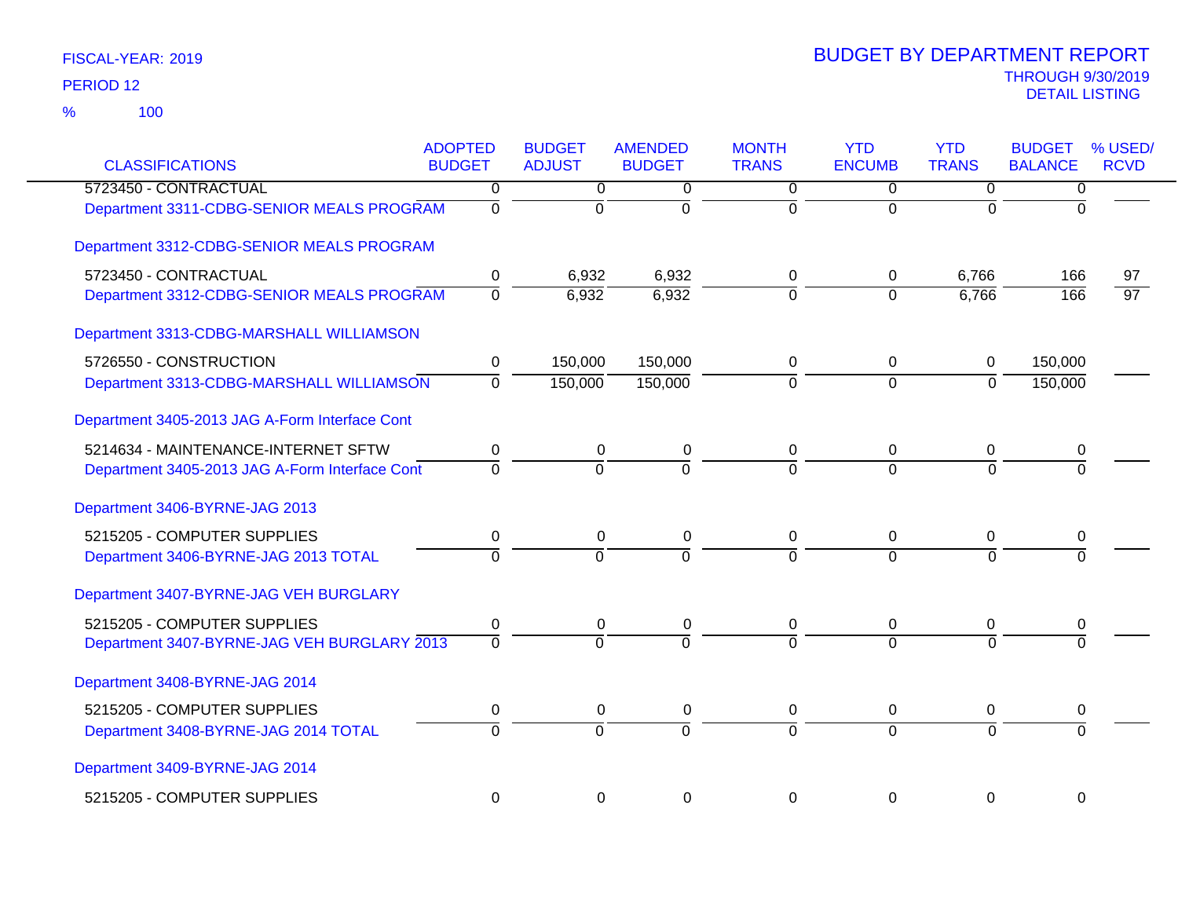FISCAL-YEAR: 2019

PERIOD 12

% 100

# BUDGET BY DEPARTMENT REPORT

THROUGH 9/30/2019

DETAIL LISTING

| CLASSIFICATIONS | ADOPTED BUDGET | BUDGET ADJUST | AMENDED BUDGET | MONTH TRANS | YTD ENCUMB | YTD TRANS | BUDGET BALANCE | % USED/ RCVD |
|---|---|---|---|---|---|---|---|---|
| 5723450 - CONTRACTUAL | 0 | 0 | 0 | 0 | 0 | 0 | 0 | |
| Department 3311-CDBG-SENIOR MEALS PROGRAM | 0 | 0 | 0 | 0 | 0 | 0 | 0 | |
| Department 3312-CDBG-SENIOR MEALS PROGRAM | | | | | | | | |
| 5723450 - CONTRACTUAL | 0 | 6,932 | 6,932 | 0 | 0 | 6,766 | 166 | 97 |
| Department 3312-CDBG-SENIOR MEALS PROGRAM | 0 | 6,932 | 6,932 | 0 | 0 | 6,766 | 166 | 97 |
| Department 3313-CDBG-MARSHALL WILLIAMSON | | | | | | | | |
| 5726550 - CONSTRUCTION | 0 | 150,000 | 150,000 | 0 | 0 | 0 | 150,000 | |
| Department 3313-CDBG-MARSHALL WILLIAMSON | 0 | 150,000 | 150,000 | 0 | 0 | 0 | 150,000 | |
| Department 3405-2013 JAG A-Form Interface Cont | | | | | | | | |
| 5214634 - MAINTENANCE-INTERNET SFTW | 0 | 0 | 0 | 0 | 0 | 0 | 0 | |
| Department 3405-2013 JAG A-Form Interface Cont | 0 | 0 | 0 | 0 | 0 | 0 | 0 | |
| Department 3406-BYRNE-JAG 2013 | | | | | | | | |
| 5215205 - COMPUTER SUPPLIES | 0 | 0 | 0 | 0 | 0 | 0 | 0 | |
| Department 3406-BYRNE-JAG 2013 TOTAL | 0 | 0 | 0 | 0 | 0 | 0 | 0 | |
| Department 3407-BYRNE-JAG VEH BURGLARY | | | | | | | | |
| 5215205 - COMPUTER SUPPLIES | 0 | 0 | 0 | 0 | 0 | 0 | 0 | |
| Department 3407-BYRNE-JAG VEH BURGLARY 2013 | 0 | 0 | 0 | 0 | 0 | 0 | 0 | |
| Department 3408-BYRNE-JAG 2014 | | | | | | | | |
| 5215205 - COMPUTER SUPPLIES | 0 | 0 | 0 | 0 | 0 | 0 | 0 | |
| Department 3408-BYRNE-JAG 2014 TOTAL | 0 | 0 | 0 | 0 | 0 | 0 | 0 | |
| Department 3409-BYRNE-JAG 2014 | | | | | | | | |
| 5215205 - COMPUTER SUPPLIES | 0 | 0 | 0 | 0 | 0 | 0 | 0 | |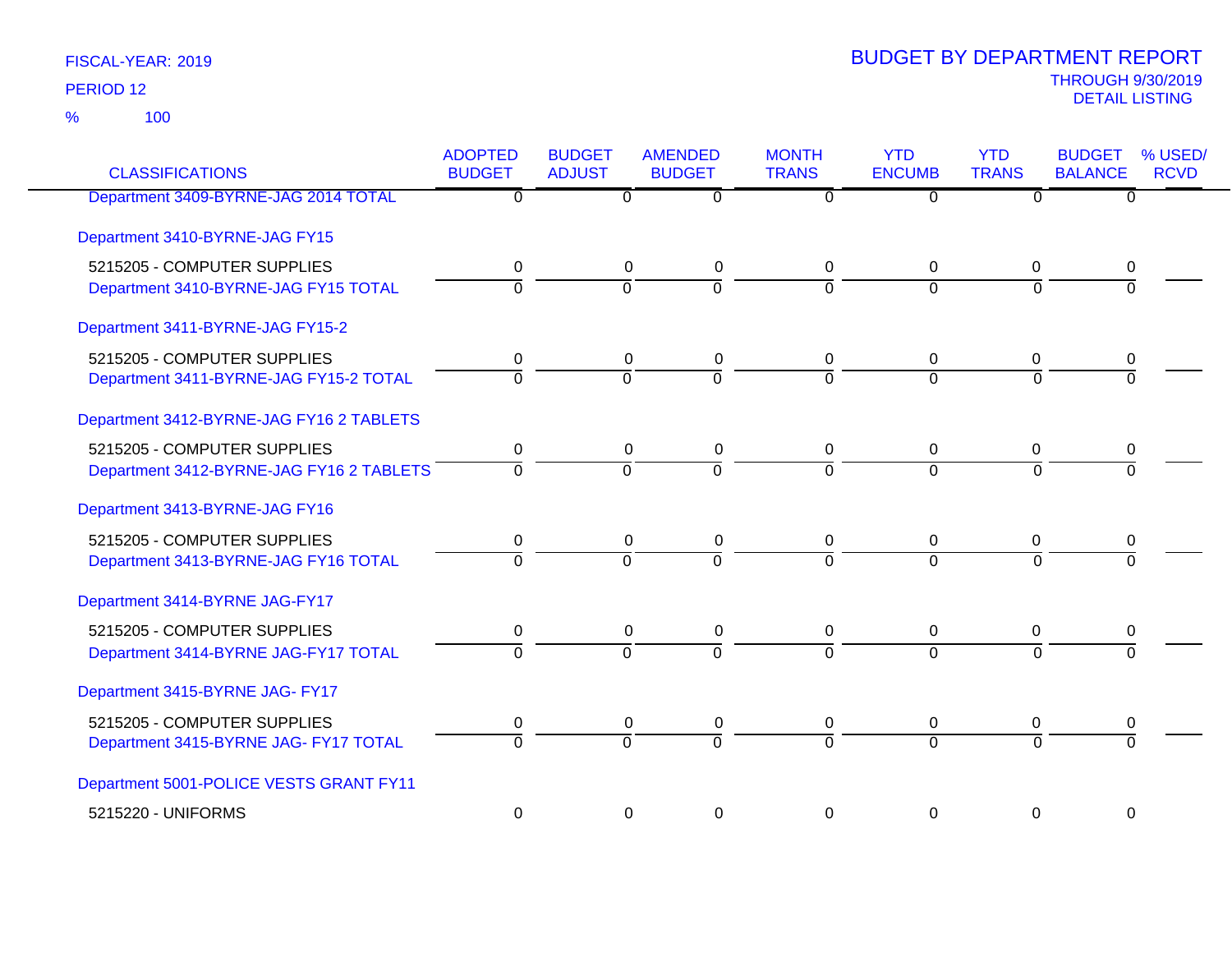FISCAL-YEAR: 2019

PERIOD 12

% 100

# BUDGET BY DEPARTMENT REPORT

THROUGH 9/30/2019

DETAIL LISTING

| CLASSIFICATIONS | ADOPTED BUDGET | BUDGET ADJUST | AMENDED BUDGET | MONTH TRANS | YTD ENCUMB | YTD TRANS | BUDGET BALANCE | % USED/ RCVD |
|---|---|---|---|---|---|---|---|---|
| Department 3409-BYRNE-JAG 2014 TOTAL | 0 | 0 | 0 | 0 | 0 | 0 | 0 | |
| Department 3410-BYRNE-JAG FY15 | | | | | | | | |
| 5215205 - COMPUTER SUPPLIES | 0 | 0 | 0 | 0 | 0 | 0 | 0 | |
| Department 3410-BYRNE-JAG FY15 TOTAL | 0 | 0 | 0 | 0 | 0 | 0 | 0 | |
| Department 3411-BYRNE-JAG FY15-2 | | | | | | | | |
| 5215205 - COMPUTER SUPPLIES | 0 | 0 | 0 | 0 | 0 | 0 | 0 | |
| Department 3411-BYRNE-JAG FY15-2 TOTAL | 0 | 0 | 0 | 0 | 0 | 0 | 0 | |
| Department 3412-BYRNE-JAG FY16 2 TABLETS | | | | | | | | |
| 5215205 - COMPUTER SUPPLIES | 0 | 0 | 0 | 0 | 0 | 0 | 0 | |
| Department 3412-BYRNE-JAG FY16 2 TABLETS | 0 | 0 | 0 | 0 | 0 | 0 | 0 | |
| Department 3413-BYRNE-JAG FY16 | | | | | | | | |
| 5215205 - COMPUTER SUPPLIES | 0 | 0 | 0 | 0 | 0 | 0 | 0 | |
| Department 3413-BYRNE-JAG FY16 TOTAL | 0 | 0 | 0 | 0 | 0 | 0 | 0 | |
| Department 3414-BYRNE JAG-FY17 | | | | | | | | |
| 5215205 - COMPUTER SUPPLIES | 0 | 0 | 0 | 0 | 0 | 0 | 0 | |
| Department 3414-BYRNE JAG-FY17 TOTAL | 0 | 0 | 0 | 0 | 0 | 0 | 0 | |
| Department 3415-BYRNE JAG- FY17 | | | | | | | | |
| 5215205 - COMPUTER SUPPLIES | 0 | 0 | 0 | 0 | 0 | 0 | 0 | |
| Department 3415-BYRNE JAG- FY17 TOTAL | 0 | 0 | 0 | 0 | 0 | 0 | 0 | |
| Department 5001-POLICE VESTS GRANT FY11 | | | | | | | | |
| 5215220 - UNIFORMS | 0 | 0 | 0 | 0 | 0 | 0 | 0 | |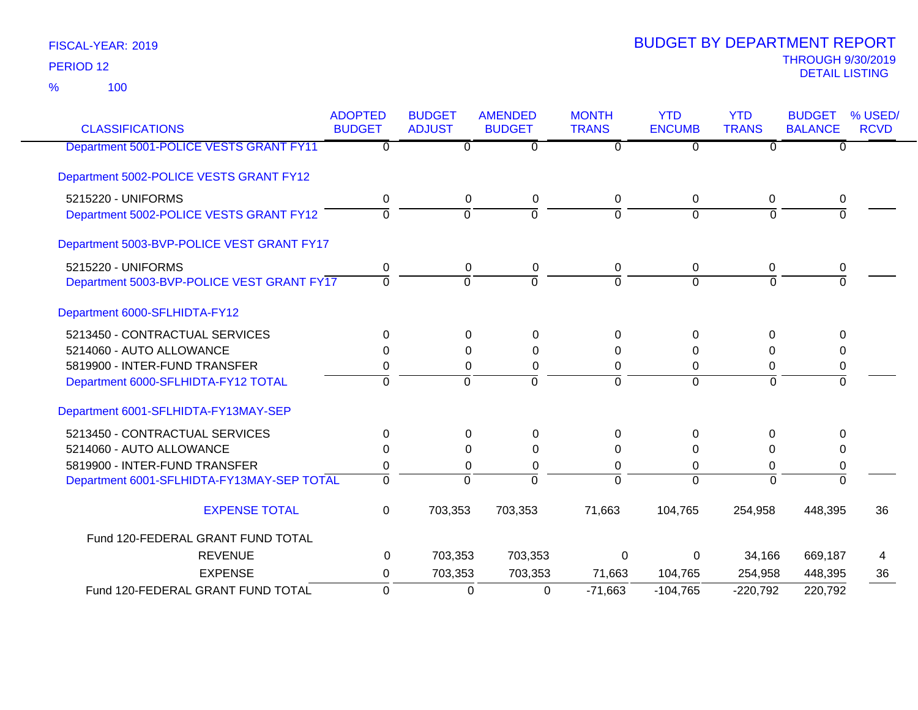FISCAL-YEAR: 2019

PERIOD 12

% 100

# BUDGET BY DEPARTMENT REPORT

THROUGH 9/30/2019

DETAIL LISTING

| CLASSIFICATIONS | ADOPTED BUDGET | BUDGET ADJUST | AMENDED BUDGET | MONTH TRANS | YTD ENCUMB | YTD TRANS | BUDGET BALANCE | % USED/ RCVD |
|---|---|---|---|---|---|---|---|---|
| Department 5001-POLICE VESTS GRANT FY11 | 0 | 0 | 0 | 0 | 0 | 0 | 0 | |
| Department 5002-POLICE VESTS GRANT FY12 | | | | | | | | |
| 5215220 - UNIFORMS | 0 | 0 | 0 | 0 | 0 | 0 | 0 | |
| Department 5002-POLICE VESTS GRANT FY12 | 0 | 0 | 0 | 0 | 0 | 0 | 0 | |
| Department 5003-BVP-POLICE VEST GRANT FY17 | | | | | | | | |
| 5215220 - UNIFORMS | 0 | 0 | 0 | 0 | 0 | 0 | 0 | |
| Department 5003-BVP-POLICE VEST GRANT FY17 | 0 | 0 | 0 | 0 | 0 | 0 | 0 | |
| Department 6000-SFLHIDTA-FY12 | | | | | | | | |
| 5213450 - CONTRACTUAL SERVICES | 0 | 0 | 0 | 0 | 0 | 0 | 0 | |
| 5214060 - AUTO ALLOWANCE | 0 | 0 | 0 | 0 | 0 | 0 | 0 | |
| 5819900 - INTER-FUND TRANSFER | 0 | 0 | 0 | 0 | 0 | 0 | 0 | |
| Department 6000-SFLHIDTA-FY12 TOTAL | 0 | 0 | 0 | 0 | 0 | 0 | 0 | |
| Department 6001-SFLHIDTA-FY13MAY-SEP | | | | | | | | |
| 5213450 - CONTRACTUAL SERVICES | 0 | 0 | 0 | 0 | 0 | 0 | 0 | |
| 5214060 - AUTO ALLOWANCE | 0 | 0 | 0 | 0 | 0 | 0 | 0 | |
| 5819900 - INTER-FUND TRANSFER | 0 | 0 | 0 | 0 | 0 | 0 | 0 | |
| Department 6001-SFLHIDTA-FY13MAY-SEP TOTAL | 0 | 0 | 0 | 0 | 0 | 0 | 0 | |
| EXPENSE TOTAL | 0 | 703,353 | 703,353 | 71,663 | 104,765 | 254,958 | 448,395 | 36 |
| Fund 120-FEDERAL GRANT FUND TOTAL | | | | | | | | |
| REVENUE | 0 | 703,353 | 703,353 | 0 | 0 | 34,166 | 669,187 | 4 |
| EXPENSE | 0 | 703,353 | 703,353 | 71,663 | 104,765 | 254,958 | 448,395 | 36 |
| Fund 120-FEDERAL GRANT FUND TOTAL | 0 | 0 | 0 | -71,663 | -104,765 | -220,792 | 220,792 | |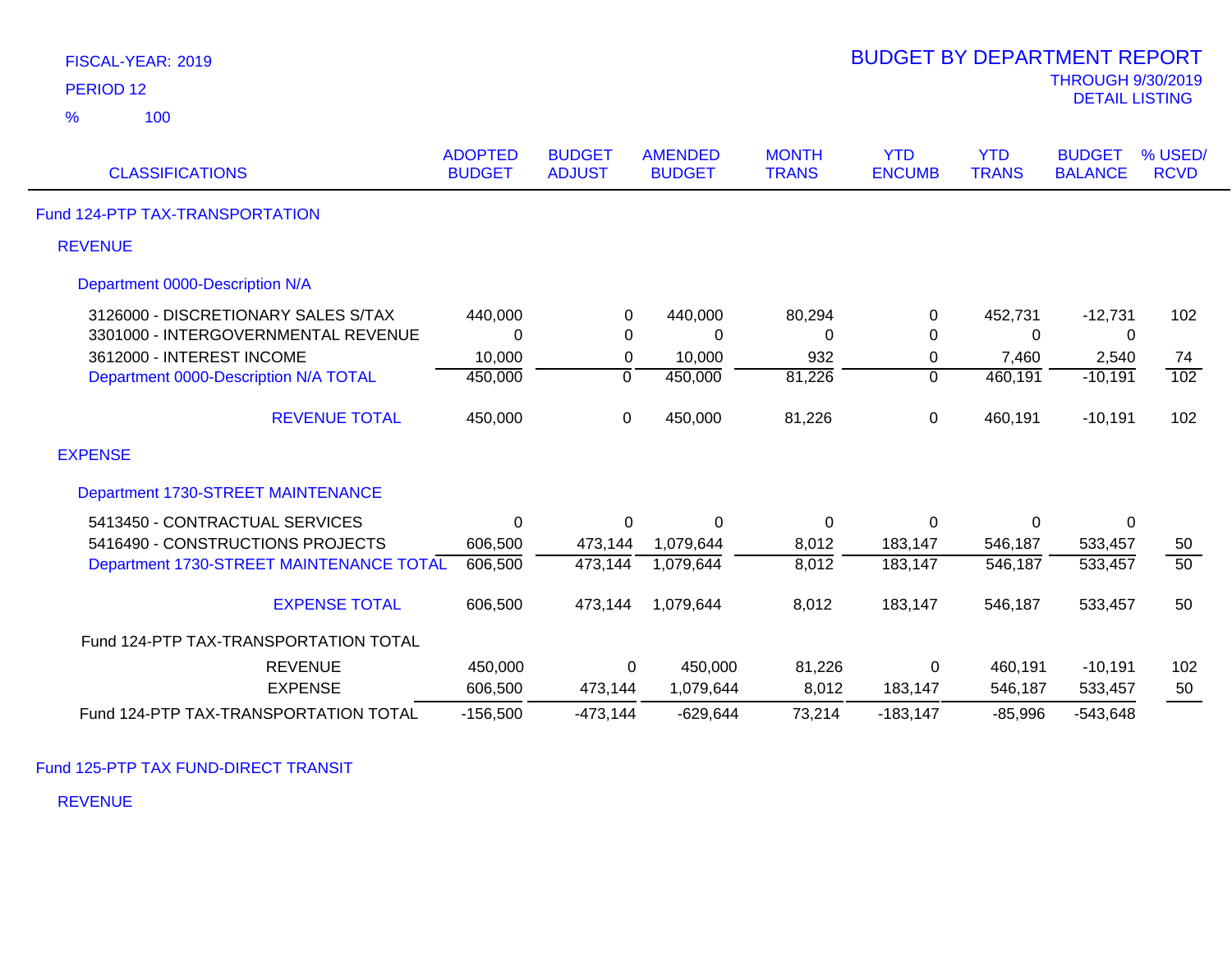FISCAL-YEAR: 2019

PERIOD 12

% 100

# BUDGET BY DEPARTMENT REPORT

THROUGH 9/30/2019

DETAIL LISTING

| CLASSIFICATIONS | ADOPTED BUDGET | BUDGET ADJUST | AMENDED BUDGET | MONTH TRANS | YTD ENCUMB | YTD TRANS | BUDGET BALANCE | % USED/ RCVD |
|---|---|---|---|---|---|---|---|---|
| **Fund 124-PTP TAX-TRANSPORTATION** | | | | | | | | |
| **REVENUE** | | | | | | | | |
| **Department 0000-Description N/A** | | | | | | | | |
| 3126000 - DISCRETIONARY SALES S/TAX | 440,000 | 0 | 440,000 | 80,294 | 0 | 452,731 | -12,731 | 102 |
| 3301000 - INTERGOVERNMENTAL REVENUE | 0 | 0 | 0 | 0 | 0 | 0 | 0 | |
| 3612000 - INTEREST INCOME | 10,000 | 0 | 10,000 | 932 | 0 | 7,460 | 2,540 | 74 |
| Department 0000-Description N/A TOTAL | 450,000 | 0 | 450,000 | 81,226 | 0 | 460,191 | -10,191 | 102 |
| REVENUE TOTAL | 450,000 | 0 | 450,000 | 81,226 | 0 | 460,191 | -10,191 | 102 |
| **EXPENSE** | | | | | | | | |
| **Department 1730-STREET MAINTENANCE** | | | | | | | | |
| 5413450 - CONTRACTUAL SERVICES | 0 | 0 | 0 | 0 | 0 | 0 | 0 | |
| 5416490 - CONSTRUCTIONS PROJECTS | 606,500 | 473,144 | 1,079,644 | 8,012 | 183,147 | 546,187 | 533,457 | 50 |
| Department 1730-STREET MAINTENANCE TOTAL | 606,500 | 473,144 | 1,079,644 | 8,012 | 183,147 | 546,187 | 533,457 | 50 |
| EXPENSE TOTAL | 606,500 | 473,144 | 1,079,644 | 8,012 | 183,147 | 546,187 | 533,457 | 50 |
| Fund 124-PTP TAX-TRANSPORTATION TOTAL | | | | | | | | |
| REVENUE | 450,000 | 0 | 450,000 | 81,226 | 0 | 460,191 | -10,191 | 102 |
| EXPENSE | 606,500 | 473,144 | 1,079,644 | 8,012 | 183,147 | 546,187 | 533,457 | 50 |
| Fund 124-PTP TAX-TRANSPORTATION TOTAL | -156,500 | -473,144 | -629,644 | 73,214 | -183,147 | -85,996 | -543,648 | |

**Fund 125-PTP TAX FUND-DIRECT TRANSIT**

**REVENUE**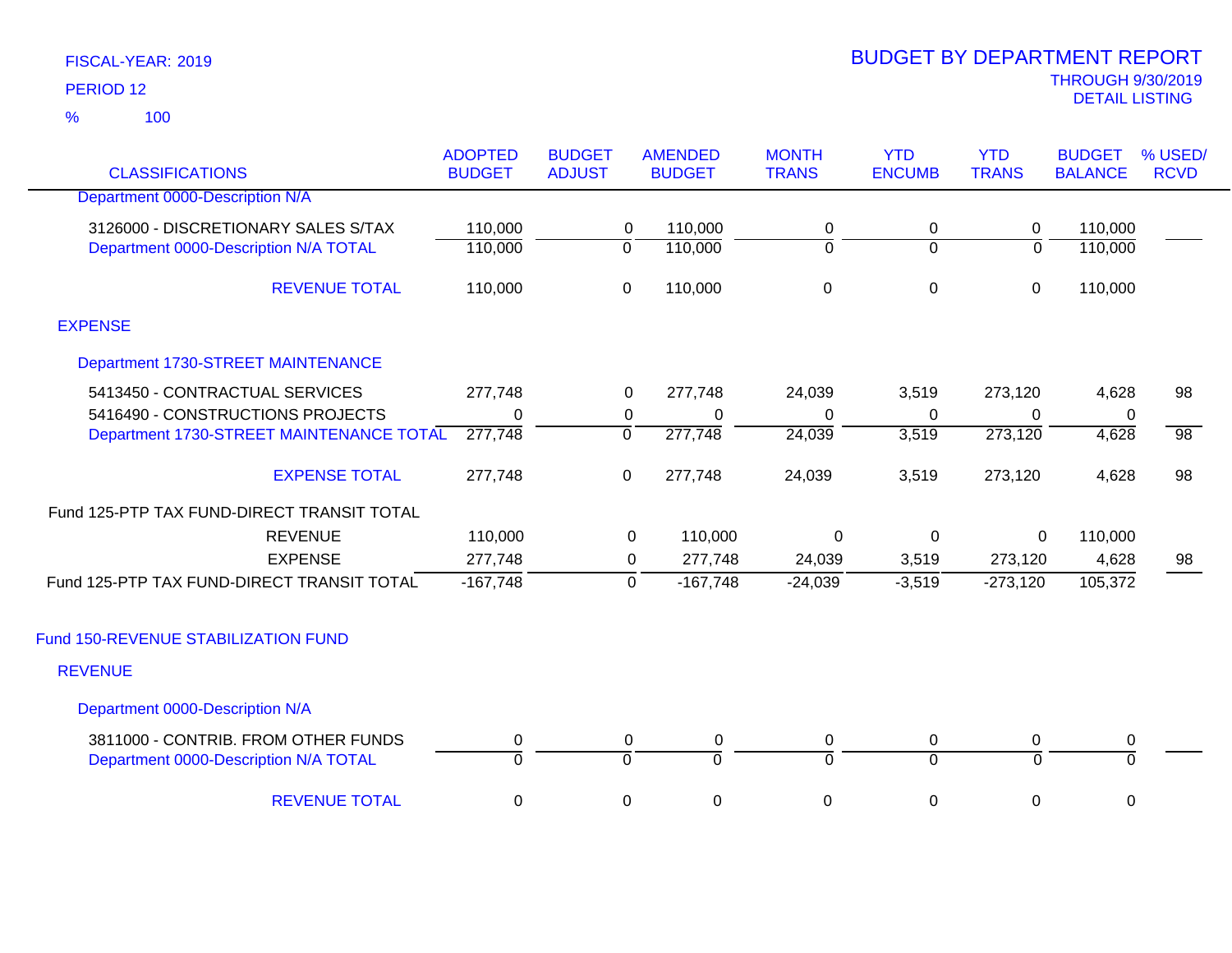FISCAL-YEAR: 2019

PERIOD 12

% 100

# BUDGET BY DEPARTMENT REPORT

THROUGH 9/30/2019

DETAIL LISTING

| CLASSIFICATIONS | ADOPTED BUDGET | BUDGET ADJUST | AMENDED BUDGET | MONTH TRANS | YTD ENCUMB | YTD TRANS | BUDGET BALANCE | % USED/ RCVD |
|---|---|---|---|---|---|---|---|---|
| Department 0000-Description N/A | | | | | | | | |
| 3126000 - DISCRETIONARY SALES S/TAX | 110,000 | 0 | 110,000 | 0 | 0 | 0 | 110,000 | |
| Department 0000-Description N/A TOTAL | 110,000 | 0 | 110,000 | 0 | 0 | 0 | 110,000 | |
| REVENUE TOTAL | 110,000 | 0 | 110,000 | 0 | 0 | 0 | 110,000 | |
| EXPENSE | | | | | | | | |
| Department 1730-STREET MAINTENANCE | | | | | | | | |
| 5413450 - CONTRACTUAL SERVICES | 277,748 | 0 | 277,748 | 24,039 | 3,519 | 273,120 | 4,628 | 98 |
| 5416490 - CONSTRUCTIONS PROJECTS | 0 | 0 | 0 | 0 | 0 | 0 | 0 | |
| Department 1730-STREET MAINTENANCE TOTAL | 277,748 | 0 | 277,748 | 24,039 | 3,519 | 273,120 | 4,628 | 98 |
| EXPENSE TOTAL | 277,748 | 0 | 277,748 | 24,039 | 3,519 | 273,120 | 4,628 | 98 |
| Fund 125-PTP TAX FUND-DIRECT TRANSIT TOTAL | | | | | | | | |
| REVENUE | 110,000 | 0 | 110,000 | 0 | 0 | 0 | 110,000 | |
| EXPENSE | 277,748 | 0 | 277,748 | 24,039 | 3,519 | 273,120 | 4,628 | 98 |
| Fund 125-PTP TAX FUND-DIRECT TRANSIT TOTAL | -167,748 | 0 | -167,748 | -24,039 | -3,519 | -273,120 | 105,372 | |
| Fund 150-REVENUE STABILIZATION FUND | | | | | | | | |
| REVENUE | | | | | | | | |
| Department 0000-Description N/A | | | | | | | | |
| 3811000 - CONTRIB. FROM OTHER FUNDS | 0 | 0 | 0 | 0 | 0 | 0 | 0 | |
| Department 0000-Description N/A TOTAL | 0 | 0 | 0 | 0 | 0 | 0 | 0 | |
| REVENUE TOTAL | 0 | 0 | 0 | 0 | 0 | 0 | 0 | |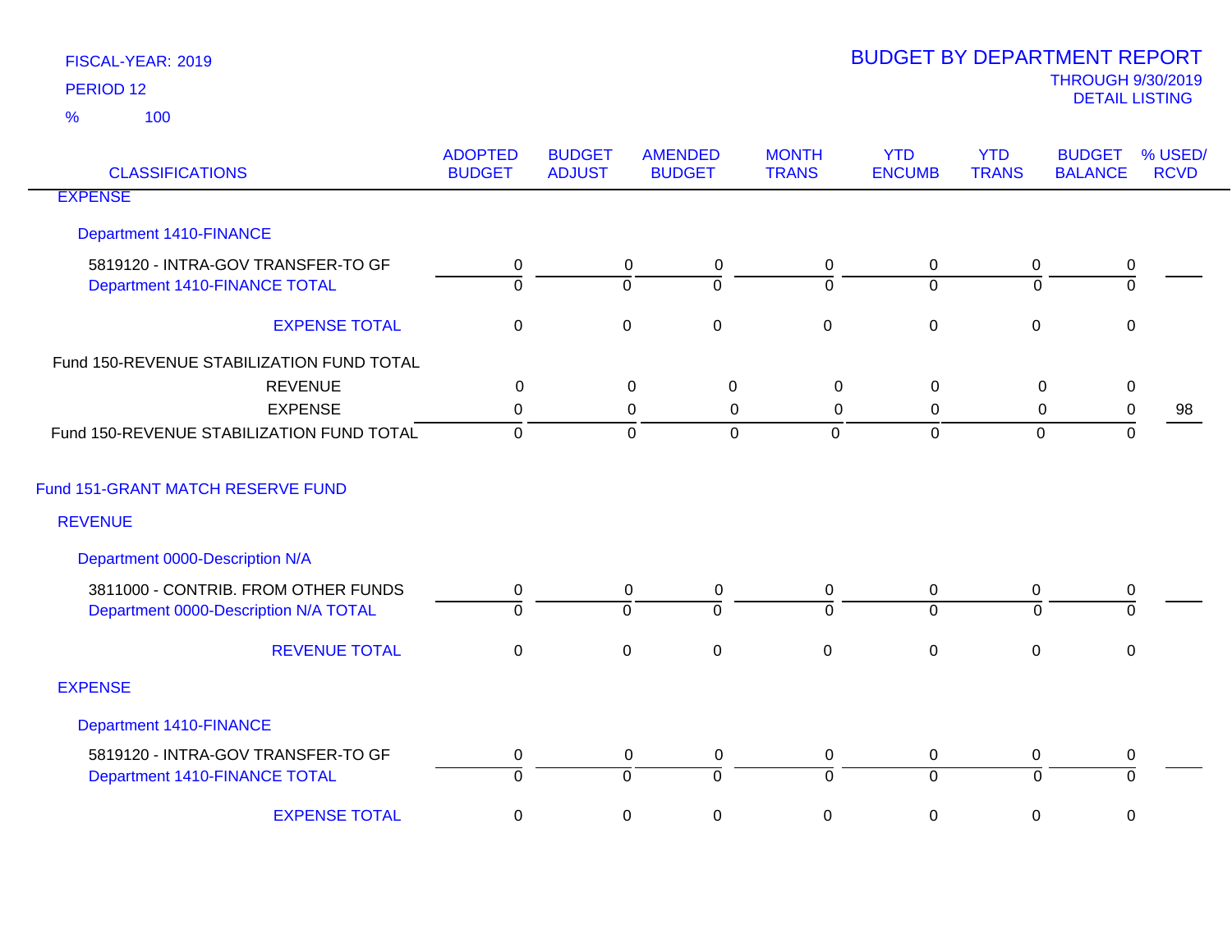FISCAL-YEAR: 2019

PERIOD 12

% 100

# BUDGET BY DEPARTMENT REPORT

THROUGH 9/30/2019

DETAIL LISTING

| CLASSIFICATIONS | ADOPTED BUDGET | BUDGET ADJUST | AMENDED BUDGET | MONTH TRANS | YTD ENCUMB | YTD TRANS | BUDGET BALANCE | % USED/ RCVD |
|---|---|---|---|---|---|---|---|---|
| EXPENSE | | | | | | | | |
| Department 1410-FINANCE | | | | | | | | |
| 5819120 - INTRA-GOV TRANSFER-TO GF | 0 | 0 | 0 | 0 | 0 | 0 | 0 | |
| Department 1410-FINANCE TOTAL | 0 | 0 | 0 | 0 | 0 | 0 | 0 | |
| EXPENSE TOTAL | 0 | 0 | 0 | 0 | 0 | 0 | 0 | |
| Fund 150-REVENUE STABILIZATION FUND TOTAL | | | | | | | | |
| REVENUE | 0 | 0 | 0 | 0 | 0 | 0 | 0 | |
| EXPENSE | 0 | 0 | 0 | 0 | 0 | 0 | 0 | 98 |
| Fund 150-REVENUE STABILIZATION FUND TOTAL | 0 | 0 | 0 | 0 | 0 | 0 | 0 | |
| Fund 151-GRANT MATCH RESERVE FUND | | | | | | | | |
| REVENUE | | | | | | | | |
| Department 0000-Description N/A | | | | | | | | |
| 3811000 - CONTRIB. FROM OTHER FUNDS | 0 | 0 | 0 | 0 | 0 | 0 | 0 | |
| Department 0000-Description N/A TOTAL | 0 | 0 | 0 | 0 | 0 | 0 | 0 | |
| REVENUE TOTAL | 0 | 0 | 0 | 0 | 0 | 0 | 0 | |
| EXPENSE | | | | | | | | |
| Department 1410-FINANCE | | | | | | | | |
| 5819120 - INTRA-GOV TRANSFER-TO GF | 0 | 0 | 0 | 0 | 0 | 0 | 0 | |
| Department 1410-FINANCE TOTAL | 0 | 0 | 0 | 0 | 0 | 0 | 0 | |
| EXPENSE TOTAL | 0 | 0 | 0 | 0 | 0 | 0 | 0 | |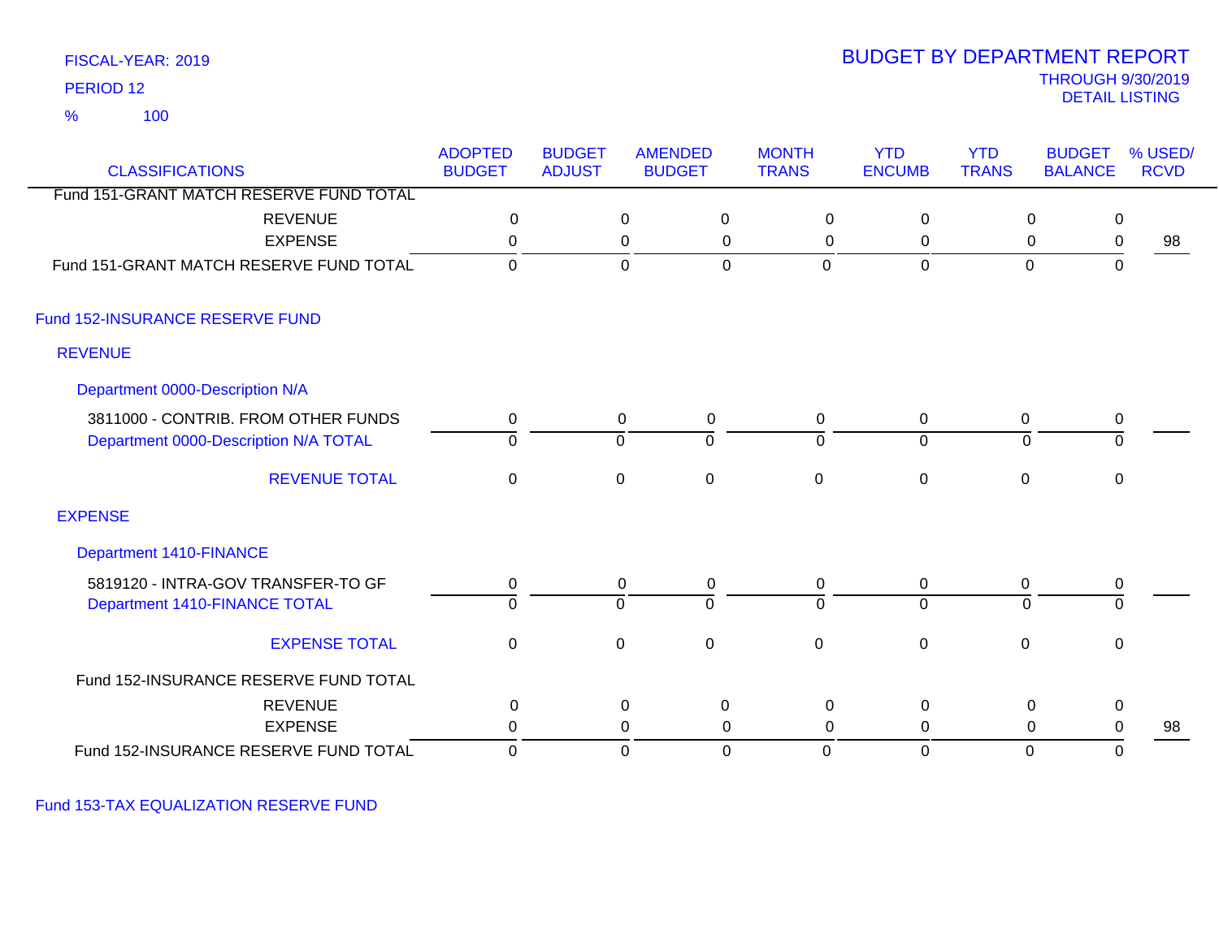FISCAL-YEAR: 2019

PERIOD 12

% 100

# BUDGET BY DEPARTMENT REPORT

THROUGH 9/30/2019

DETAIL LISTING

| CLASSIFICATIONS | ADOPTED BUDGET | BUDGET ADJUST | AMENDED BUDGET | MONTH TRANS | YTD ENCUMB | YTD TRANS | BUDGET BALANCE | % USED/ RCVD |
|---|---|---|---|---|---|---|---|---|
| Fund 151-GRANT MATCH RESERVE FUND TOTAL | | | | | | | | |
| REVENUE | 0 | 0 | 0 | 0 | 0 | 0 | 0 | |
| EXPENSE | 0 | 0 | 0 | 0 | 0 | 0 | 0 | 98 |
| Fund 151-GRANT MATCH RESERVE FUND TOTAL | 0 | 0 | 0 | 0 | 0 | 0 | 0 | |
| **Fund 152-INSURANCE RESERVE FUND** | | | | | | | | |
| **REVENUE** | | | | | | | | |
| **Department 0000-Description N/A** | | | | | | | | |
| 3811000 - CONTRIB. FROM OTHER FUNDS | 0 | 0 | 0 | 0 | 0 | 0 | 0 | |
| Department 0000-Description N/A TOTAL | 0 | 0 | 0 | 0 | 0 | 0 | 0 | |
| REVENUE TOTAL | 0 | 0 | 0 | 0 | 0 | 0 | 0 | |
| **EXPENSE** | | | | | | | | |
| **Department 1410-FINANCE** | | | | | | | | |
| 5819120 - INTRA-GOV TRANSFER-TO GF | 0 | 0 | 0 | 0 | 0 | 0 | 0 | |
| Department 1410-FINANCE TOTAL | 0 | 0 | 0 | 0 | 0 | 0 | 0 | |
| EXPENSE TOTAL | 0 | 0 | 0 | 0 | 0 | 0 | 0 | |
| Fund 152-INSURANCE RESERVE FUND TOTAL | | | | | | | | |
| REVENUE | 0 | 0 | 0 | 0 | 0 | 0 | 0 | |
| EXPENSE | 0 | 0 | 0 | 0 | 0 | 0 | 0 | 98 |
| Fund 152-INSURANCE RESERVE FUND TOTAL | 0 | 0 | 0 | 0 | 0 | 0 | 0 | |

Fund 153-TAX EQUALIZATION RESERVE FUND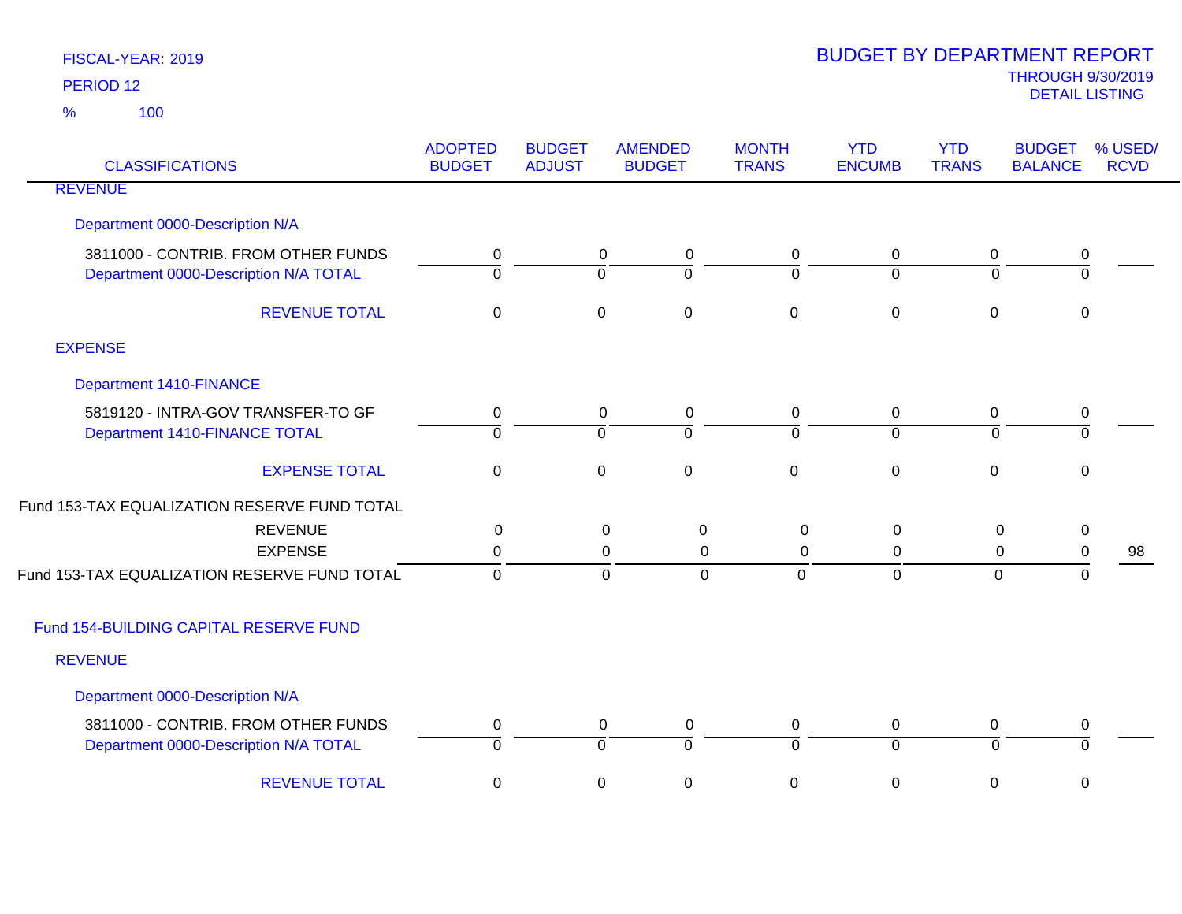FISCAL-YEAR: 2019

PERIOD 12

% 100

# BUDGET BY DEPARTMENT REPORT

THROUGH 9/30/2019

DETAIL LISTING

| CLASSIFICATIONS | ADOPTED BUDGET | BUDGET ADJUST | AMENDED BUDGET | MONTH TRANS | YTD ENCUMB | YTD TRANS | BUDGET BALANCE | % USED/ RCVD |
|---|---|---|---|---|---|---|---|---|
| REVENUE | | | | | | | | |
| Department 0000-Description N/A | | | | | | | | |
| 3811000 - CONTRIB. FROM OTHER FUNDS | 0 | 0 | 0 | 0 | 0 | 0 | 0 | |
| Department 0000-Description N/A TOTAL | 0 | 0 | 0 | 0 | 0 | 0 | 0 | |
| REVENUE TOTAL | 0 | 0 | 0 | 0 | 0 | 0 | 0 | |
| EXPENSE | | | | | | | | |
| Department 1410-FINANCE | | | | | | | | |
| 5819120 - INTRA-GOV TRANSFER-TO GF | 0 | 0 | 0 | 0 | 0 | 0 | 0 | |
| Department 1410-FINANCE TOTAL | 0 | 0 | 0 | 0 | 0 | 0 | 0 | |
| EXPENSE TOTAL | 0 | 0 | 0 | 0 | 0 | 0 | 0 | |
| Fund 153-TAX EQUALIZATION RESERVE FUND TOTAL | | | | | | | | |
| REVENUE | 0 | 0 | 0 | 0 | 0 | 0 | 0 | |
| EXPENSE | 0 | 0 | 0 | 0 | 0 | 0 | 0 | 98 |
| Fund 153-TAX EQUALIZATION RESERVE FUND TOTAL | 0 | 0 | 0 | 0 | 0 | 0 | 0 | |
| Fund 154-BUILDING CAPITAL RESERVE FUND | | | | | | | | |
| REVENUE | | | | | | | | |
| Department 0000-Description N/A | | | | | | | | |
| 3811000 - CONTRIB. FROM OTHER FUNDS | 0 | 0 | 0 | 0 | 0 | 0 | 0 | |
| Department 0000-Description N/A TOTAL | 0 | 0 | 0 | 0 | 0 | 0 | 0 | |
| REVENUE TOTAL | 0 | 0 | 0 | 0 | 0 | 0 | 0 | |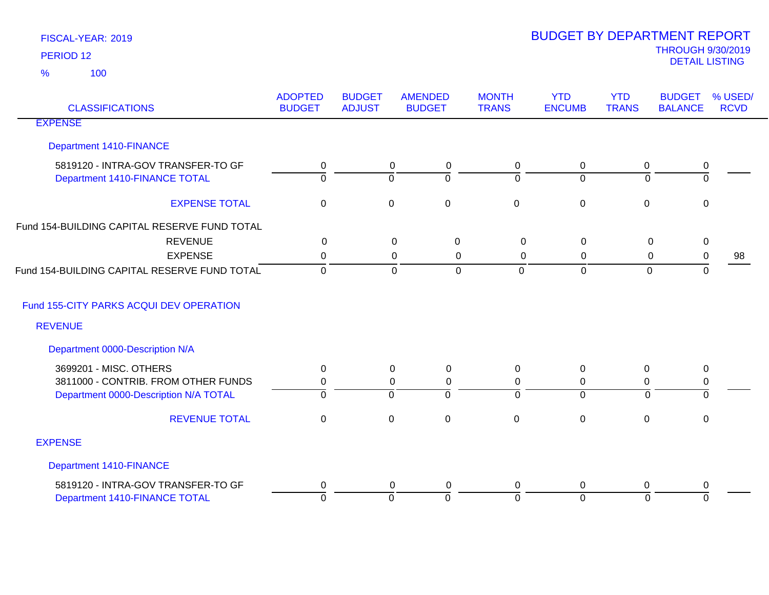FISCAL-YEAR: 2019

PERIOD 12

% 100

# BUDGET BY DEPARTMENT REPORT

THROUGH 9/30/2019

DETAIL LISTING

| CLASSIFICATIONS | ADOPTED BUDGET | BUDGET ADJUST | AMENDED BUDGET | MONTH TRANS | YTD ENCUMB | YTD TRANS | BUDGET BALANCE | % USED/ RCVD |
|---|---|---|---|---|---|---|---|---|
| EXPENSE | | | | | | | | |
| Department 1410-FINANCE | | | | | | | | |
| 5819120 - INTRA-GOV TRANSFER-TO GF | 0 | 0 | 0 | 0 | 0 | 0 | 0 | |
| Department 1410-FINANCE TOTAL | 0 | 0 | 0 | 0 | 0 | 0 | 0 | |
| EXPENSE TOTAL | 0 | 0 | 0 | 0 | 0 | 0 | 0 | |
| Fund 154-BUILDING CAPITAL RESERVE FUND TOTAL | | | | | | | | |
| REVENUE | 0 | 0 | 0 | 0 | 0 | 0 | 0 | |
| EXPENSE | 0 | 0 | 0 | 0 | 0 | 0 | 0 | 98 |
| Fund 154-BUILDING CAPITAL RESERVE FUND TOTAL | 0 | 0 | 0 | 0 | 0 | 0 | 0 | |
| Fund 155-CITY PARKS ACQUI DEV OPERATION | | | | | | | | |
| REVENUE | | | | | | | | |
| Department 0000-Description N/A | | | | | | | | |
| 3699201 - MISC. OTHERS | 0 | 0 | 0 | 0 | 0 | 0 | 0 | |
| 3811000 - CONTRIB. FROM OTHER FUNDS | 0 | 0 | 0 | 0 | 0 | 0 | 0 | |
| Department 0000-Description N/A TOTAL | 0 | 0 | 0 | 0 | 0 | 0 | 0 | |
| REVENUE TOTAL | 0 | 0 | 0 | 0 | 0 | 0 | 0 | |
| EXPENSE | | | | | | | | |
| Department 1410-FINANCE | | | | | | | | |
| 5819120 - INTRA-GOV TRANSFER-TO GF | 0 | 0 | 0 | 0 | 0 | 0 | 0 | |
| Department 1410-FINANCE TOTAL | 0 | 0 | 0 | 0 | 0 | 0 | 0 | |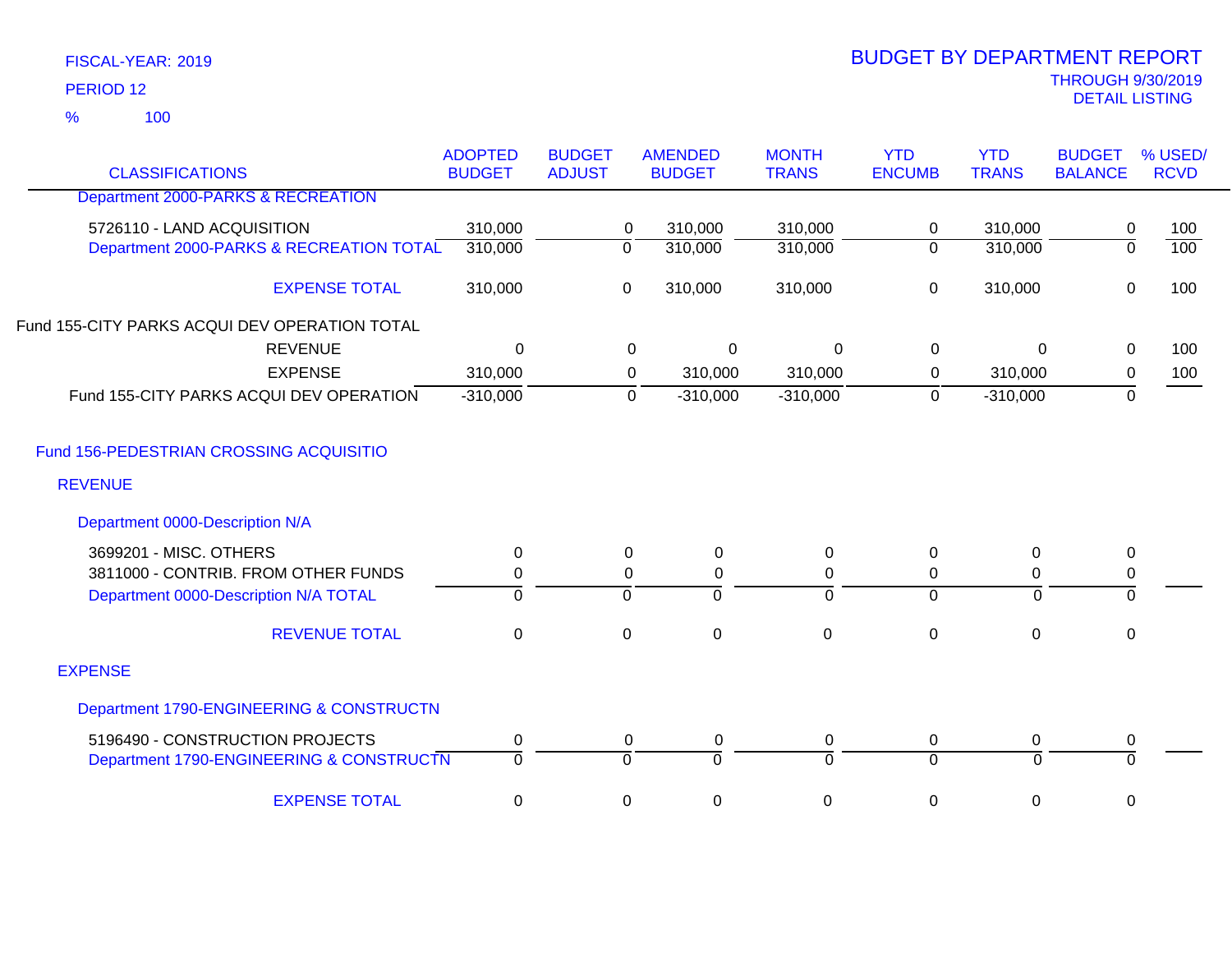FISCAL-YEAR: 2019

PERIOD 12

% 100

# BUDGET BY DEPARTMENT REPORT

THROUGH 9/30/2019

DETAIL LISTING

| CLASSIFICATIONS | ADOPTED BUDGET | BUDGET ADJUST | AMENDED BUDGET | MONTH TRANS | YTD ENCUMB | YTD TRANS | BUDGET BALANCE | % USED/ RCVD |
|---|---|---|---|---|---|---|---|---|
| Department 2000-PARKS & RECREATION | | | | | | | | |
| 5726110 - LAND ACQUISITION | 310,000 | 0 | 310,000 | 310,000 | 0 | 310,000 | 0 | 100 |
| Department 2000-PARKS & RECREATION TOTAL | 310,000 | 0 | 310,000 | 310,000 | 0 | 310,000 | 0 | 100 |
| EXPENSE TOTAL | 310,000 | 0 | 310,000 | 310,000 | 0 | 310,000 | 0 | 100 |
| Fund 155-CITY PARKS ACQUI DEV OPERATION TOTAL | | | | | | | | |
| REVENUE | 0 | 0 | 0 | 0 | 0 | 0 | 0 | 100 |
| EXPENSE | 310,000 | 0 | 310,000 | 310,000 | 0 | 310,000 | 0 | 100 |
| Fund 155-CITY PARKS ACQUI DEV OPERATION | -310,000 | 0 | -310,000 | -310,000 | 0 | -310,000 | 0 | |
| Fund 156-PEDESTRIAN CROSSING ACQUISITIO | | | | | | | | |
| REVENUE | | | | | | | | |
| Department 0000-Description N/A | | | | | | | | |
| 3699201 - MISC. OTHERS | 0 | 0 | 0 | 0 | 0 | 0 | 0 | |
| 3811000 - CONTRIB. FROM OTHER FUNDS | 0 | 0 | 0 | 0 | 0 | 0 | 0 | |
| Department 0000-Description N/A TOTAL | 0 | 0 | 0 | 0 | 0 | 0 | 0 | |
| REVENUE TOTAL | 0 | 0 | 0 | 0 | 0 | 0 | 0 | |
| EXPENSE | | | | | | | | |
| Department 1790-ENGINEERING & CONSTRUCTN | | | | | | | | |
| 5196490 - CONSTRUCTION PROJECTS | 0 | 0 | 0 | 0 | 0 | 0 | 0 | |
| Department 1790-ENGINEERING & CONSTRUCTN | 0 | 0 | 0 | 0 | 0 | 0 | 0 | |
| EXPENSE TOTAL | 0 | 0 | 0 | 0 | 0 | 0 | 0 | |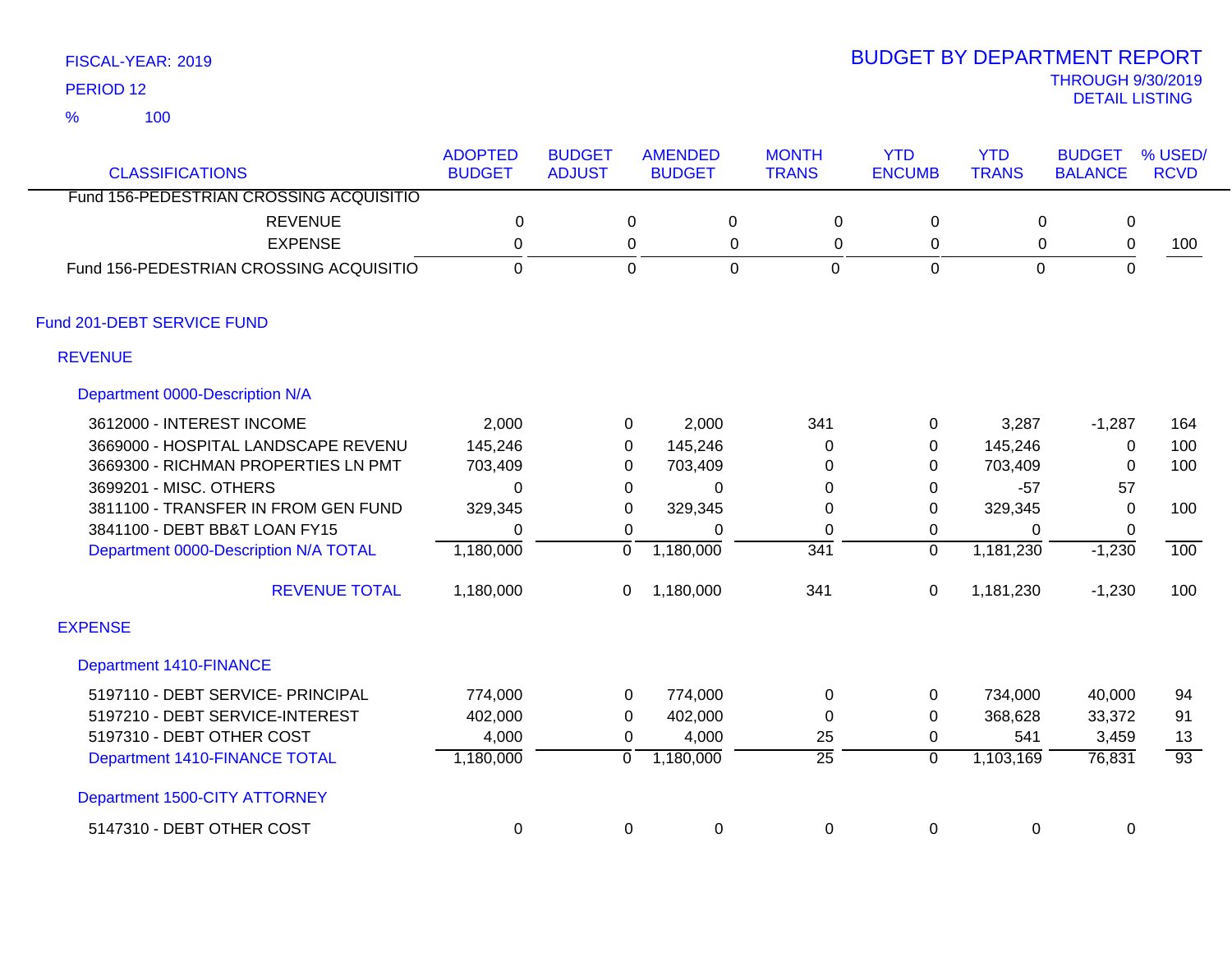FISCAL-YEAR: 2019

PERIOD 12

% 100

# BUDGET BY DEPARTMENT REPORT

THROUGH 9/30/2019

DETAIL LISTING

| CLASSIFICATIONS | ADOPTED BUDGET | BUDGET ADJUST | AMENDED BUDGET | MONTH TRANS | YTD ENCUMB | YTD TRANS | BUDGET BALANCE | % USED/ RCVD |
|---|---|---|---|---|---|---|---|---|
| Fund 156-PEDESTRIAN CROSSING ACQUISITIO | | | | | | | | |
| REVENUE | 0 | 0 | 0 | 0 | 0 | 0 | 0 | |
| EXPENSE | 0 | 0 | 0 | 0 | 0 | 0 | 0 | 100 |
| Fund 156-PEDESTRIAN CROSSING ACQUISITIO | 0 | 0 | 0 | 0 | 0 | 0 | 0 | |
| **Fund 201-DEBT SERVICE FUND** | | | | | | | | |
| **REVENUE** | | | | | | | | |
| **Department 0000-Description N/A** | | | | | | | | |
| 3612000 - INTEREST INCOME | 2,000 | 0 | 2,000 | 341 | 0 | 3,287 | -1,287 | 164 |
| 3669000 - HOSPITAL LANDSCAPE REVENU | 145,246 | 0 | 145,246 | 0 | 0 | 145,246 | 0 | 100 |
| 3669300 - RICHMAN PROPERTIES LN PMT | 703,409 | 0 | 703,409 | 0 | 0 | 703,409 | 0 | 100 |
| 3699201 - MISC. OTHERS | 0 | 0 | 0 | 0 | 0 | -57 | 57 | |
| 3811100 - TRANSFER IN FROM GEN FUND | 329,345 | 0 | 329,345 | 0 | 0 | 329,345 | 0 | 100 |
| 3841100 - DEBT BB&T LOAN FY15 | 0 | 0 | 0 | 0 | 0 | 0 | 0 | |
| Department 0000-Description N/A TOTAL | 1,180,000 | 0 | 1,180,000 | 341 | 0 | 1,181,230 | -1,230 | 100 |
| REVENUE TOTAL | 1,180,000 | 0 | 1,180,000 | 341 | 0 | 1,181,230 | -1,230 | 100 |
| **EXPENSE** | | | | | | | | |
| **Department 1410-FINANCE** | | | | | | | | |
| 5197110 - DEBT SERVICE- PRINCIPAL | 774,000 | 0 | 774,000 | 0 | 0 | 734,000 | 40,000 | 94 |
| 5197210 - DEBT SERVICE-INTEREST | 402,000 | 0 | 402,000 | 0 | 0 | 368,628 | 33,372 | 91 |
| 5197310 - DEBT OTHER COST | 4,000 | 0 | 4,000 | 25 | 0 | 541 | 3,459 | 13 |
| Department 1410-FINANCE TOTAL | 1,180,000 | 0 | 1,180,000 | 25 | 0 | 1,103,169 | 76,831 | 93 |
| **Department 1500-CITY ATTORNEY** | | | | | | | | |
| 5147310 - DEBT OTHER COST | 0 | 0 | 0 | 0 | 0 | 0 | 0 | |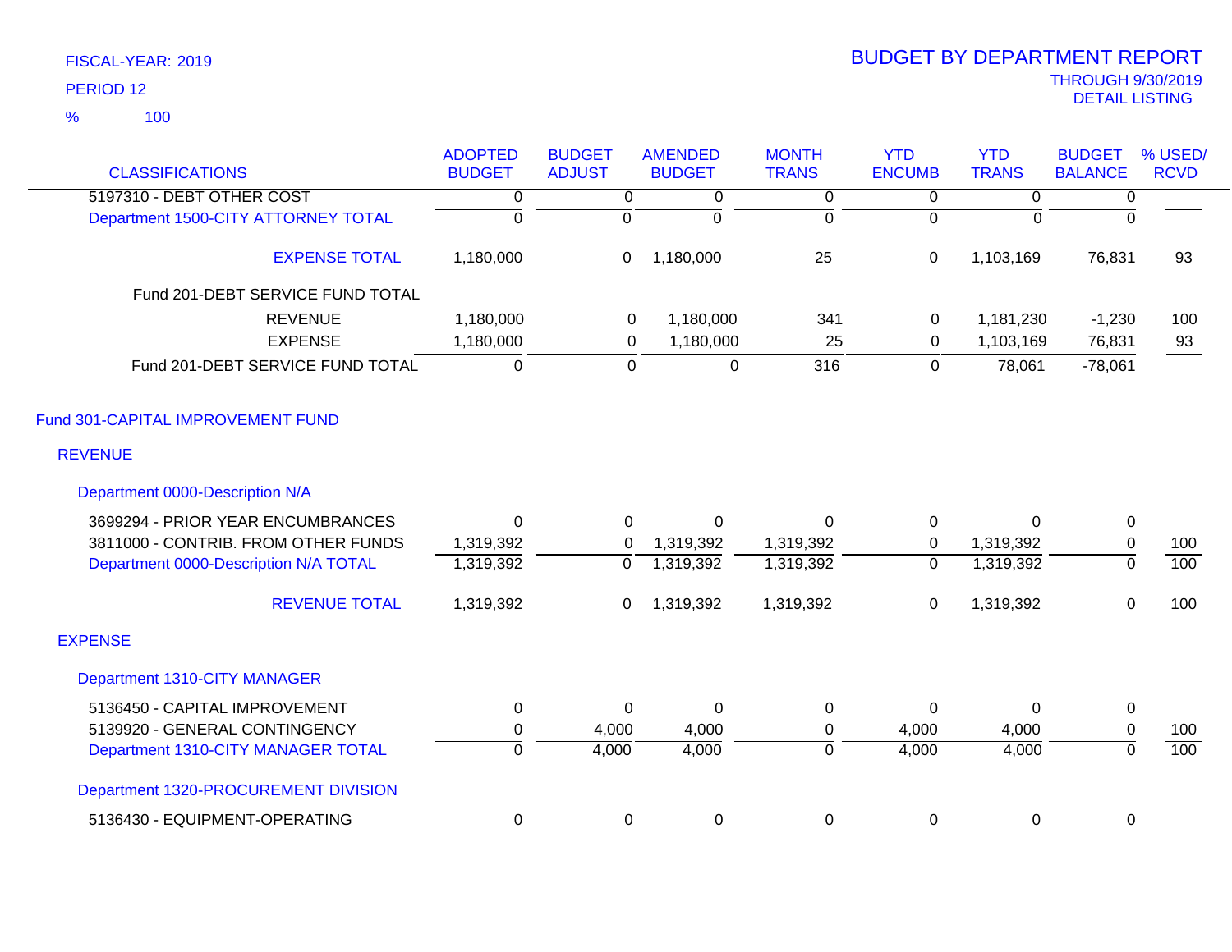FISCAL-YEAR: 2019

PERIOD 12

% 100

# BUDGET BY DEPARTMENT REPORT

THROUGH 9/30/2019

DETAIL LISTING

| CLASSIFICATIONS | ADOPTED BUDGET | BUDGET ADJUST | AMENDED BUDGET | MONTH TRANS | YTD ENCUMB | YTD TRANS | BUDGET BALANCE | % USED/ RCVD |
|---|---|---|---|---|---|---|---|---|
| 5197310 - DEBT OTHER COST | 0 | 0 | 0 | 0 | 0 | 0 | 0 | |
| Department 1500-CITY ATTORNEY TOTAL | 0 | 0 | 0 | 0 | 0 | 0 | 0 | |
| EXPENSE TOTAL | 1,180,000 | 0 | 1,180,000 | 25 | 0 | 1,103,169 | 76,831 | 93 |
| Fund 201-DEBT SERVICE FUND TOTAL | | | | | | | | |
| REVENUE | 1,180,000 | 0 | 1,180,000 | 341 | 0 | 1,181,230 | -1,230 | 100 |
| EXPENSE | 1,180,000 | 0 | 1,180,000 | 25 | 0 | 1,103,169 | 76,831 | 93 |
| Fund 201-DEBT SERVICE FUND TOTAL | 0 | 0 | 0 | 316 | 0 | 78,061 | -78,061 | |
| **Fund 301-CAPITAL IMPROVEMENT FUND** | | | | | | | | |
| **REVENUE** | | | | | | | | |
| Department 0000-Description N/A | | | | | | | | |
| 3699294 - PRIOR YEAR ENCUMBRANCES | 0 | 0 | 0 | 0 | 0 | 0 | 0 | |
| 3811000 - CONTRIB. FROM OTHER FUNDS | 1,319,392 | 0 | 1,319,392 | 1,319,392 | 0 | 1,319,392 | 0 | 100 |
| Department 0000-Description N/A TOTAL | 1,319,392 | 0 | 1,319,392 | 1,319,392 | 0 | 1,319,392 | 0 | 100 |
| REVENUE TOTAL | 1,319,392 | 0 | 1,319,392 | 1,319,392 | 0 | 1,319,392 | 0 | 100 |
| **EXPENSE** | | | | | | | | |
| Department 1310-CITY MANAGER | | | | | | | | |
| 5136450 - CAPITAL IMPROVEMENT | 0 | 0 | 0 | 0 | 0 | 0 | 0 | |
| 5139920 - GENERAL CONTINGENCY | 0 | 4,000 | 4,000 | 0 | 4,000 | 4,000 | 0 | 100 |
| Department 1310-CITY MANAGER TOTAL | 0 | 4,000 | 4,000 | 0 | 4,000 | 4,000 | 0 | 100 |
| Department 1320-PROCUREMENT DIVISION | | | | | | | | |
| 5136430 - EQUIPMENT-OPERATING | 0 | 0 | 0 | 0 | 0 | 0 | 0 | |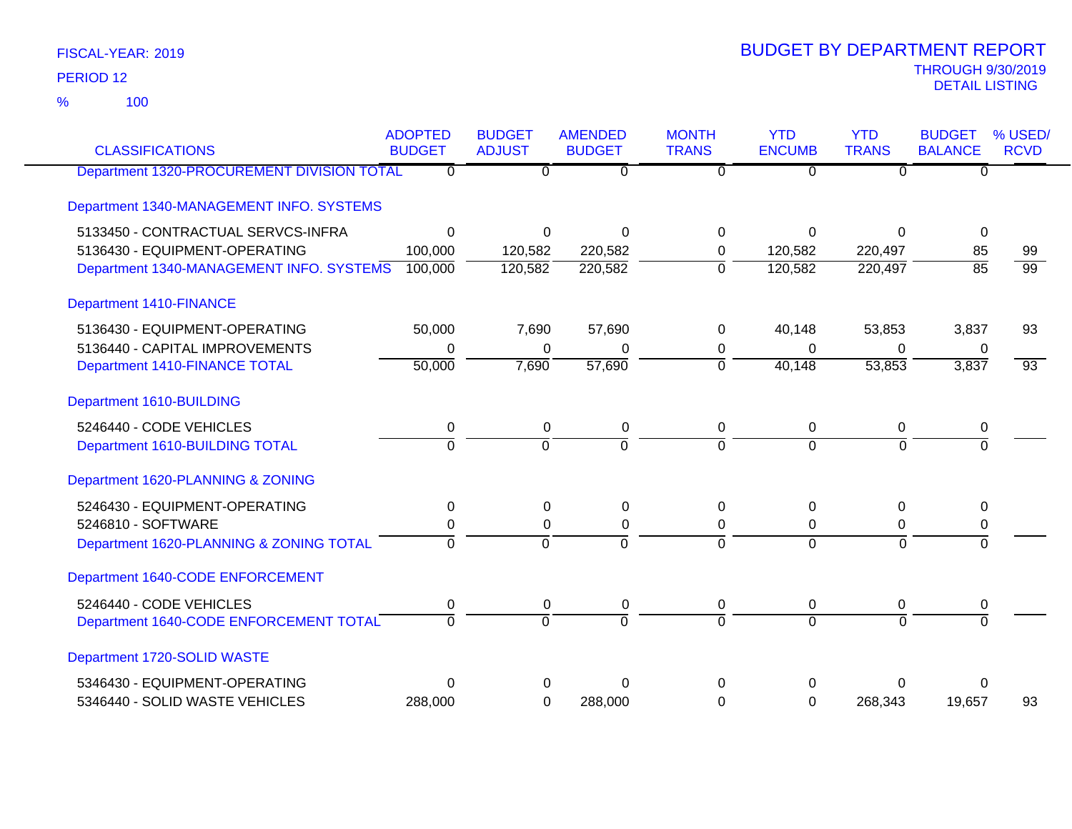FISCAL-YEAR: 2019

PERIOD 12

% 100

# BUDGET BY DEPARTMENT REPORT

THROUGH 9/30/2019

DETAIL LISTING

| CLASSIFICATIONS | ADOPTED BUDGET | BUDGET ADJUST | AMENDED BUDGET | MONTH TRANS | YTD ENCUMB | YTD TRANS | BUDGET BALANCE | % USED/ RCVD |
|---|---|---|---|---|---|---|---|---|
| Department 1320-PROCUREMENT DIVISION TOTAL | 0 | 0 | 0 | 0 | 0 | 0 | 0 | |
| Department 1340-MANAGEMENT INFO. SYSTEMS | | | | | | | | |
| 5133450 - CONTRACTUAL SERVCS-INFRA | 0 | 0 | 0 | 0 | 0 | 0 | 0 | |
| 5136430 - EQUIPMENT-OPERATING | 100,000 | 120,582 | 220,582 | 0 | 120,582 | 220,497 | 85 | 99 |
| Department 1340-MANAGEMENT INFO. SYSTEMS | 100,000 | 120,582 | 220,582 | 0 | 120,582 | 220,497 | 85 | 99 |
| Department 1410-FINANCE | | | | | | | | |
| 5136430 - EQUIPMENT-OPERATING | 50,000 | 7,690 | 57,690 | 0 | 40,148 | 53,853 | 3,837 | 93 |
| 5136440 - CAPITAL IMPROVEMENTS | 0 | 0 | 0 | 0 | 0 | 0 | 0 | |
| Department 1410-FINANCE TOTAL | 50,000 | 7,690 | 57,690 | 0 | 40,148 | 53,853 | 3,837 | 93 |
| Department 1610-BUILDING | | | | | | | | |
| 5246440 - CODE VEHICLES | 0 | 0 | 0 | 0 | 0 | 0 | 0 | |
| Department 1610-BUILDING TOTAL | 0 | 0 | 0 | 0 | 0 | 0 | 0 | |
| Department 1620-PLANNING & ZONING | | | | | | | | |
| 5246430 - EQUIPMENT-OPERATING | 0 | 0 | 0 | 0 | 0 | 0 | 0 | |
| 5246810 - SOFTWARE | 0 | 0 | 0 | 0 | 0 | 0 | 0 | |
| Department 1620-PLANNING & ZONING TOTAL | 0 | 0 | 0 | 0 | 0 | 0 | 0 | |
| Department 1640-CODE ENFORCEMENT | | | | | | | | |
| 5246440 - CODE VEHICLES | 0 | 0 | 0 | 0 | 0 | 0 | 0 | |
| Department 1640-CODE ENFORCEMENT TOTAL | 0 | 0 | 0 | 0 | 0 | 0 | 0 | |
| Department 1720-SOLID WASTE | | | | | | | | |
| 5346430 - EQUIPMENT-OPERATING | 0 | 0 | 0 | 0 | 0 | 0 | 0 | |
| 5346440 - SOLID WASTE VEHICLES | 288,000 | 0 | 288,000 | 0 | 0 | 268,343 | 19,657 | 93 |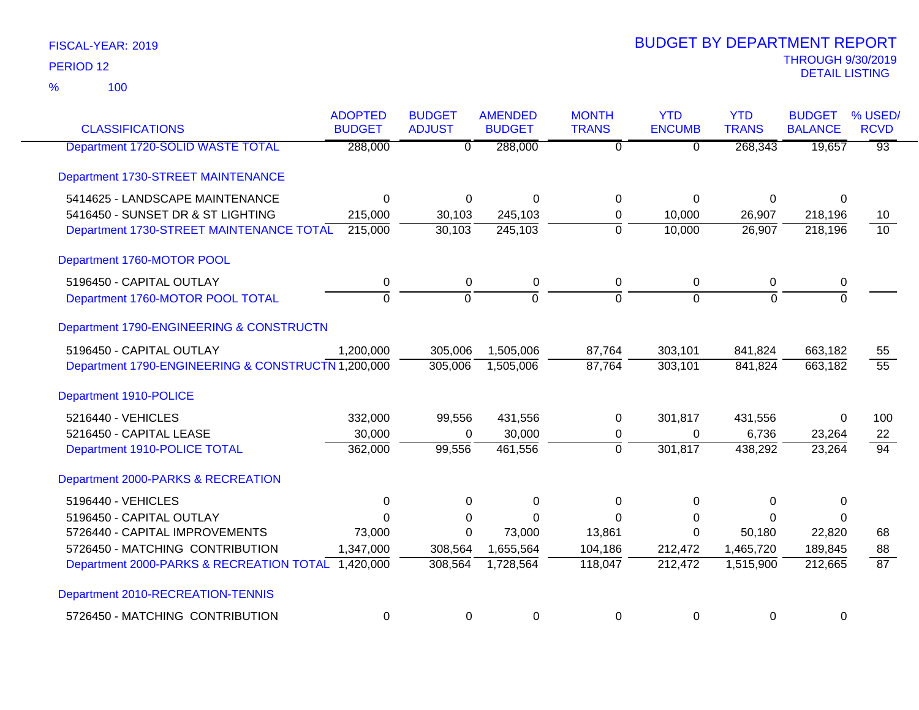FISCAL-YEAR: 2019

PERIOD 12

% 100

# BUDGET BY DEPARTMENT REPORT

THROUGH 9/30/2019

DETAIL LISTING

| CLASSIFICATIONS | ADOPTED BUDGET | BUDGET ADJUST | AMENDED BUDGET | MONTH TRANS | YTD ENCUMB | YTD TRANS | BUDGET BALANCE | % USED/ RCVD |
|---|---|---|---|---|---|---|---|---|
| Department 1720-SOLID WASTE TOTAL | 288,000 | 0 | 288,000 | 0 | 0 | 268,343 | 19,657 | 93 |
| Department 1730-STREET MAINTENANCE | | | | | | | | |
| 5414625 - LANDSCAPE MAINTENANCE | 0 | 0 | 0 | 0 | 0 | 0 | 0 | |
| 5416450 - SUNSET DR & ST LIGHTING | 215,000 | 30,103 | 245,103 | 0 | 10,000 | 26,907 | 218,196 | 10 |
| Department 1730-STREET MAINTENANCE TOTAL | 215,000 | 30,103 | 245,103 | 0 | 10,000 | 26,907 | 218,196 | 10 |
| Department 1760-MOTOR POOL | | | | | | | | |
| 5196450 - CAPITAL OUTLAY | 0 | 0 | 0 | 0 | 0 | 0 | 0 | |
| Department 1760-MOTOR POOL TOTAL | 0 | 0 | 0 | 0 | 0 | 0 | 0 | |
| Department 1790-ENGINEERING & CONSTRUCTN | | | | | | | | |
| 5196450 - CAPITAL OUTLAY | 1,200,000 | 305,006 | 1,505,006 | 87,764 | 303,101 | 841,824 | 663,182 | 55 |
| Department 1790-ENGINEERING & CONSTRUCTN | 1,200,000 | 305,006 | 1,505,006 | 87,764 | 303,101 | 841,824 | 663,182 | 55 |
| Department 1910-POLICE | | | | | | | | |
| 5216440 - VEHICLES | 332,000 | 99,556 | 431,556 | 0 | 301,817 | 431,556 | 0 | 100 |
| 5216450 - CAPITAL LEASE | 30,000 | 0 | 30,000 | 0 | 0 | 6,736 | 23,264 | 22 |
| Department 1910-POLICE TOTAL | 362,000 | 99,556 | 461,556 | 0 | 301,817 | 438,292 | 23,264 | 94 |
| Department 2000-PARKS & RECREATION | | | | | | | | |
| 5196440 - VEHICLES | 0 | 0 | 0 | 0 | 0 | 0 | 0 | |
| 5196450 - CAPITAL OUTLAY | 0 | 0 | 0 | 0 | 0 | 0 | 0 | |
| 5726440 - CAPITAL IMPROVEMENTS | 73,000 | 0 | 73,000 | 13,861 | 0 | 50,180 | 22,820 | 68 |
| 5726450 - MATCHING CONTRIBUTION | 1,347,000 | 308,564 | 1,655,564 | 104,186 | 212,472 | 1,465,720 | 189,845 | 88 |
| Department 2000-PARKS & RECREATION TOTAL | 1,420,000 | 308,564 | 1,728,564 | 118,047 | 212,472 | 1,515,900 | 212,665 | 87 |
| Department 2010-RECREATION-TENNIS | | | | | | | | |
| 5726450 - MATCHING CONTRIBUTION | 0 | 0 | 0 | 0 | 0 | 0 | 0 | |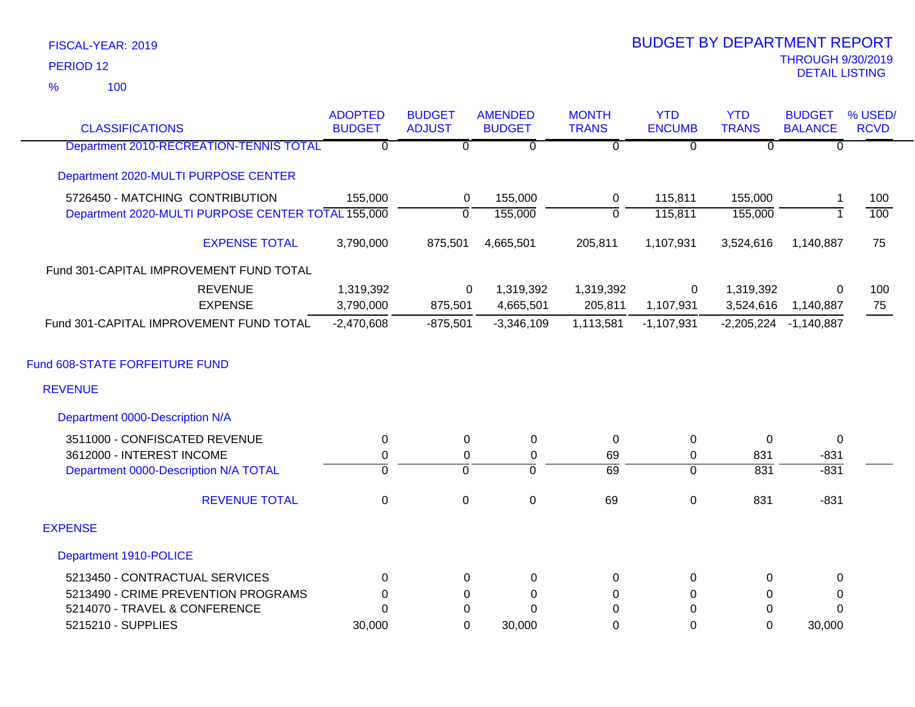FISCAL-YEAR: 2019

PERIOD 12

% 100

# BUDGET BY DEPARTMENT REPORT

THROUGH 9/30/2019

DETAIL LISTING

| CLASSIFICATIONS | ADOPTED BUDGET | BUDGET ADJUST | AMENDED BUDGET | MONTH TRANS | YTD ENCUMB | YTD TRANS | BUDGET BALANCE | % USED/ RCVD |
|---|---|---|---|---|---|---|---|---|
| Department 2010-RECREATION-TENNIS TOTAL | 0 | 0 | 0 | 0 | 0 | 0 | 0 | |
| Department 2020-MULTI PURPOSE CENTER | | | | | | | | |
| 5726450 - MATCHING CONTRIBUTION | 155,000 | 0 | 155,000 | 0 | 115,811 | 155,000 | 1 | 100 |
| Department 2020-MULTI PURPOSE CENTER TOTAL | 155,000 | 0 | 155,000 | 0 | 115,811 | 155,000 | 1 | 100 |
| EXPENSE TOTAL | 3,790,000 | 875,501 | 4,665,501 | 205,811 | 1,107,931 | 3,524,616 | 1,140,887 | 75 |
| Fund 301-CAPITAL IMPROVEMENT FUND TOTAL | | | | | | | | |
| REVENUE | 1,319,392 | 0 | 1,319,392 | 1,319,392 | 0 | 1,319,392 | 0 | 100 |
| EXPENSE | 3,790,000 | 875,501 | 4,665,501 | 205,811 | 1,107,931 | 3,524,616 | 1,140,887 | 75 |
| Fund 301-CAPITAL IMPROVEMENT FUND TOTAL | -2,470,608 | -875,501 | -3,346,109 | 1,113,581 | -1,107,931 | -2,205,224 | -1,140,887 | |
| Fund 608-STATE FORFEITURE FUND | | | | | | | | |
| REVENUE | | | | | | | | |
| Department 0000-Description N/A | | | | | | | | |
| 3511000 - CONFISCATED REVENUE | 0 | 0 | 0 | 0 | 0 | 0 | 0 | |
| 3612000 - INTEREST INCOME | 0 | 0 | 0 | 69 | 0 | 831 | -831 | |
| Department 0000-Description N/A TOTAL | 0 | 0 | 0 | 69 | 0 | 831 | -831 | |
| REVENUE TOTAL | 0 | 0 | 0 | 69 | 0 | 831 | -831 | |
| EXPENSE | | | | | | | | |
| Department 1910-POLICE | | | | | | | | |
| 5213450 - CONTRACTUAL SERVICES | 0 | 0 | 0 | 0 | 0 | 0 | 0 | |
| 5213490 - CRIME PREVENTION PROGRAMS | 0 | 0 | 0 | 0 | 0 | 0 | 0 | |
| 5214070 - TRAVEL & CONFERENCE | 0 | 0 | 0 | 0 | 0 | 0 | 0 | |
| 5215210 - SUPPLIES | 30,000 | 0 | 30,000 | 0 | 0 | 0 | 30,000 | |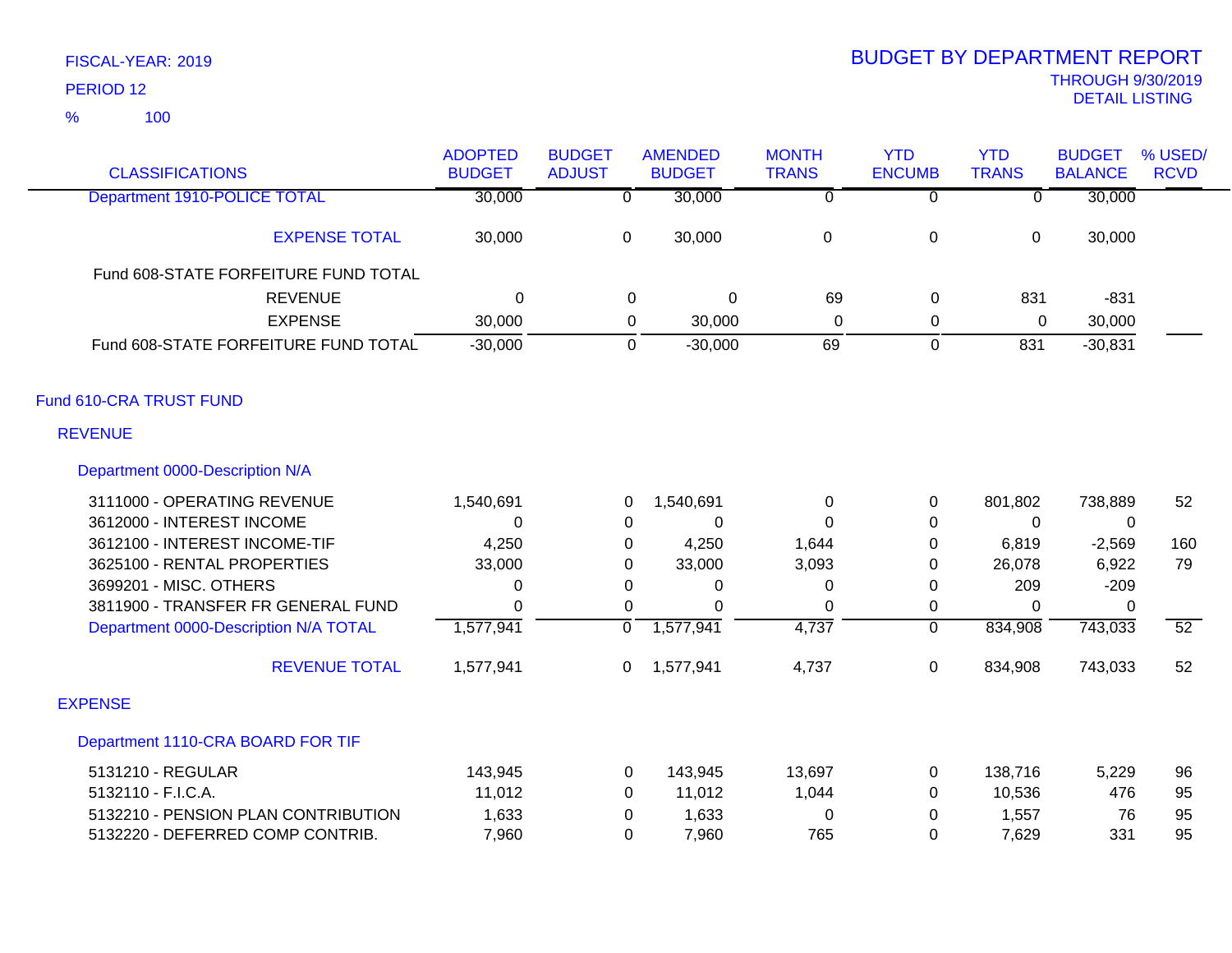FISCAL-YEAR: 2019

PERIOD 12

% 100

# BUDGET BY DEPARTMENT REPORT

THROUGH 9/30/2019
DETAIL LISTING

| CLASSIFICATIONS | ADOPTED BUDGET | BUDGET ADJUST | AMENDED BUDGET | MONTH TRANS | YTD ENCUMB | YTD TRANS | BUDGET BALANCE | % USED/ RCVD |
|---|---|---|---|---|---|---|---|---|
| Department 1910-POLICE TOTAL | 30,000 | 0 | 30,000 | 0 | 0 | 0 | 30,000 | |
| EXPENSE TOTAL | 30,000 | 0 | 30,000 | 0 | 0 | 0 | 30,000 | |
| Fund 608-STATE FORFEITURE FUND TOTAL | | | | | | | | |
| REVENUE | 0 | 0 | 0 | 69 | 0 | 831 | -831 | |
| EXPENSE | 30,000 | 0 | 30,000 | 0 | 0 | 0 | 30,000 | |
| Fund 608-STATE FORFEITURE FUND TOTAL | -30,000 | 0 | -30,000 | 69 | 0 | 831 | -30,831 | |
| **Fund 610-CRA TRUST FUND** | | | | | | | | |
| **REVENUE** | | | | | | | | |
| **Department 0000-Description N/A** | | | | | | | | |
| 3111000 - OPERATING REVENUE | 1,540,691 | 0 | 1,540,691 | 0 | 0 | 801,802 | 738,889 | 52 |
| 3612000 - INTEREST INCOME | 0 | 0 | 0 | 0 | 0 | 0 | 0 | |
| 3612100 - INTEREST INCOME-TIF | 4,250 | 0 | 4,250 | 1,644 | 0 | 6,819 | -2,569 | 160 |
| 3625100 - RENTAL PROPERTIES | 33,000 | 0 | 33,000 | 3,093 | 0 | 26,078 | 6,922 | 79 |
| 3699201 - MISC. OTHERS | 0 | 0 | 0 | 0 | 0 | 209 | -209 | |
| 3811900 - TRANSFER FR GENERAL FUND | 0 | 0 | 0 | 0 | 0 | 0 | 0 | |
| Department 0000-Description N/A TOTAL | 1,577,941 | 0 | 1,577,941 | 4,737 | 0 | 834,908 | 743,033 | 52 |
| REVENUE TOTAL | 1,577,941 | 0 | 1,577,941 | 4,737 | 0 | 834,908 | 743,033 | 52 |
| **EXPENSE** | | | | | | | | |
| **Department 1110-CRA BOARD FOR TIF** | | | | | | | | |
| 5131210 - REGULAR | 143,945 | 0 | 143,945 | 13,697 | 0 | 138,716 | 5,229 | 96 |
| 5132110 - F.I.C.A. | 11,012 | 0 | 11,012 | 1,044 | 0 | 10,536 | 476 | 95 |
| 5132210 - PENSION PLAN CONTRIBUTION | 1,633 | 0 | 1,633 | 0 | 0 | 1,557 | 76 | 95 |
| 5132220 - DEFERRED COMP CONTRIB. | 7,960 | 0 | 7,960 | 765 | 0 | 7,629 | 331 | 95 |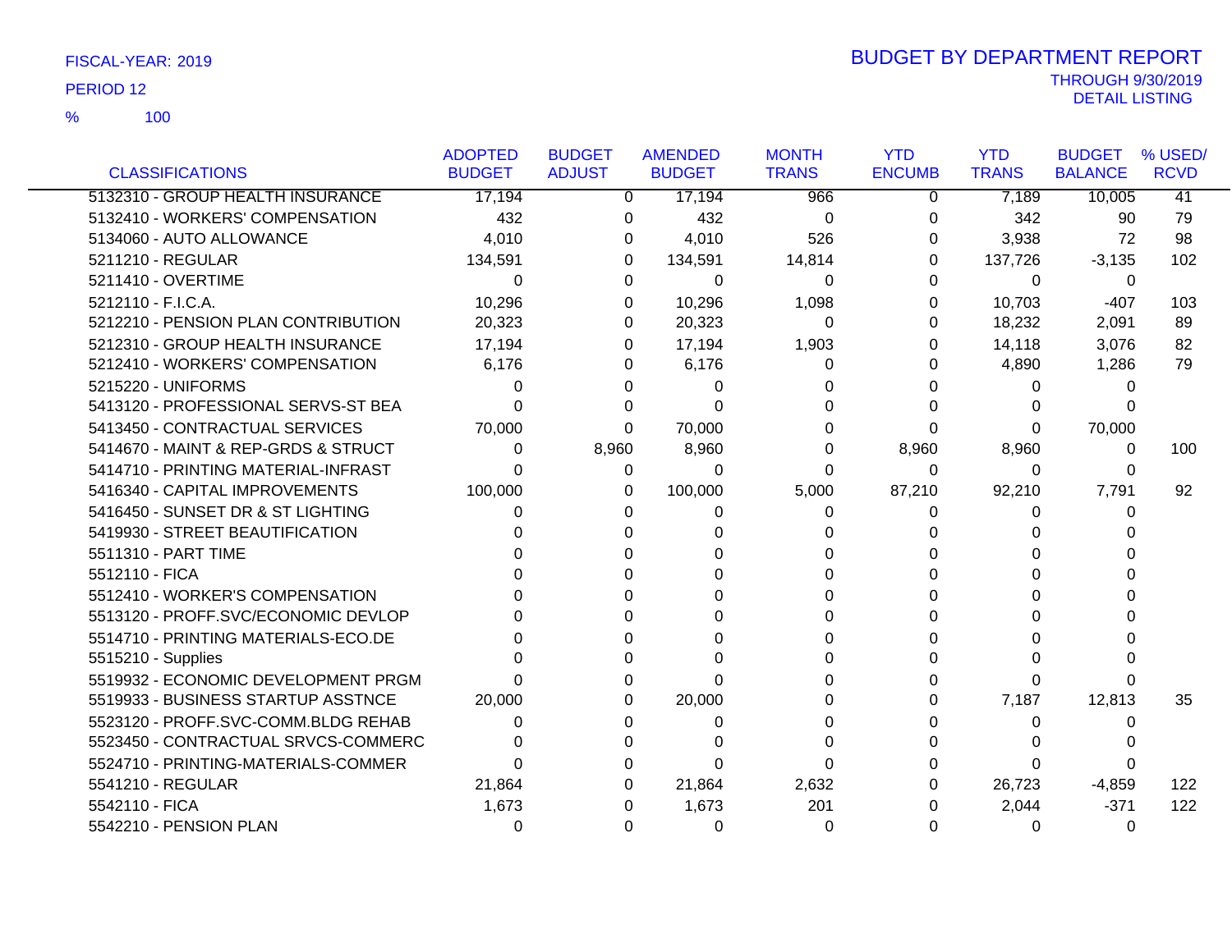FISCAL-YEAR: 2019

PERIOD 12

% 100

# BUDGET BY DEPARTMENT REPORT

THROUGH 9/30/2019
DETAIL LISTING

| CLASSIFICATIONS | ADOPTED BUDGET | BUDGET ADJUST | AMENDED BUDGET | MONTH TRANS | YTD ENCUMB | YTD TRANS | BUDGET BALANCE | % USED/ RCVD |
|---|---|---|---|---|---|---|---|---|
| 5132310 - GROUP HEALTH INSURANCE | 17,194 | 0 | 17,194 | 966 | 0 | 7,189 | 10,005 | 41 |
| 5132410 - WORKERS' COMPENSATION | 432 | 0 | 432 | 0 | 0 | 342 | 90 | 79 |
| 5134060 - AUTO ALLOWANCE | 4,010 | 0 | 4,010 | 526 | 0 | 3,938 | 72 | 98 |
| 5211210 - REGULAR | 134,591 | 0 | 134,591 | 14,814 | 0 | 137,726 | -3,135 | 102 |
| 5211410 - OVERTIME | 0 | 0 | 0 | 0 | 0 | 0 | 0 | |
| 5212110 - F.I.C.A. | 10,296 | 0 | 10,296 | 1,098 | 0 | 10,703 | -407 | 103 |
| 5212210 - PENSION PLAN CONTRIBUTION | 20,323 | 0 | 20,323 | 0 | 0 | 18,232 | 2,091 | 89 |
| 5212310 - GROUP HEALTH INSURANCE | 17,194 | 0 | 17,194 | 1,903 | 0 | 14,118 | 3,076 | 82 |
| 5212410 - WORKERS' COMPENSATION | 6,176 | 0 | 6,176 | 0 | 0 | 4,890 | 1,286 | 79 |
| 5215220 - UNIFORMS | 0 | 0 | 0 | 0 | 0 | 0 | 0 | |
| 5413120 - PROFESSIONAL SERVS-ST BEA | 0 | 0 | 0 | 0 | 0 | 0 | 0 | |
| 5413450 - CONTRACTUAL SERVICES | 70,000 | 0 | 70,000 | 0 | 0 | 0 | 70,000 | |
| 5414670 - MAINT & REP-GRDS & STRUCT | 0 | 8,960 | 8,960 | 0 | 8,960 | 8,960 | 0 | 100 |
| 5414710 - PRINTING MATERIAL-INFRAST | 0 | 0 | 0 | 0 | 0 | 0 | 0 | |
| 5416340 - CAPITAL IMPROVEMENTS | 100,000 | 0 | 100,000 | 5,000 | 87,210 | 92,210 | 7,791 | 92 |
| 5416450 - SUNSET DR & ST LIGHTING | 0 | 0 | 0 | 0 | 0 | 0 | 0 | |
| 5419930 - STREET BEAUTIFICATION | 0 | 0 | 0 | 0 | 0 | 0 | 0 | |
| 5511310 - PART TIME | 0 | 0 | 0 | 0 | 0 | 0 | 0 | |
| 5512110 - FICA | 0 | 0 | 0 | 0 | 0 | 0 | 0 | |
| 5512410 - WORKER'S COMPENSATION | 0 | 0 | 0 | 0 | 0 | 0 | 0 | |
| 5513120 - PROFF.SVC/ECONOMIC DEVLOP | 0 | 0 | 0 | 0 | 0 | 0 | 0 | |
| 5514710 - PRINTING MATERIALS-ECO.DE | 0 | 0 | 0 | 0 | 0 | 0 | 0 | |
| 5515210 - Supplies | 0 | 0 | 0 | 0 | 0 | 0 | 0 | |
| 5519932 - ECONOMIC DEVELOPMENT PRGM | 0 | 0 | 0 | 0 | 0 | 0 | 0 | |
| 5519933 - BUSINESS STARTUP ASSTNCE | 20,000 | 0 | 20,000 | 0 | 0 | 7,187 | 12,813 | 35 |
| 5523120 - PROFF.SVC-COMM.BLDG REHAB | 0 | 0 | 0 | 0 | 0 | 0 | 0 | |
| 5523450 - CONTRACTUAL SRVCS-COMMERC | 0 | 0 | 0 | 0 | 0 | 0 | 0 | |
| 5524710 - PRINTING-MATERIALS-COMMER | 0 | 0 | 0 | 0 | 0 | 0 | 0 | |
| 5541210 - REGULAR | 21,864 | 0 | 21,864 | 2,632 | 0 | 26,723 | -4,859 | 122 |
| 5542110 - FICA | 1,673 | 0 | 1,673 | 201 | 0 | 2,044 | -371 | 122 |
| 5542210 - PENSION PLAN | 0 | 0 | 0 | 0 | 0 | 0 | 0 | |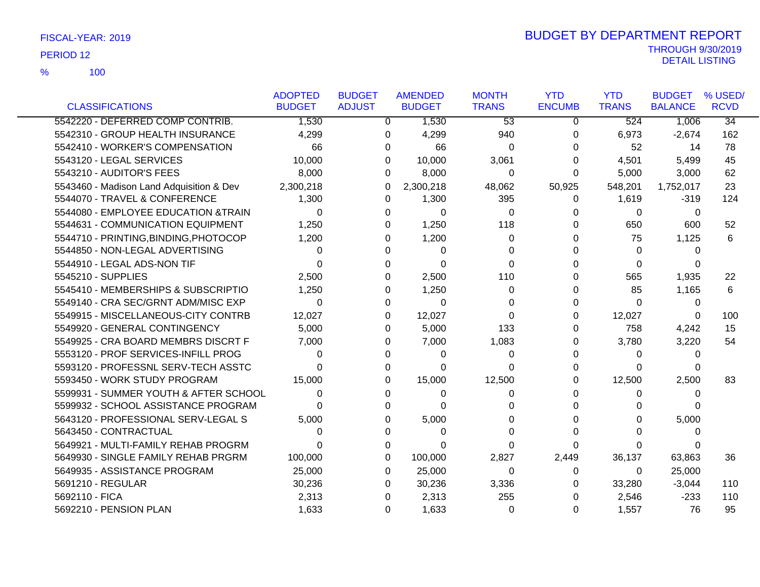FISCAL-YEAR: 2019

PERIOD 12

% 100

# BUDGET BY DEPARTMENT REPORT

THROUGH 9/30/2019

DETAIL LISTING

| CLASSIFICATIONS | ADOPTED BUDGET | BUDGET ADJUST | AMENDED BUDGET | MONTH TRANS | YTD ENCUMB | YTD TRANS | BUDGET BALANCE | % USED/ RCVD |
|---|---|---|---|---|---|---|---|---|
| 5542220 - DEFERRED COMP CONTRIB. | 1,530 | 0 | 1,530 | 53 | 0 | 524 | 1,006 | 34 |
| 5542310 - GROUP HEALTH INSURANCE | 4,299 | 0 | 4,299 | 940 | 0 | 6,973 | -2,674 | 162 |
| 5542410 - WORKER'S COMPENSATION | 66 | 0 | 66 | 0 | 0 | 52 | 14 | 78 |
| 5543120 - LEGAL SERVICES | 10,000 | 0 | 10,000 | 3,061 | 0 | 4,501 | 5,499 | 45 |
| 5543210 - AUDITOR'S FEES | 8,000 | 0 | 8,000 | 0 | 0 | 5,000 | 3,000 | 62 |
| 5543460 - Madison Land Adquisition & Dev | 2,300,218 | 0 | 2,300,218 | 48,062 | 50,925 | 548,201 | 1,752,017 | 23 |
| 5544070 - TRAVEL & CONFERENCE | 1,300 | 0 | 1,300 | 395 | 0 | 1,619 | -319 | 124 |
| 5544080 - EMPLOYEE EDUCATION &TRAIN | 0 | 0 | 0 | 0 | 0 | 0 | 0 | |
| 5544631 - COMMUNICATION EQUIPMENT | 1,250 | 0 | 1,250 | 118 | 0 | 650 | 600 | 52 |
| 5544710 - PRINTING,BINDING,PHOTOCOP | 1,200 | 0 | 1,200 | 0 | 0 | 75 | 1,125 | 6 |
| 5544850 - NON-LEGAL ADVERTISING | 0 | 0 | 0 | 0 | 0 | 0 | 0 | |
| 5544910 - LEGAL ADS-NON TIF | 0 | 0 | 0 | 0 | 0 | 0 | 0 | |
| 5545210 - SUPPLIES | 2,500 | 0 | 2,500 | 110 | 0 | 565 | 1,935 | 22 |
| 5545410 - MEMBERSHIPS & SUBSCRIPTIO | 1,250 | 0 | 1,250 | 0 | 0 | 85 | 1,165 | 6 |
| 5549140 - CRA SEC/GRNT ADM/MISC EXP | 0 | 0 | 0 | 0 | 0 | 0 | 0 | |
| 5549915 - MISCELLANEOUS-CITY CONTRB | 12,027 | 0 | 12,027 | 0 | 0 | 12,027 | 0 | 100 |
| 5549920 - GENERAL CONTINGENCY | 5,000 | 0 | 5,000 | 133 | 0 | 758 | 4,242 | 15 |
| 5549925 - CRA BOARD MEMBRS DISCRT F | 7,000 | 0 | 7,000 | 1,083 | 0 | 3,780 | 3,220 | 54 |
| 5553120 - PROF SERVICES-INFILL PROG | 0 | 0 | 0 | 0 | 0 | 0 | 0 | |
| 5593120 - PROFESSNL SERV-TECH ASSTC | 0 | 0 | 0 | 0 | 0 | 0 | 0 | |
| 5593450 - WORK STUDY PROGRAM | 15,000 | 0 | 15,000 | 12,500 | 0 | 12,500 | 2,500 | 83 |
| 5599931 - SUMMER YOUTH & AFTER SCHOOL | 0 | 0 | 0 | 0 | 0 | 0 | 0 | |
| 5599932 - SCHOOL ASSISTANCE PROGRAM | 0 | 0 | 0 | 0 | 0 | 0 | 0 | |
| 5643120 - PROFESSIONAL SERV-LEGAL S | 5,000 | 0 | 5,000 | 0 | 0 | 0 | 5,000 | |
| 5643450 - CONTRACTUAL | 0 | 0 | 0 | 0 | 0 | 0 | 0 | |
| 5649921 - MULTI-FAMILY REHAB PROGRM | 0 | 0 | 0 | 0 | 0 | 0 | 0 | |
| 5649930 - SINGLE FAMILY REHAB PRGRM | 100,000 | 0 | 100,000 | 2,827 | 2,449 | 36,137 | 63,863 | 36 |
| 5649935 - ASSISTANCE PROGRAM | 25,000 | 0 | 25,000 | 0 | 0 | 0 | 25,000 | |
| 5691210 - REGULAR | 30,236 | 0 | 30,236 | 3,336 | 0 | 33,280 | -3,044 | 110 |
| 5692110 - FICA | 2,313 | 0 | 2,313 | 255 | 0 | 2,546 | -233 | 110 |
| 5692210 - PENSION PLAN | 1,633 | 0 | 1,633 | 0 | 0 | 1,557 | 76 | 95 |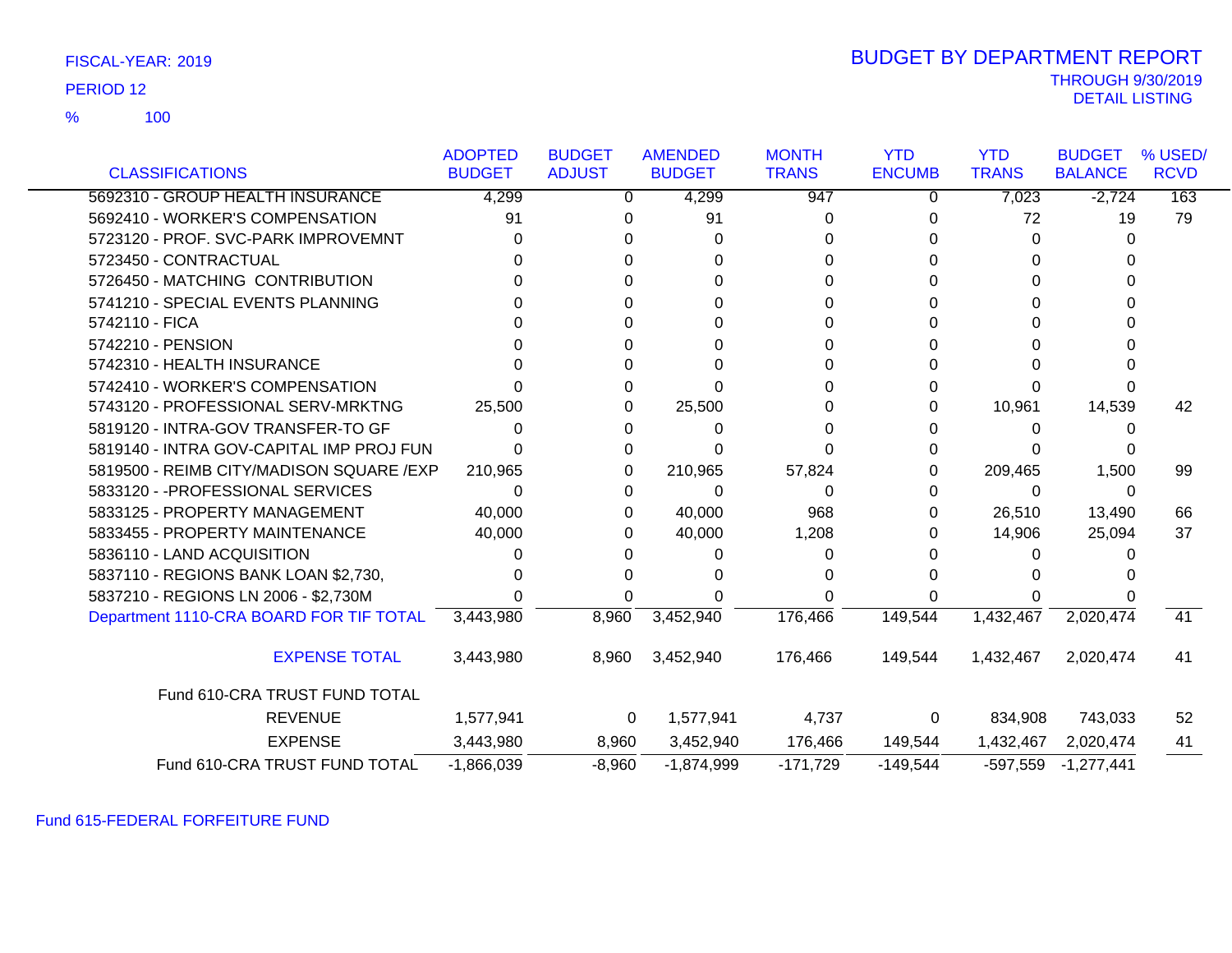FISCAL-YEAR: 2019

PERIOD 12

% 100

# BUDGET BY DEPARTMENT REPORT

THROUGH 9/30/2019
DETAIL LISTING

| CLASSIFICATIONS | ADOPTED BUDGET | BUDGET ADJUST | AMENDED BUDGET | MONTH TRANS | YTD ENCUMB | YTD TRANS | BUDGET BALANCE | % USED/ RCVD |
|---|---|---|---|---|---|---|---|---|
| 5692310 - GROUP HEALTH INSURANCE | 4,299 | 0 | 4,299 | 947 | 0 | 7,023 | -2,724 | 163 |
| 5692410 - WORKER'S COMPENSATION | 91 | 0 | 91 | 0 | 0 | 72 | 19 | 79 |
| 5723120 - PROF. SVC-PARK IMPROVEMNT | 0 | 0 | 0 | 0 | 0 | 0 | 0 | |
| 5723450 - CONTRACTUAL | 0 | 0 | 0 | 0 | 0 | 0 | 0 | |
| 5726450 - MATCHING CONTRIBUTION | 0 | 0 | 0 | 0 | 0 | 0 | 0 | |
| 5741210 - SPECIAL EVENTS PLANNING | 0 | 0 | 0 | 0 | 0 | 0 | 0 | |
| 5742110 - FICA | 0 | 0 | 0 | 0 | 0 | 0 | 0 | |
| 5742210 - PENSION | 0 | 0 | 0 | 0 | 0 | 0 | 0 | |
| 5742310 - HEALTH INSURANCE | 0 | 0 | 0 | 0 | 0 | 0 | 0 | |
| 5742410 - WORKER'S COMPENSATION | 0 | 0 | 0 | 0 | 0 | 0 | 0 | |
| 5743120 - PROFESSIONAL SERV-MRKTNG | 25,500 | 0 | 25,500 | 0 | 0 | 10,961 | 14,539 | 42 |
| 5819120 - INTRA-GOV TRANSFER-TO GF | 0 | 0 | 0 | 0 | 0 | 0 | 0 | |
| 5819140 - INTRA GOV-CAPITAL IMP PROJ FUN | 0 | 0 | 0 | 0 | 0 | 0 | 0 | |
| 5819500 - REIMB CITY/MADISON SQUARE /EXP | 210,965 | 0 | 210,965 | 57,824 | 0 | 209,465 | 1,500 | 99 |
| 5833120 - -PROFESSIONAL SERVICES | 0 | 0 | 0 | 0 | 0 | 0 | 0 | |
| 5833125 - PROPERTY MANAGEMENT | 40,000 | 0 | 40,000 | 968 | 0 | 26,510 | 13,490 | 66 |
| 5833455 - PROPERTY MAINTENANCE | 40,000 | 0 | 40,000 | 1,208 | 0 | 14,906 | 25,094 | 37 |
| 5836110 - LAND ACQUISITION | 0 | 0 | 0 | 0 | 0 | 0 | 0 | |
| 5837110 - REGIONS BANK LOAN $2,730, | 0 | 0 | 0 | 0 | 0 | 0 | 0 | |
| 5837210 - REGIONS LN 2006 - $2,730M | 0 | 0 | 0 | 0 | 0 | 0 | 0 | |
| Department 1110-CRA BOARD FOR TIF TOTAL | 3,443,980 | 8,960 | 3,452,940 | 176,466 | 149,544 | 1,432,467 | 2,020,474 | 41 |
| EXPENSE TOTAL | 3,443,980 | 8,960 | 3,452,940 | 176,466 | 149,544 | 1,432,467 | 2,020,474 | 41 |
| Fund 610-CRA TRUST FUND TOTAL | | | | | | | | |
| REVENUE | 1,577,941 | 0 | 1,577,941 | 4,737 | 0 | 834,908 | 743,033 | 52 |
| EXPENSE | 3,443,980 | 8,960 | 3,452,940 | 176,466 | 149,544 | 1,432,467 | 2,020,474 | 41 |
| Fund 610-CRA TRUST FUND TOTAL | -1,866,039 | -8,960 | -1,874,999 | -171,729 | -149,544 | -597,559 | -1,277,441 | |

Fund 615-FEDERAL FORFEITURE FUND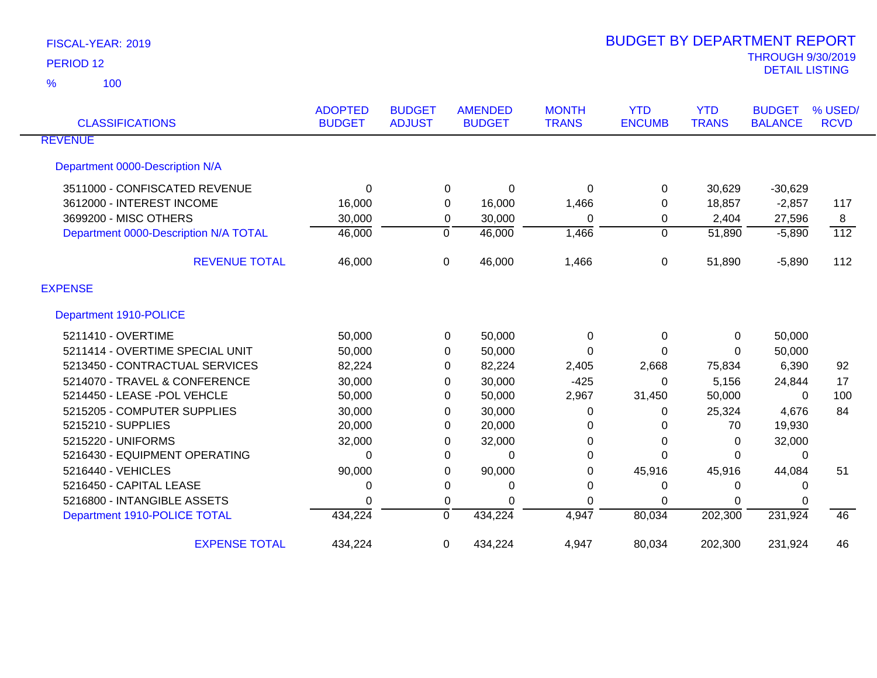FISCAL-YEAR: 2019

PERIOD 12

% 100

# BUDGET BY DEPARTMENT REPORT

THROUGH 9/30/2019

DETAIL LISTING

| CLASSIFICATIONS | ADOPTED BUDGET | BUDGET ADJUST | AMENDED BUDGET | MONTH TRANS | YTD ENCUMB | YTD TRANS | BUDGET BALANCE | % USED/ RCVD |
|---|---|---|---|---|---|---|---|---|
| **REVENUE** | | | | | | | | |
| Department 0000-Description N/A | | | | | | | | |
| 3511000 - CONFISCATED REVENUE | 0 | 0 | 0 | 0 | 0 | 30,629 | -30,629 | |
| 3612000 - INTEREST INCOME | 16,000 | 0 | 16,000 | 1,466 | 0 | 18,857 | -2,857 | 117 |
| 3699200 - MISC OTHERS | 30,000 | 0 | 30,000 | 0 | 0 | 2,404 | 27,596 | 8 |
| Department 0000-Description N/A TOTAL | 46,000 | 0 | 46,000 | 1,466 | 0 | 51,890 | -5,890 | 112 |
| REVENUE TOTAL | 46,000 | 0 | 46,000 | 1,466 | 0 | 51,890 | -5,890 | 112 |
| **EXPENSE** | | | | | | | | |
| Department 1910-POLICE | | | | | | | | |
| 5211410 - OVERTIME | 50,000 | 0 | 50,000 | 0 | 0 | 0 | 50,000 | |
| 5211414 - OVERTIME SPECIAL UNIT | 50,000 | 0 | 50,000 | 0 | 0 | 0 | 50,000 | |
| 5213450 - CONTRACTUAL SERVICES | 82,224 | 0 | 82,224 | 2,405 | 2,668 | 75,834 | 6,390 | 92 |
| 5214070 - TRAVEL & CONFERENCE | 30,000 | 0 | 30,000 | -425 | 0 | 5,156 | 24,844 | 17 |
| 5214450 - LEASE -POL VEHCLE | 50,000 | 0 | 50,000 | 2,967 | 31,450 | 50,000 | 0 | 100 |
| 5215205 - COMPUTER SUPPLIES | 30,000 | 0 | 30,000 | 0 | 0 | 25,324 | 4,676 | 84 |
| 5215210 - SUPPLIES | 20,000 | 0 | 20,000 | 0 | 0 | 70 | 19,930 | |
| 5215220 - UNIFORMS | 32,000 | 0 | 32,000 | 0 | 0 | 0 | 32,000 | |
| 5216430 - EQUIPMENT OPERATING | 0 | 0 | 0 | 0 | 0 | 0 | 0 | |
| 5216440 - VEHICLES | 90,000 | 0 | 90,000 | 0 | 45,916 | 45,916 | 44,084 | 51 |
| 5216450 - CAPITAL LEASE | 0 | 0 | 0 | 0 | 0 | 0 | 0 | |
| 5216800 - INTANGIBLE ASSETS | 0 | 0 | 0 | 0 | 0 | 0 | 0 | |
| Department 1910-POLICE TOTAL | 434,224 | 0 | 434,224 | 4,947 | 80,034 | 202,300 | 231,924 | 46 |
| EXPENSE TOTAL | 434,224 | 0 | 434,224 | 4,947 | 80,034 | 202,300 | 231,924 | 46 |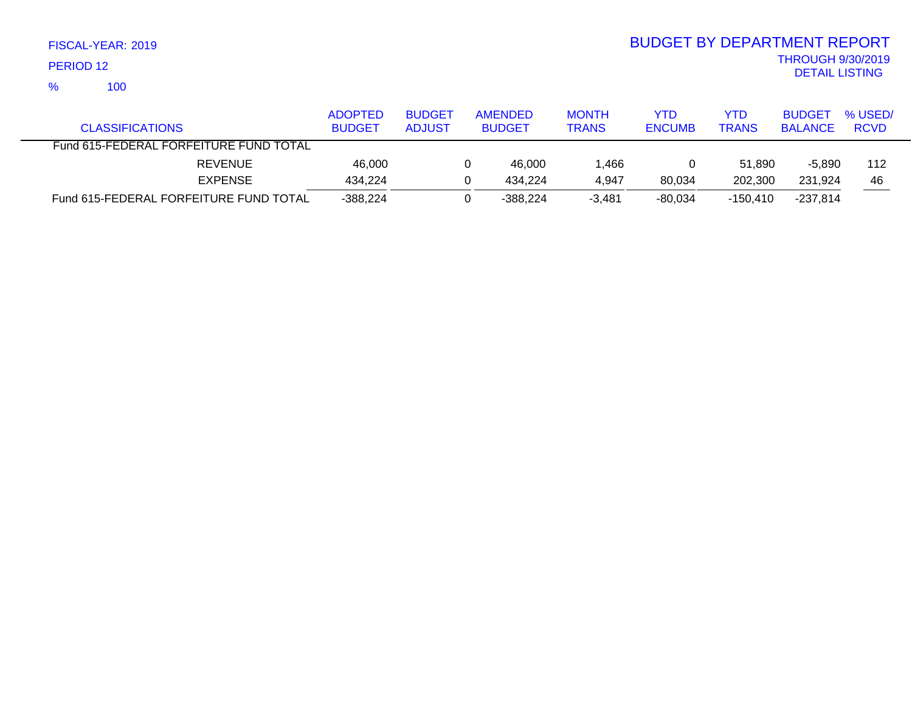FISCAL-YEAR: 2019

PERIOD 12

% 100

# BUDGET BY DEPARTMENT REPORT

THROUGH 9/30/2019

DETAIL LISTING

| CLASSIFICATIONS | ADOPTED BUDGET | BUDGET ADJUST | AMENDED BUDGET | MONTH TRANS | YTD ENCUMB | YTD TRANS | BUDGET BALANCE | % USED/ RCVD |
|---|---|---|---|---|---|---|---|---|
| Fund 615-FEDERAL FORFEITURE FUND TOTAL | | | | | | | | |
| REVENUE | 46,000 | 0 | 46,000 | 1,466 | 0 | 51,890 | -5,890 | 112 |
| EXPENSE | 434,224 | 0 | 434,224 | 4,947 | 80,034 | 202,300 | 231,924 | 46 |
| Fund 615-FEDERAL FORFEITURE FUND TOTAL | -388,224 | 0 | -388,224 | -3,481 | -80,034 | -150,410 | -237,814 | |